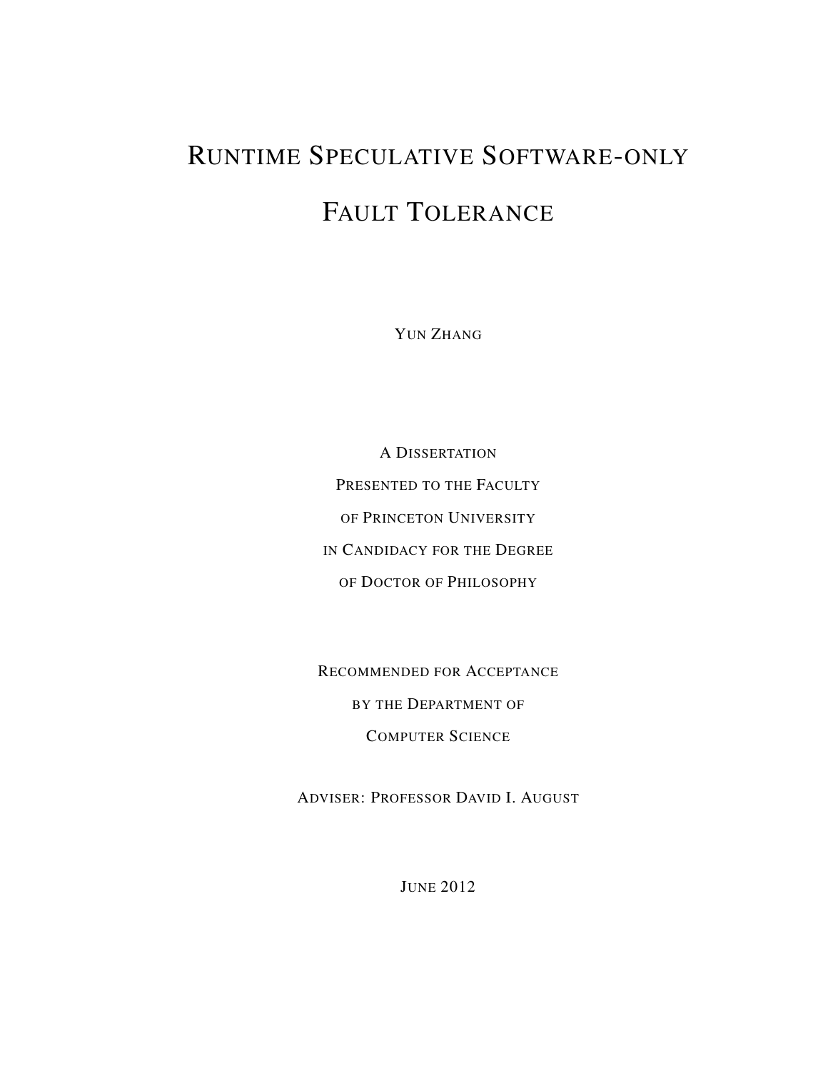# Runtime Speculative Software-only Fault Tolerance

Yun Zhang

A Dissertation

Presented to the Faculty

of Princeton University

in Candidacy for the Degree

of Doctor of Philosophy

Recommended for Acceptance

by the Department of

Computer Science

Adviser: Professor David I. August

June 2012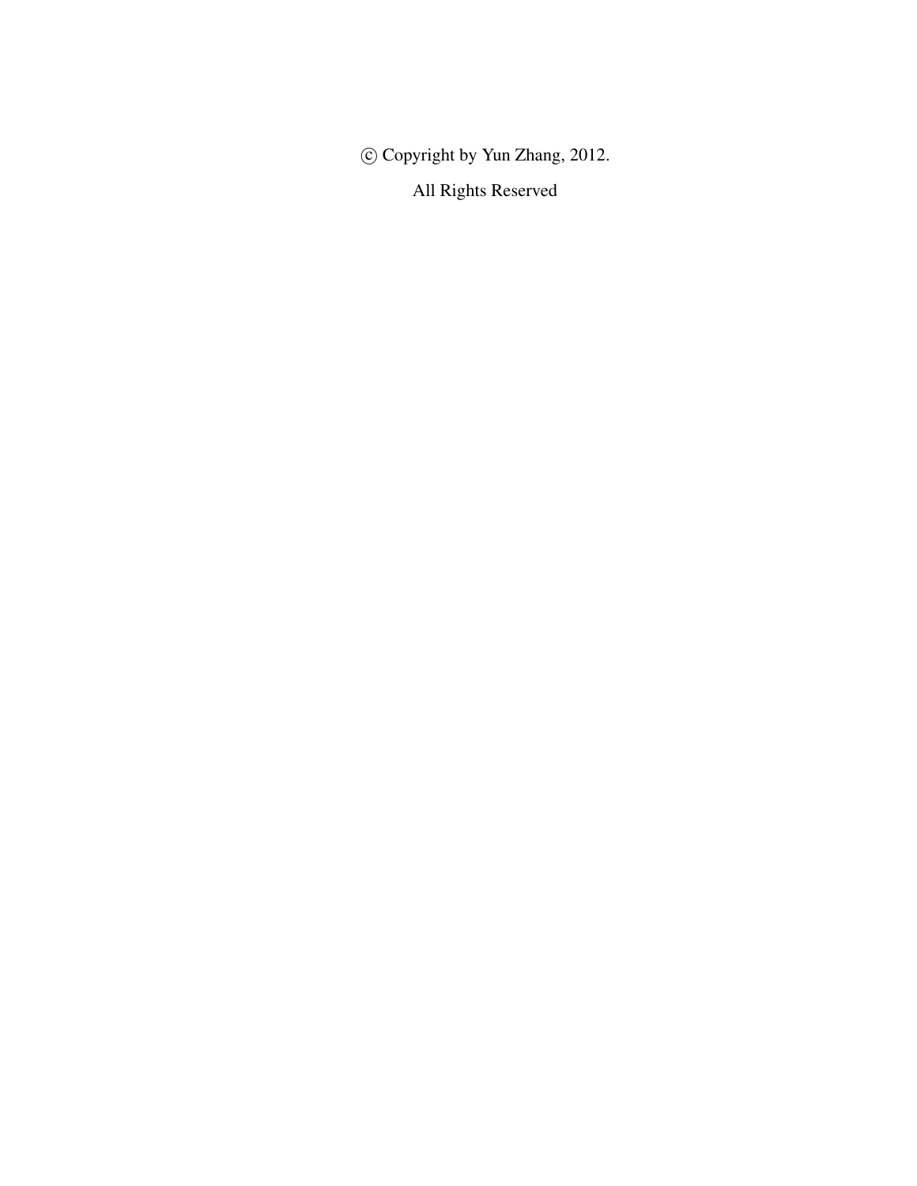© Copyright by Yun Zhang, 2012.

All Rights Reserved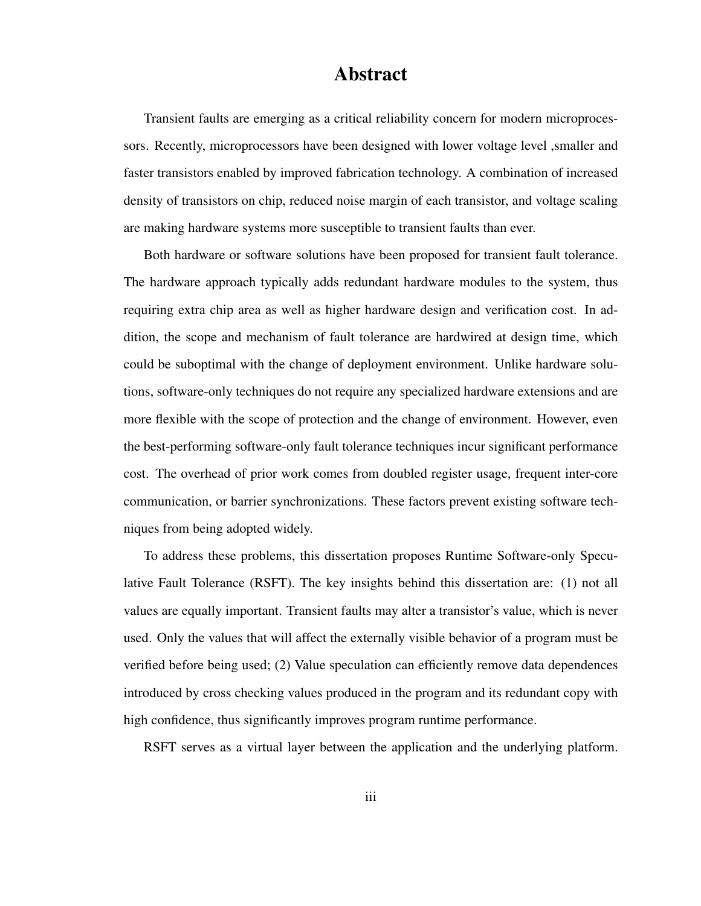# Abstract

Transient faults are emerging as a critical reliability concern for modern microprocessors. Recently, microprocessors have been designed with lower voltage level ,smaller and faster transistors enabled by improved fabrication technology. A combination of increased density of transistors on chip, reduced noise margin of each transistor, and voltage scaling are making hardware systems more susceptible to transient faults than ever.

Both hardware or software solutions have been proposed for transient fault tolerance. The hardware approach typically adds redundant hardware modules to the system, thus requiring extra chip area as well as higher hardware design and verification cost. In addition, the scope and mechanism of fault tolerance are hardwired at design time, which could be suboptimal with the change of deployment environment. Unlike hardware solutions, software-only techniques do not require any specialized hardware extensions and are more flexible with the scope of protection and the change of environment. However, even the best-performing software-only fault tolerance techniques incur significant performance cost. The overhead of prior work comes from doubled register usage, frequent inter-core communication, or barrier synchronizations. These factors prevent existing software techniques from being adopted widely.

To address these problems, this dissertation proposes Runtime Software-only Speculative Fault Tolerance (RSFT). The key insights behind this dissertation are: (1) not all values are equally important. Transient faults may alter a transistor's value, which is never used. Only the values that will affect the externally visible behavior of a program must be verified before being used; (2) Value speculation can efficiently remove data dependences introduced by cross checking values produced in the program and its redundant copy with high confidence, thus significantly improves program runtime performance.

RSFT serves as a virtual layer between the application and the underlying platform.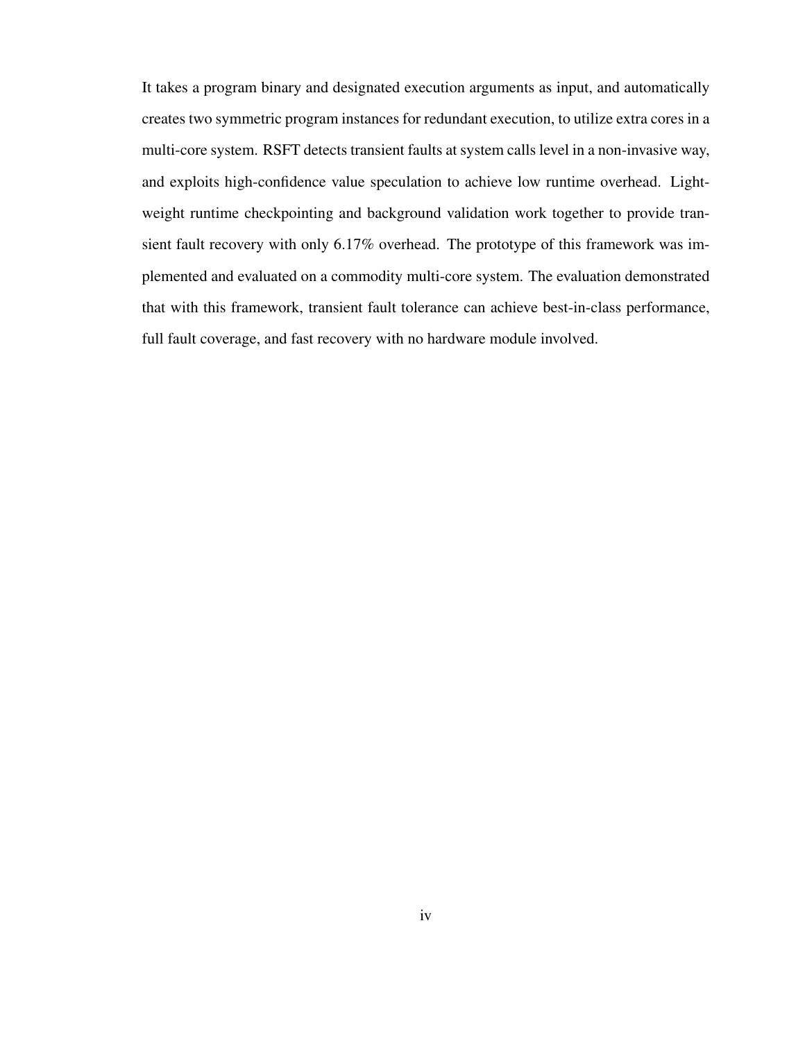It takes a program binary and designated execution arguments as input, and automatically creates two symmetric program instances for redundant execution, to utilize extra cores in a multi-core system. RSFT detects transient faults at system calls level in a non-invasive way, and exploits high-confidence value speculation to achieve low runtime overhead. Lightweight runtime checkpointing and background validation work together to provide transient fault recovery with only 6.17% overhead. The prototype of this framework was implemented and evaluated on a commodity multi-core system. The evaluation demonstrated that with this framework, transient fault tolerance can achieve best-in-class performance, full fault coverage, and fast recovery with no hardware module involved.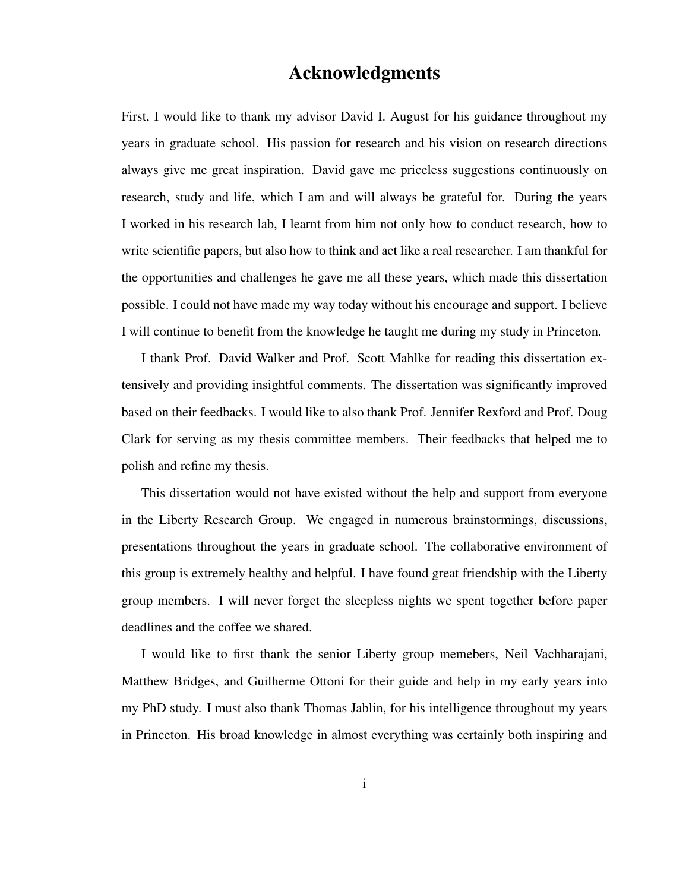# Acknowledgments

First, I would like to thank my advisor David I. August for his guidance throughout my years in graduate school. His passion for research and his vision on research directions always give me great inspiration. David gave me priceless suggestions continuously on research, study and life, which I am and will always be grateful for. During the years I worked in his research lab, I learnt from him not only how to conduct research, how to write scientific papers, but also how to think and act like a real researcher. I am thankful for the opportunities and challenges he gave me all these years, which made this dissertation possible. I could not have made my way today without his encourage and support. I believe I will continue to benefit from the knowledge he taught me during my study in Princeton.

I thank Prof. David Walker and Prof. Scott Mahlke for reading this dissertation extensively and providing insightful comments. The dissertation was significantly improved based on their feedbacks. I would like to also thank Prof. Jennifer Rexford and Prof. Doug Clark for serving as my thesis committee members. Their feedbacks that helped me to polish and refine my thesis.

This dissertation would not have existed without the help and support from everyone in the Liberty Research Group. We engaged in numerous brainstormings, discussions, presentations throughout the years in graduate school. The collaborative environment of this group is extremely healthy and helpful. I have found great friendship with the Liberty group members. I will never forget the sleepless nights we spent together before paper deadlines and the coffee we shared.

I would like to first thank the senior Liberty group memebers, Neil Vachharajani, Matthew Bridges, and Guilherme Ottoni for their guide and help in my early years into my PhD study. I must also thank Thomas Jablin, for his intelligence throughout my years in Princeton. His broad knowledge in almost everything was certainly both inspiring and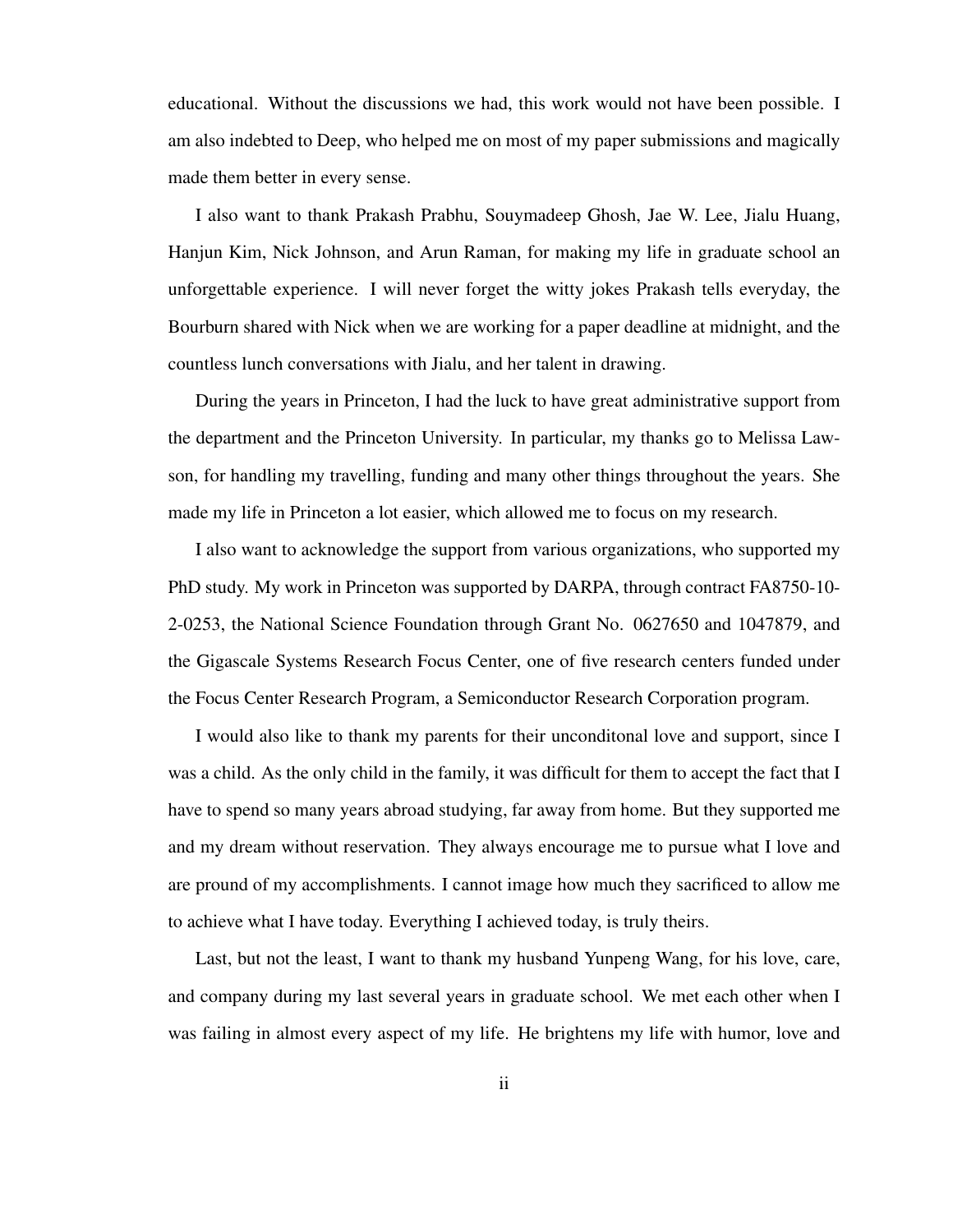educational. Without the discussions we had, this work would not have been possible. I am also indebted to Deep, who helped me on most of my paper submissions and magically made them better in every sense.

I also want to thank Prakash Prabhu, Souymadeep Ghosh, Jae W. Lee, Jialu Huang, Hanjun Kim, Nick Johnson, and Arun Raman, for making my life in graduate school an unforgettable experience. I will never forget the witty jokes Prakash tells everyday, the Bourburn shared with Nick when we are working for a paper deadline at midnight, and the countless lunch conversations with Jialu, and her talent in drawing.

During the years in Princeton, I had the luck to have great administrative support from the department and the Princeton University. In particular, my thanks go to Melissa Lawson, for handling my travelling, funding and many other things throughout the years. She made my life in Princeton a lot easier, which allowed me to focus on my research.

I also want to acknowledge the support from various organizations, who supported my PhD study. My work in Princeton was supported by DARPA, through contract FA8750-10-2-0253, the National Science Foundation through Grant No. 0627650 and 1047879, and the Gigascale Systems Research Focus Center, one of five research centers funded under the Focus Center Research Program, a Semiconductor Research Corporation program.

I would also like to thank my parents for their unconditonal love and support, since I was a child. As the only child in the family, it was difficult for them to accept the fact that I have to spend so many years abroad studying, far away from home. But they supported me and my dream without reservation. They always encourage me to pursue what I love and are pround of my accomplishments. I cannot image how much they sacrificed to allow me to achieve what I have today. Everything I achieved today, is truly theirs.

Last, but not the least, I want to thank my husband Yunpeng Wang, for his love, care, and company during my last several years in graduate school. We met each other when I was failing in almost every aspect of my life. He brightens my life with humor, love and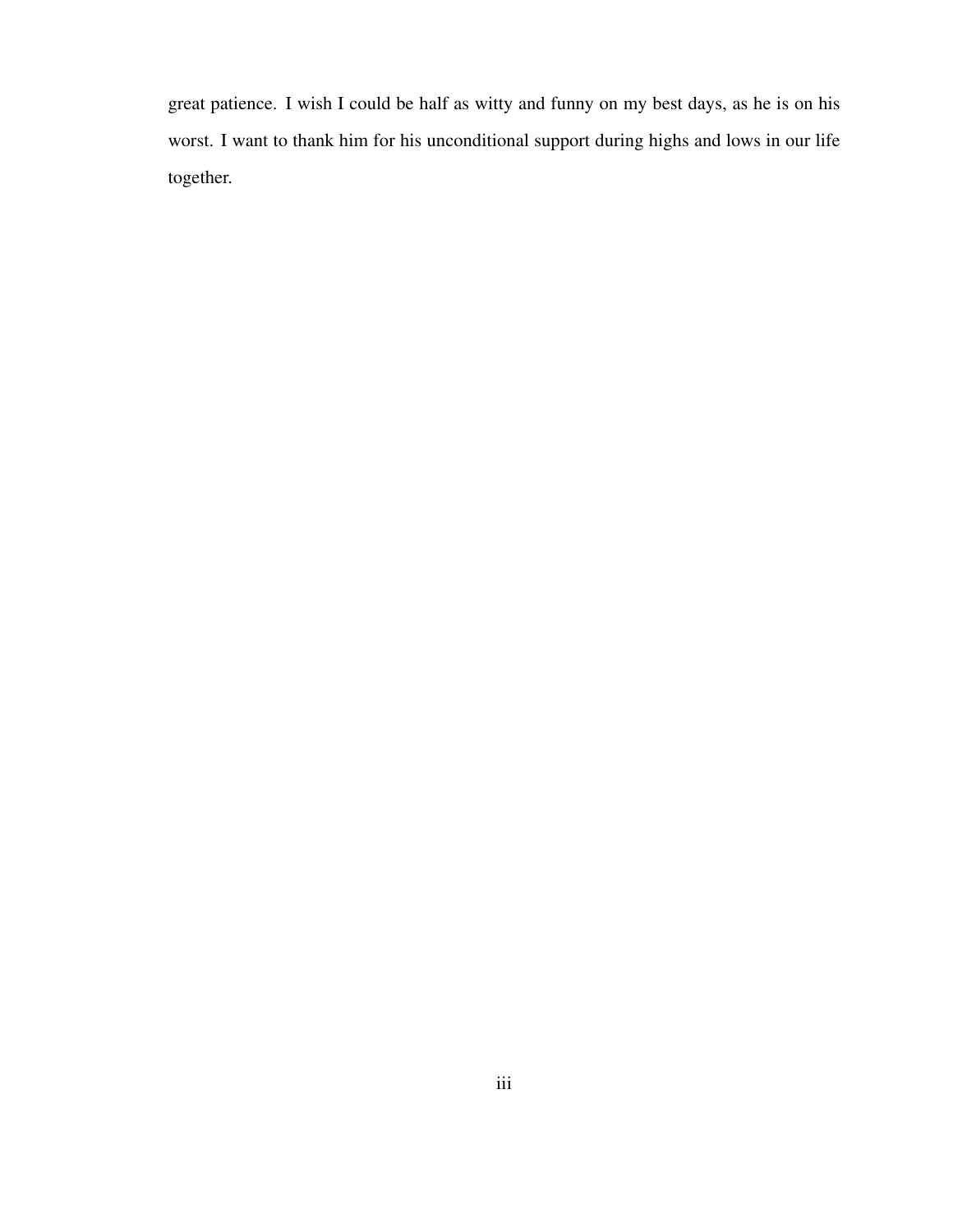great patience. I wish I could be half as witty and funny on my best days, as he is on his worst. I want to thank him for his unconditional support during highs and lows in our life together.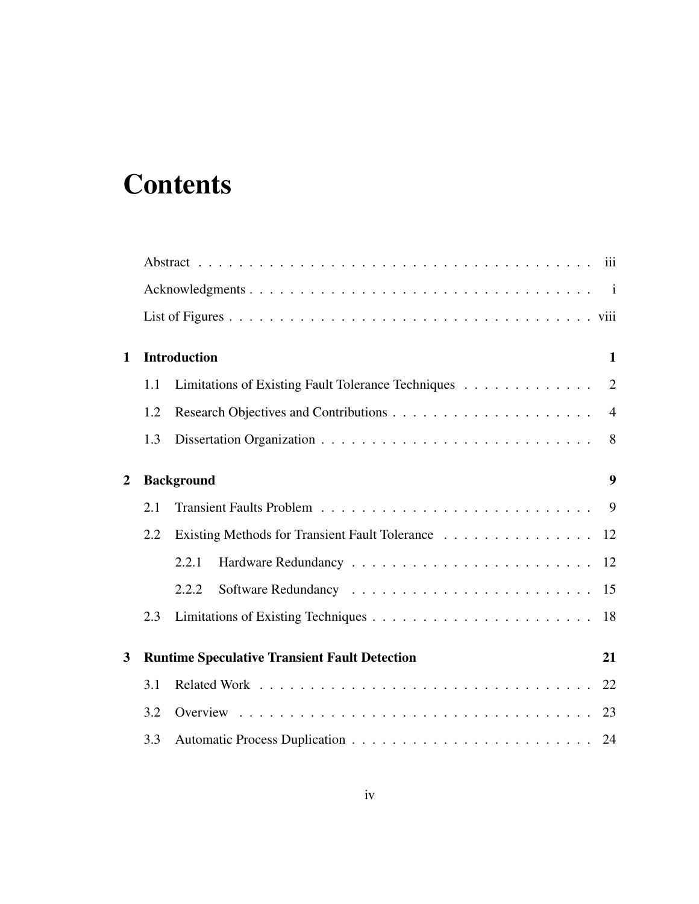# Contents

Abstract . . . . . . . . . . iii

Acknowledgments . . . . . . . . . . i

List of Figures . . . . . . . . . . viii

**1 Introduction** **1**

1.1 Limitations of Existing Fault Tolerance Techniques . . . . . . . . . . 2

1.2 Research Objectives and Contributions . . . . . . . . . . 4

1.3 Dissertation Organization . . . . . . . . . . 8

**2 Background** **9**

2.1 Transient Faults Problem . . . . . . . . . . 9

2.2 Existing Methods for Transient Fault Tolerance . . . . . . . . . . 12

2.2.1 Hardware Redundancy . . . . . . . . . . 12

2.2.2 Software Redundancy . . . . . . . . . . 15

2.3 Limitations of Existing Techniques . . . . . . . . . . 18

**3 Runtime Speculative Transient Fault Detection** **21**

3.1 Related Work . . . . . . . . . . 22

3.2 Overview . . . . . . . . . . 23

3.3 Automatic Process Duplication . . . . . . . . . . 24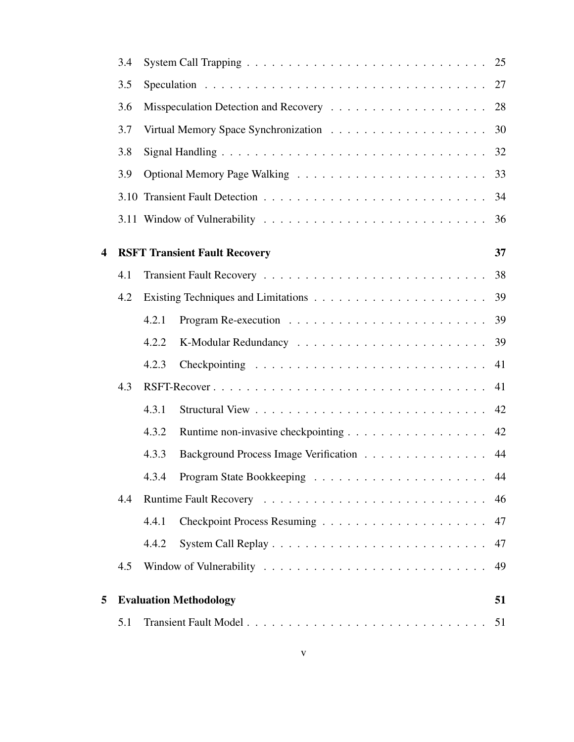| | | |
|---|---|---|
| 3.4 | System Call Trapping | 25 |
| 3.5 | Speculation | 27 |
| 3.6 | Misspeculation Detection and Recovery | 28 |
| 3.7 | Virtual Memory Space Synchronization | 30 |
| 3.8 | Signal Handling | 32 |
| 3.9 | Optional Memory Page Walking | 33 |
| 3.10 | Transient Fault Detection | 34 |
| 3.11 | Window of Vulnerability | 36 |
| **4** | **RSFT Transient Fault Recovery** | **37** |
| 4.1 | Transient Fault Recovery | 38 |
| 4.2 | Existing Techniques and Limitations | 39 |
| 4.2.1 | Program Re-execution | 39 |
| 4.2.2 | K-Modular Redundancy | 39 |
| 4.2.3 | Checkpointing | 41 |
| 4.3 | RSFT-Recover | 41 |
| 4.3.1 | Structural View | 42 |
| 4.3.2 | Runtime non-invasive checkpointing | 42 |
| 4.3.3 | Background Process Image Verification | 44 |
| 4.3.4 | Program State Bookkeeping | 44 |
| 4.4 | Runtime Fault Recovery | 46 |
| 4.4.1 | Checkpoint Process Resuming | 47 |
| 4.4.2 | System Call Replay | 47 |
| 4.5 | Window of Vulnerability | 49 |
| **5** | **Evaluation Methodology** | **51** |
| 5.1 | Transient Fault Model | 51 |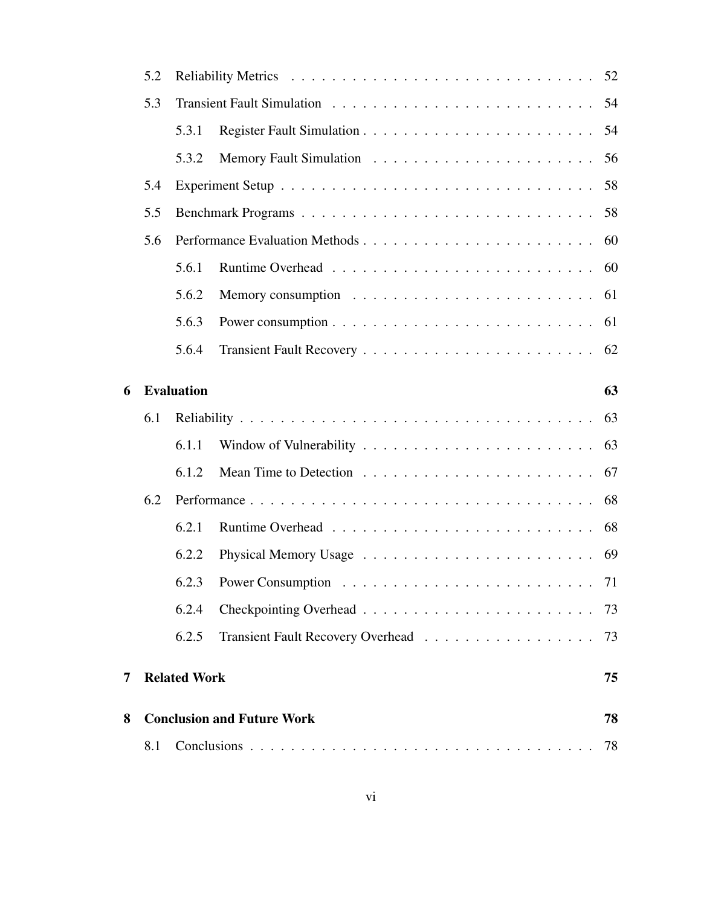5.2 Reliability Metrics . . . . . . . . . . . . . . . . . . . . . . . . . . . . . . 52

5.3 Transient Fault Simulation . . . . . . . . . . . . . . . . . . . . . . . . . . 54

5.3.1 Register Fault Simulation . . . . . . . . . . . . . . . . . . . . . . . 54

5.3.2 Memory Fault Simulation . . . . . . . . . . . . . . . . . . . . . . 56

5.4 Experiment Setup . . . . . . . . . . . . . . . . . . . . . . . . . . . . . . 58

5.5 Benchmark Programs . . . . . . . . . . . . . . . . . . . . . . . . . . . . 58

5.6 Performance Evaluation Methods . . . . . . . . . . . . . . . . . . . . . . 60

5.6.1 Runtime Overhead . . . . . . . . . . . . . . . . . . . . . . . . . . 60

5.6.2 Memory consumption . . . . . . . . . . . . . . . . . . . . . . . . 61

5.6.3 Power consumption . . . . . . . . . . . . . . . . . . . . . . . . . . 61

5.6.4 Transient Fault Recovery . . . . . . . . . . . . . . . . . . . . . . . 62

**6 Evaluation 63**

6.1 Reliability . . . . . . . . . . . . . . . . . . . . . . . . . . . . . . . . . . 63

6.1.1 Window of Vulnerability . . . . . . . . . . . . . . . . . . . . . . . 63

6.1.2 Mean Time to Detection . . . . . . . . . . . . . . . . . . . . . . . 67

6.2 Performance . . . . . . . . . . . . . . . . . . . . . . . . . . . . . . . . . 68

6.2.1 Runtime Overhead . . . . . . . . . . . . . . . . . . . . . . . . . . 68

6.2.2 Physical Memory Usage . . . . . . . . . . . . . . . . . . . . . . . 69

6.2.3 Power Consumption . . . . . . . . . . . . . . . . . . . . . . . . . 71

6.2.4 Checkpointing Overhead . . . . . . . . . . . . . . . . . . . . . . . 73

6.2.5 Transient Fault Recovery Overhead . . . . . . . . . . . . . . . . . 73

**7 Related Work 75**

**8 Conclusion and Future Work 78**

8.1 Conclusions . . . . . . . . . . . . . . . . . . . . . . . . . . . . . . . . . 78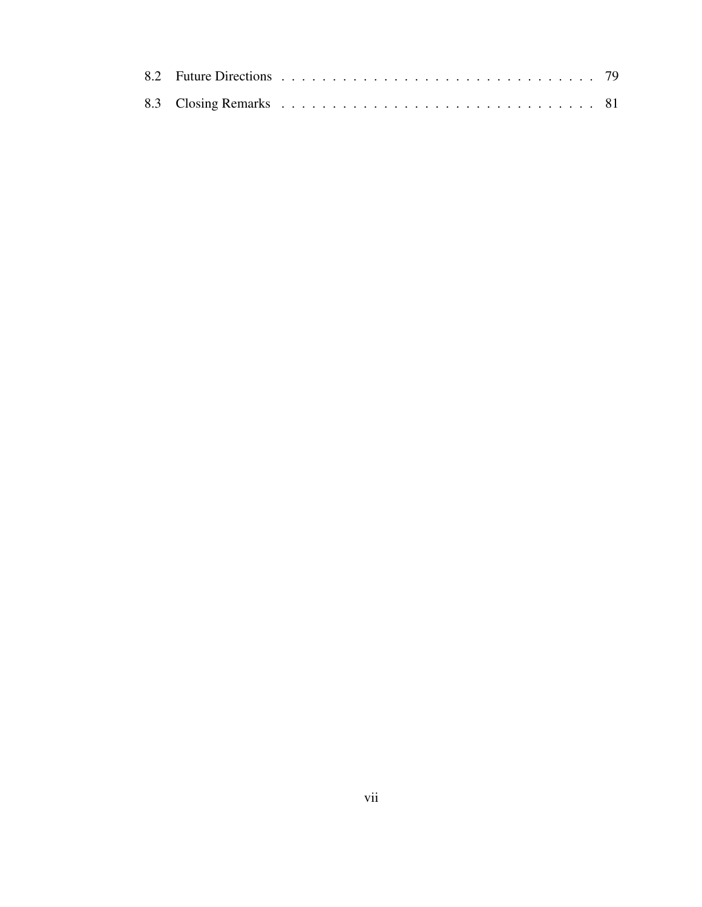8.2 Future Directions . . . . . . . . . . . . . . . . . . . . . . . . . . . . . . . 79

8.3 Closing Remarks . . . . . . . . . . . . . . . . . . . . . . . . . . . . . . . 81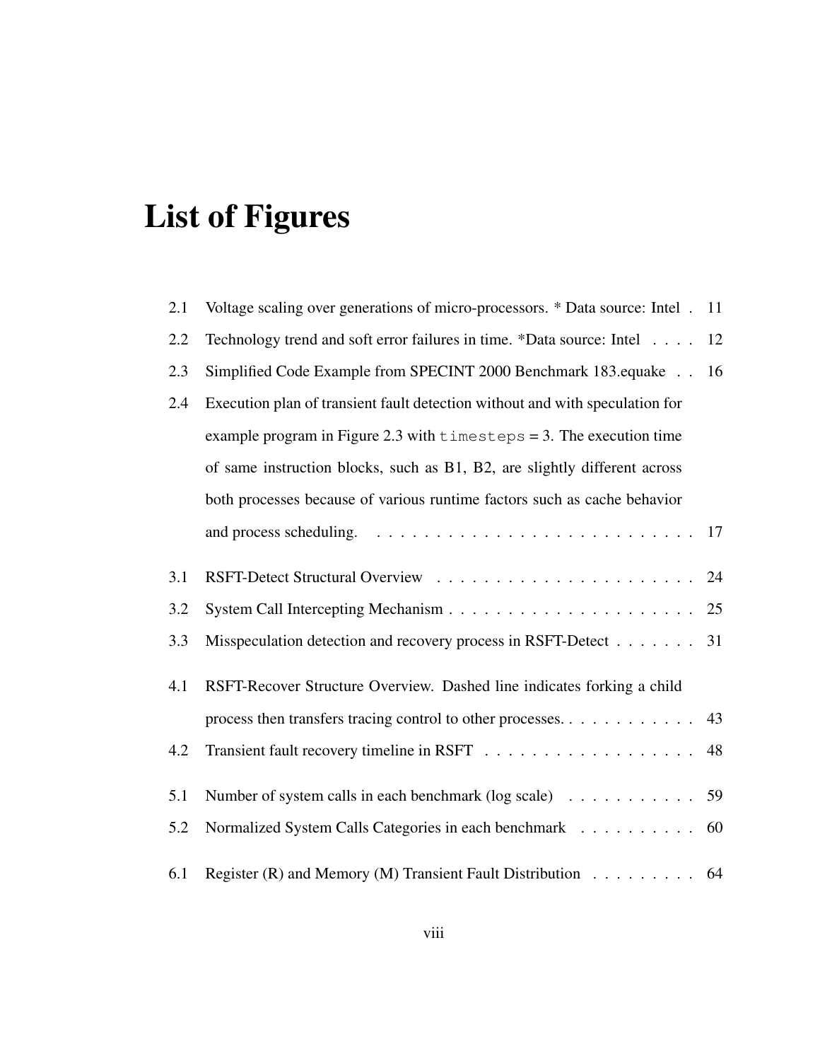# List of Figures

| | | |
|---|---|---|
| 2.1 | Voltage scaling over generations of micro-processors. * Data source: Intel | 11 |
| 2.2 | Technology trend and soft error failures in time. *Data source: Intel | 12 |
| 2.3 | Simplified Code Example from SPECINT 2000 Benchmark 183.equake | 16 |
| 2.4 | Execution plan of transient fault detection without and with speculation for example program in Figure 2.3 with `timesteps` = 3. The execution time of same instruction blocks, such as B1, B2, are slightly different across both processes because of various runtime factors such as cache behavior and process scheduling. | 17 |
| 3.1 | RSFT-Detect Structural Overview | 24 |
| 3.2 | System Call Intercepting Mechanism | 25 |
| 3.3 | Misspeculation detection and recovery process in RSFT-Detect | 31 |
| 4.1 | RSFT-Recover Structure Overview. Dashed line indicates forking a child process then transfers tracing control to other processes. | 43 |
| 4.2 | Transient fault recovery timeline in RSFT | 48 |
| 5.1 | Number of system calls in each benchmark (log scale) | 59 |
| 5.2 | Normalized System Calls Categories in each benchmark | 60 |
| 6.1 | Register (R) and Memory (M) Transient Fault Distribution | 64 |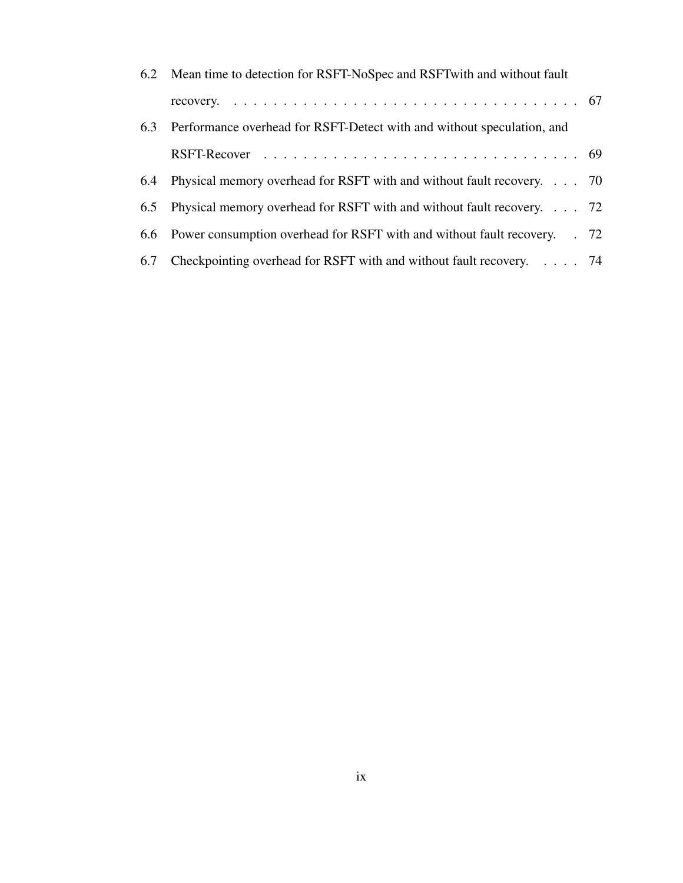| | | |
|---|---|---|
| 6.2 | Mean time to detection for RSFT-NoSpec and RSFTwith and without fault recovery. | 67 |
| 6.3 | Performance overhead for RSFT-Detect with and without speculation, and RSFT-Recover | 69 |
| 6.4 | Physical memory overhead for RSFT with and without fault recovery. | 70 |
| 6.5 | Physical memory overhead for RSFT with and without fault recovery. | 72 |
| 6.6 | Power consumption overhead for RSFT with and without fault recovery. | 72 |
| 6.7 | Checkpointing overhead for RSFT with and without fault recovery. | 74 |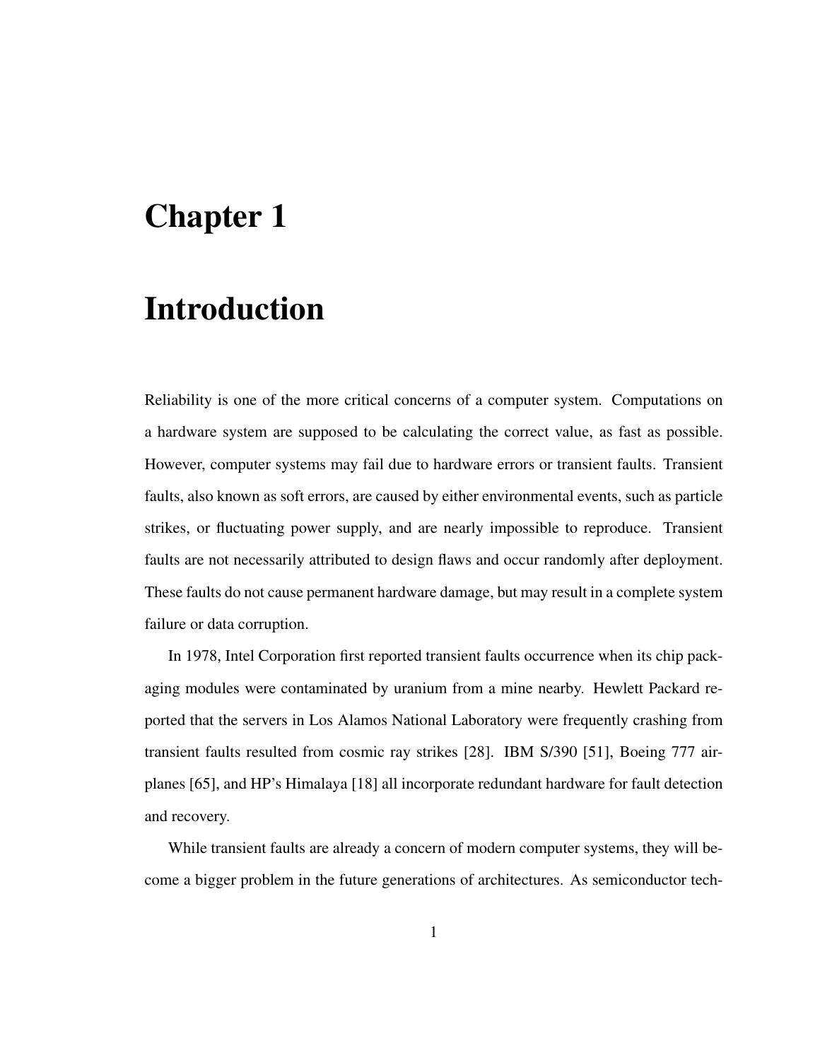# Chapter 1

# Introduction

Reliability is one of the more critical concerns of a computer system. Computations on a hardware system are supposed to be calculating the correct value, as fast as possible. However, computer systems may fail due to hardware errors or transient faults. Transient faults, also known as soft errors, are caused by either environmental events, such as particle strikes, or fluctuating power supply, and are nearly impossible to reproduce. Transient faults are not necessarily attributed to design flaws and occur randomly after deployment. These faults do not cause permanent hardware damage, but may result in a complete system failure or data corruption.

In 1978, Intel Corporation first reported transient faults occurrence when its chip packaging modules were contaminated by uranium from a mine nearby. Hewlett Packard reported that the servers in Los Alamos National Laboratory were frequently crashing from transient faults resulted from cosmic ray strikes [28]. IBM S/390 [51], Boeing 777 airplanes [65], and HP's Himalaya [18] all incorporate redundant hardware for fault detection and recovery.

While transient faults are already a concern of modern computer systems, they will become a bigger problem in the future generations of architectures. As semiconductor tech-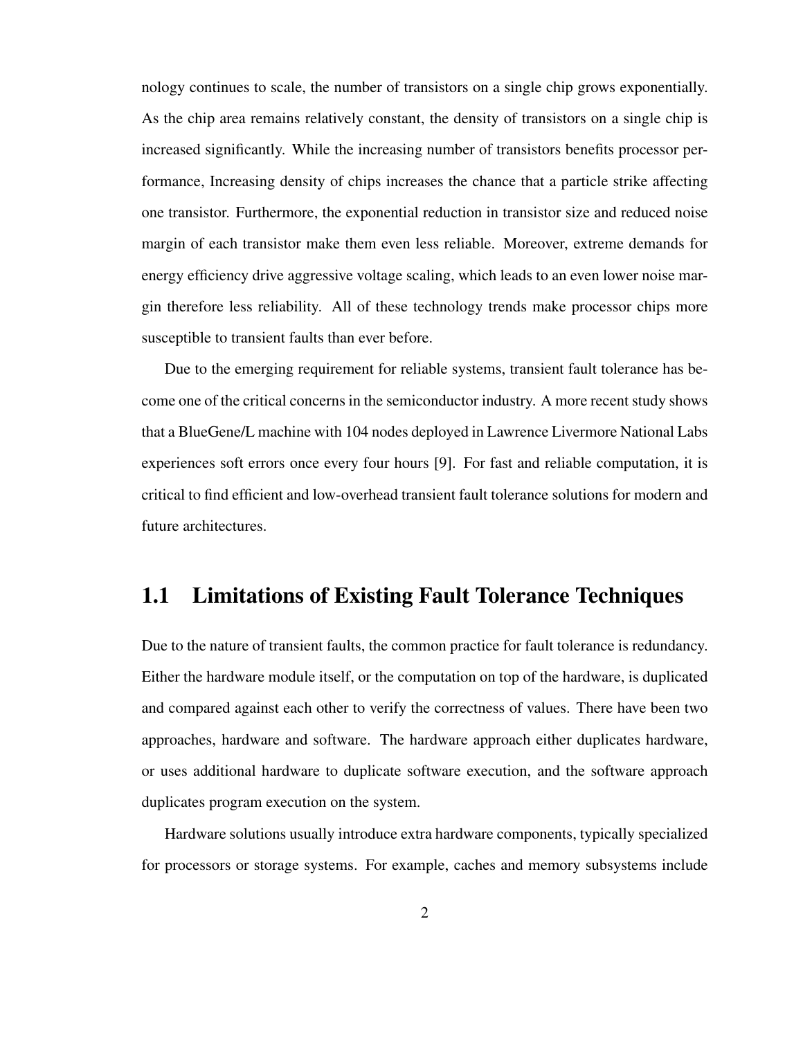nology continues to scale, the number of transistors on a single chip grows exponentially. As the chip area remains relatively constant, the density of transistors on a single chip is increased significantly. While the increasing number of transistors benefits processor performance, Increasing density of chips increases the chance that a particle strike affecting one transistor. Furthermore, the exponential reduction in transistor size and reduced noise margin of each transistor make them even less reliable. Moreover, extreme demands for energy efficiency drive aggressive voltage scaling, which leads to an even lower noise margin therefore less reliability. All of these technology trends make processor chips more susceptible to transient faults than ever before.

Due to the emerging requirement for reliable systems, transient fault tolerance has become one of the critical concerns in the semiconductor industry. A more recent study shows that a BlueGene/L machine with 104 nodes deployed in Lawrence Livermore National Labs experiences soft errors once every four hours [9]. For fast and reliable computation, it is critical to find efficient and low-overhead transient fault tolerance solutions for modern and future architectures.

## 1.1 Limitations of Existing Fault Tolerance Techniques

Due to the nature of transient faults, the common practice for fault tolerance is redundancy. Either the hardware module itself, or the computation on top of the hardware, is duplicated and compared against each other to verify the correctness of values. There have been two approaches, hardware and software. The hardware approach either duplicates hardware, or uses additional hardware to duplicate software execution, and the software approach duplicates program execution on the system.

Hardware solutions usually introduce extra hardware components, typically specialized for processors or storage systems. For example, caches and memory subsystems include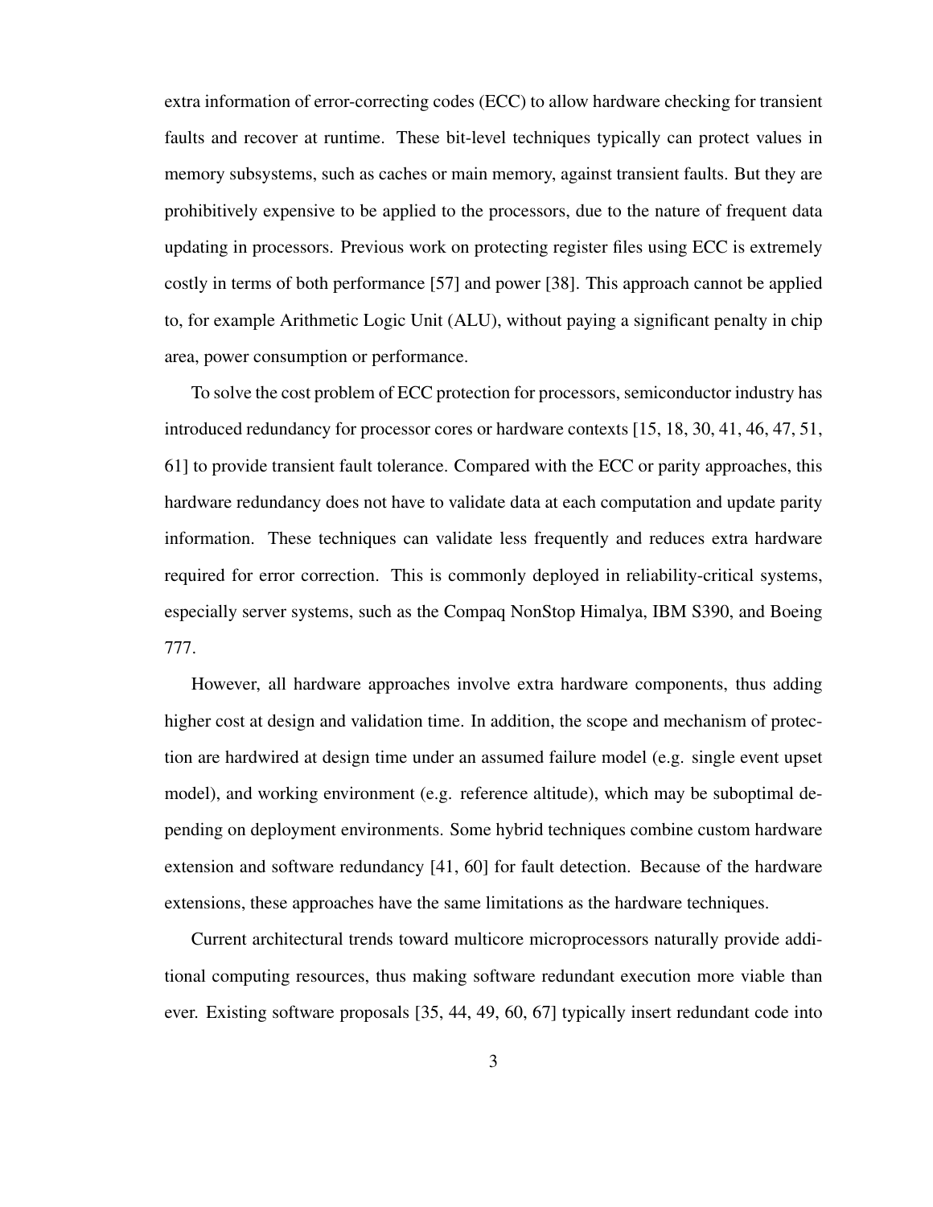extra information of error-correcting codes (ECC) to allow hardware checking for transient faults and recover at runtime. These bit-level techniques typically can protect values in memory subsystems, such as caches or main memory, against transient faults. But they are prohibitively expensive to be applied to the processors, due to the nature of frequent data updating in processors. Previous work on protecting register files using ECC is extremely costly in terms of both performance [57] and power [38]. This approach cannot be applied to, for example Arithmetic Logic Unit (ALU), without paying a significant penalty in chip area, power consumption or performance.

To solve the cost problem of ECC protection for processors, semiconductor industry has introduced redundancy for processor cores or hardware contexts [15, 18, 30, 41, 46, 47, 51, 61] to provide transient fault tolerance. Compared with the ECC or parity approaches, this hardware redundancy does not have to validate data at each computation and update parity information. These techniques can validate less frequently and reduces extra hardware required for error correction. This is commonly deployed in reliability-critical systems, especially server systems, such as the Compaq NonStop Himalya, IBM S390, and Boeing 777.

However, all hardware approaches involve extra hardware components, thus adding higher cost at design and validation time. In addition, the scope and mechanism of protection are hardwired at design time under an assumed failure model (e.g. single event upset model), and working environment (e.g. reference altitude), which may be suboptimal depending on deployment environments. Some hybrid techniques combine custom hardware extension and software redundancy [41, 60] for fault detection. Because of the hardware extensions, these approaches have the same limitations as the hardware techniques.

Current architectural trends toward multicore microprocessors naturally provide additional computing resources, thus making software redundant execution more viable than ever. Existing software proposals [35, 44, 49, 60, 67] typically insert redundant code into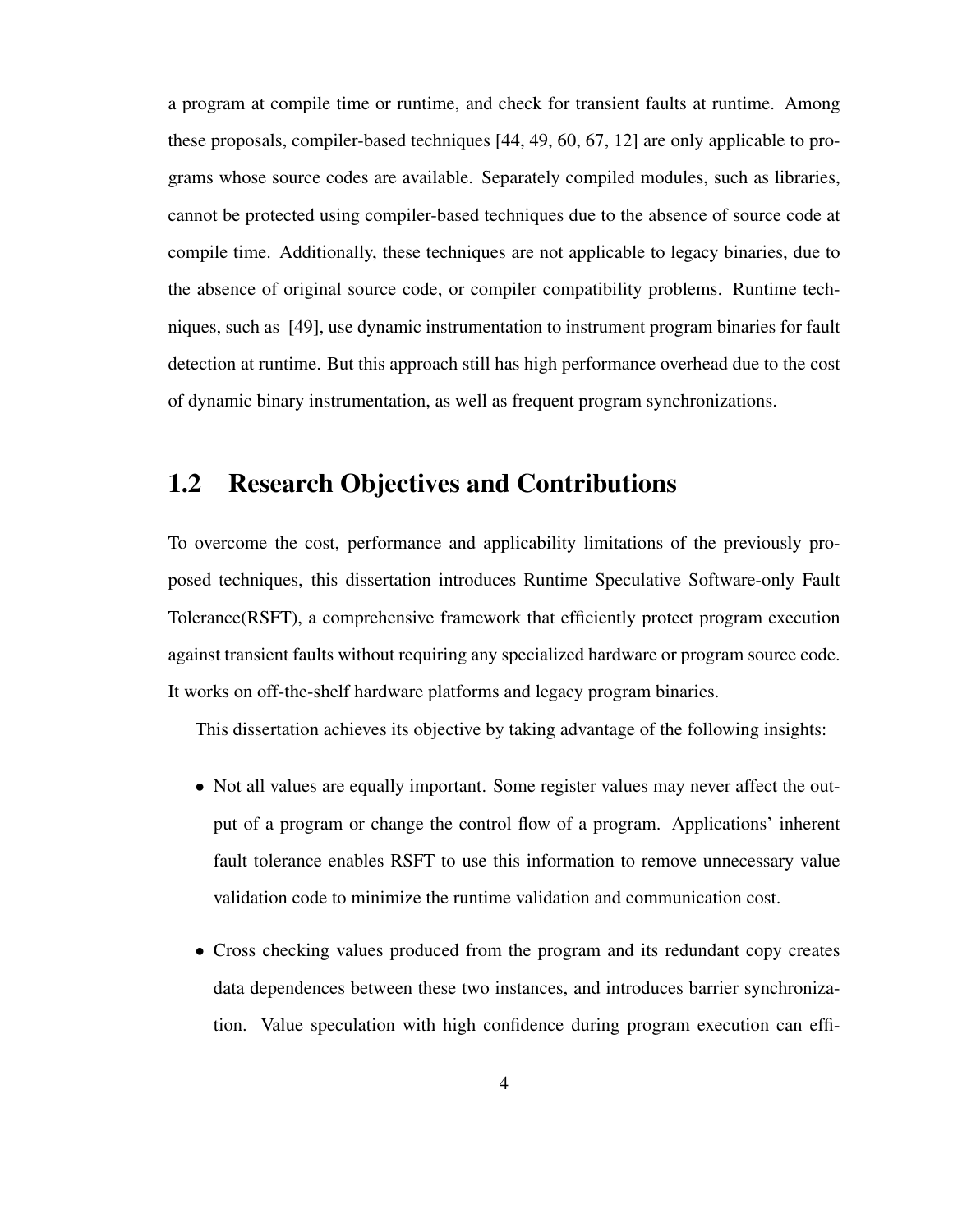a program at compile time or runtime, and check for transient faults at runtime. Among these proposals, compiler-based techniques [44, 49, 60, 67, 12] are only applicable to programs whose source codes are available. Separately compiled modules, such as libraries, cannot be protected using compiler-based techniques due to the absence of source code at compile time. Additionally, these techniques are not applicable to legacy binaries, due to the absence of original source code, or compiler compatibility problems. Runtime techniques, such as [49], use dynamic instrumentation to instrument program binaries for fault detection at runtime. But this approach still has high performance overhead due to the cost of dynamic binary instrumentation, as well as frequent program synchronizations.

## 1.2 Research Objectives and Contributions

To overcome the cost, performance and applicability limitations of the previously proposed techniques, this dissertation introduces Runtime Speculative Software-only Fault Tolerance(RSFT), a comprehensive framework that efficiently protect program execution against transient faults without requiring any specialized hardware or program source code. It works on off-the-shelf hardware platforms and legacy program binaries.

This dissertation achieves its objective by taking advantage of the following insights:

- Not all values are equally important. Some register values may never affect the output of a program or change the control flow of a program. Applications' inherent fault tolerance enables RSFT to use this information to remove unnecessary value validation code to minimize the runtime validation and communication cost.
- Cross checking values produced from the program and its redundant copy creates data dependences between these two instances, and introduces barrier synchronization. Value speculation with high confidence during program execution can effi-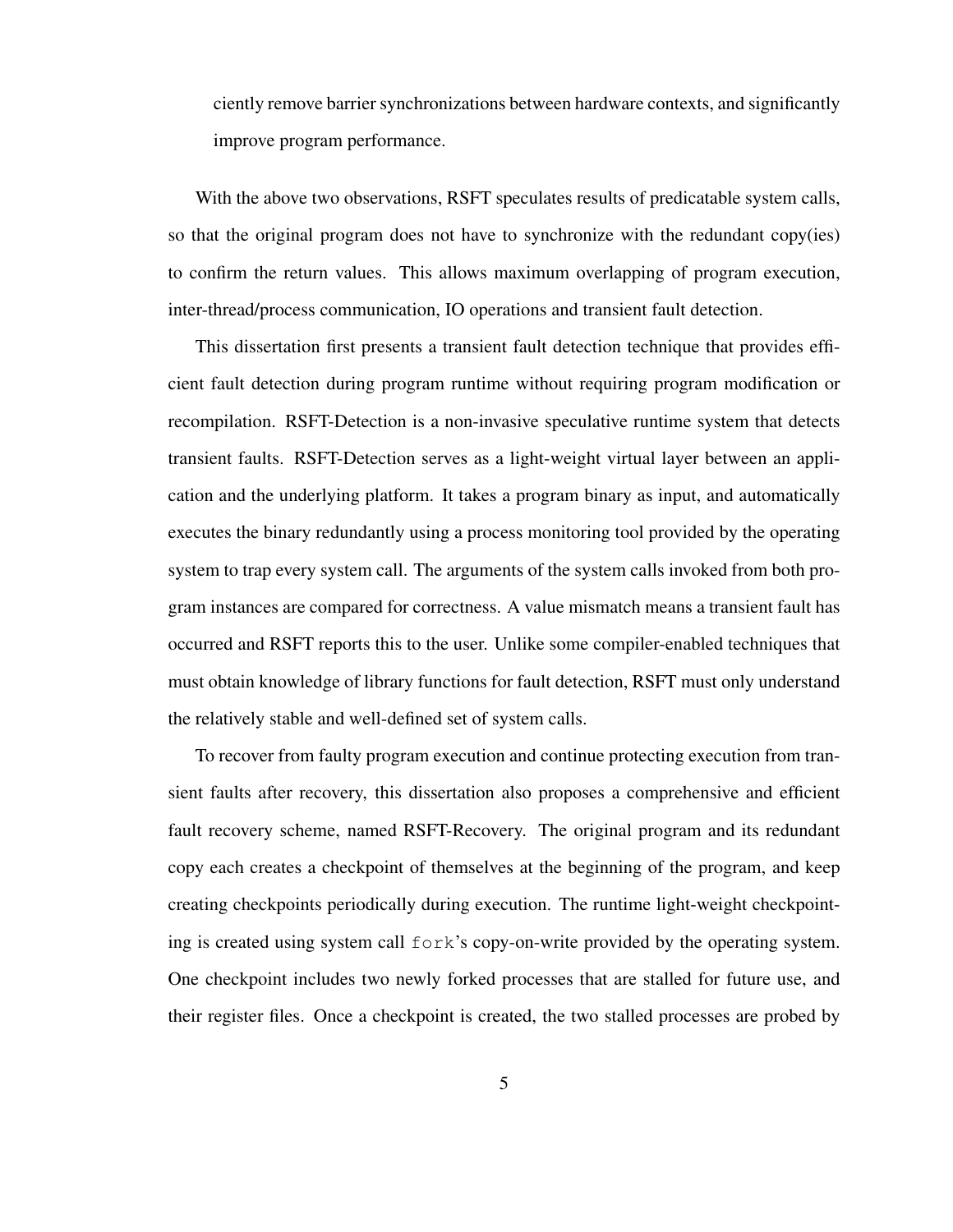ciently remove barrier synchronizations between hardware contexts, and significantly improve program performance.

With the above two observations, RSFT speculates results of predicatable system calls, so that the original program does not have to synchronize with the redundant copy(ies) to confirm the return values. This allows maximum overlapping of program execution, inter-thread/process communication, IO operations and transient fault detection.

This dissertation first presents a transient fault detection technique that provides efficient fault detection during program runtime without requiring program modification or recompilation. RSFT-Detection is a non-invasive speculative runtime system that detects transient faults. RSFT-Detection serves as a light-weight virtual layer between an application and the underlying platform. It takes a program binary as input, and automatically executes the binary redundantly using a process monitoring tool provided by the operating system to trap every system call. The arguments of the system calls invoked from both program instances are compared for correctness. A value mismatch means a transient fault has occurred and RSFT reports this to the user. Unlike some compiler-enabled techniques that must obtain knowledge of library functions for fault detection, RSFT must only understand the relatively stable and well-defined set of system calls.

To recover from faulty program execution and continue protecting execution from transient faults after recovery, this dissertation also proposes a comprehensive and efficient fault recovery scheme, named RSFT-Recovery. The original program and its redundant copy each creates a checkpoint of themselves at the beginning of the program, and keep creating checkpoints periodically during execution. The runtime light-weight checkpointing is created using system call `fork`'s copy-on-write provided by the operating system. One checkpoint includes two newly forked processes that are stalled for future use, and their register files. Once a checkpoint is created, the two stalled processes are probed by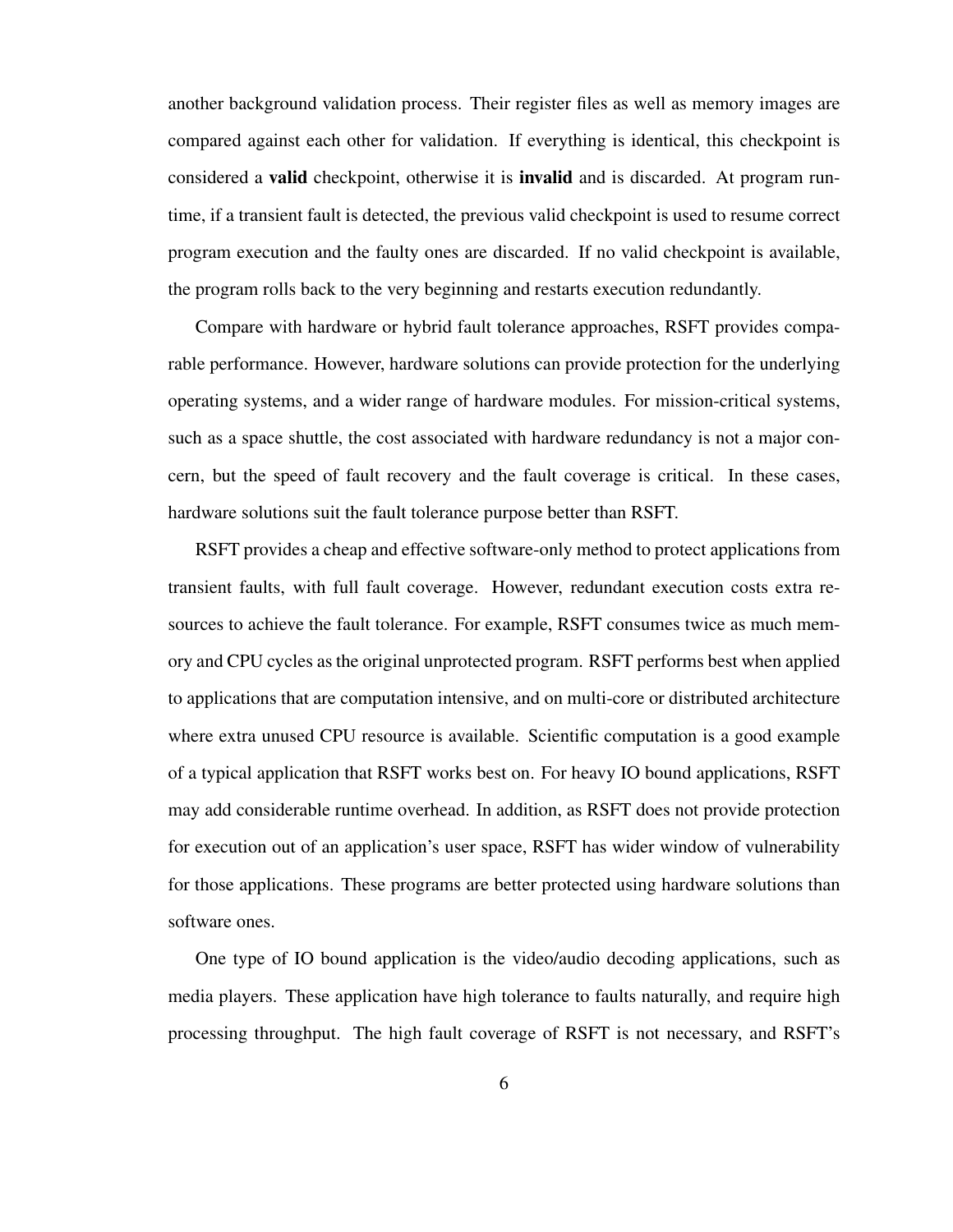another background validation process. Their register files as well as memory images are compared against each other for validation. If everything is identical, this checkpoint is considered a **valid** checkpoint, otherwise it is **invalid** and is discarded. At program runtime, if a transient fault is detected, the previous valid checkpoint is used to resume correct program execution and the faulty ones are discarded. If no valid checkpoint is available, the program rolls back to the very beginning and restarts execution redundantly.

Compare with hardware or hybrid fault tolerance approaches, RSFT provides comparable performance. However, hardware solutions can provide protection for the underlying operating systems, and a wider range of hardware modules. For mission-critical systems, such as a space shuttle, the cost associated with hardware redundancy is not a major concern, but the speed of fault recovery and the fault coverage is critical. In these cases, hardware solutions suit the fault tolerance purpose better than RSFT.

RSFT provides a cheap and effective software-only method to protect applications from transient faults, with full fault coverage. However, redundant execution costs extra resources to achieve the fault tolerance. For example, RSFT consumes twice as much memory and CPU cycles as the original unprotected program. RSFT performs best when applied to applications that are computation intensive, and on multi-core or distributed architecture where extra unused CPU resource is available. Scientific computation is a good example of a typical application that RSFT works best on. For heavy IO bound applications, RSFT may add considerable runtime overhead. In addition, as RSFT does not provide protection for execution out of an application's user space, RSFT has wider window of vulnerability for those applications. These programs are better protected using hardware solutions than software ones.

One type of IO bound application is the video/audio decoding applications, such as media players. These application have high tolerance to faults naturally, and require high processing throughput. The high fault coverage of RSFT is not necessary, and RSFT's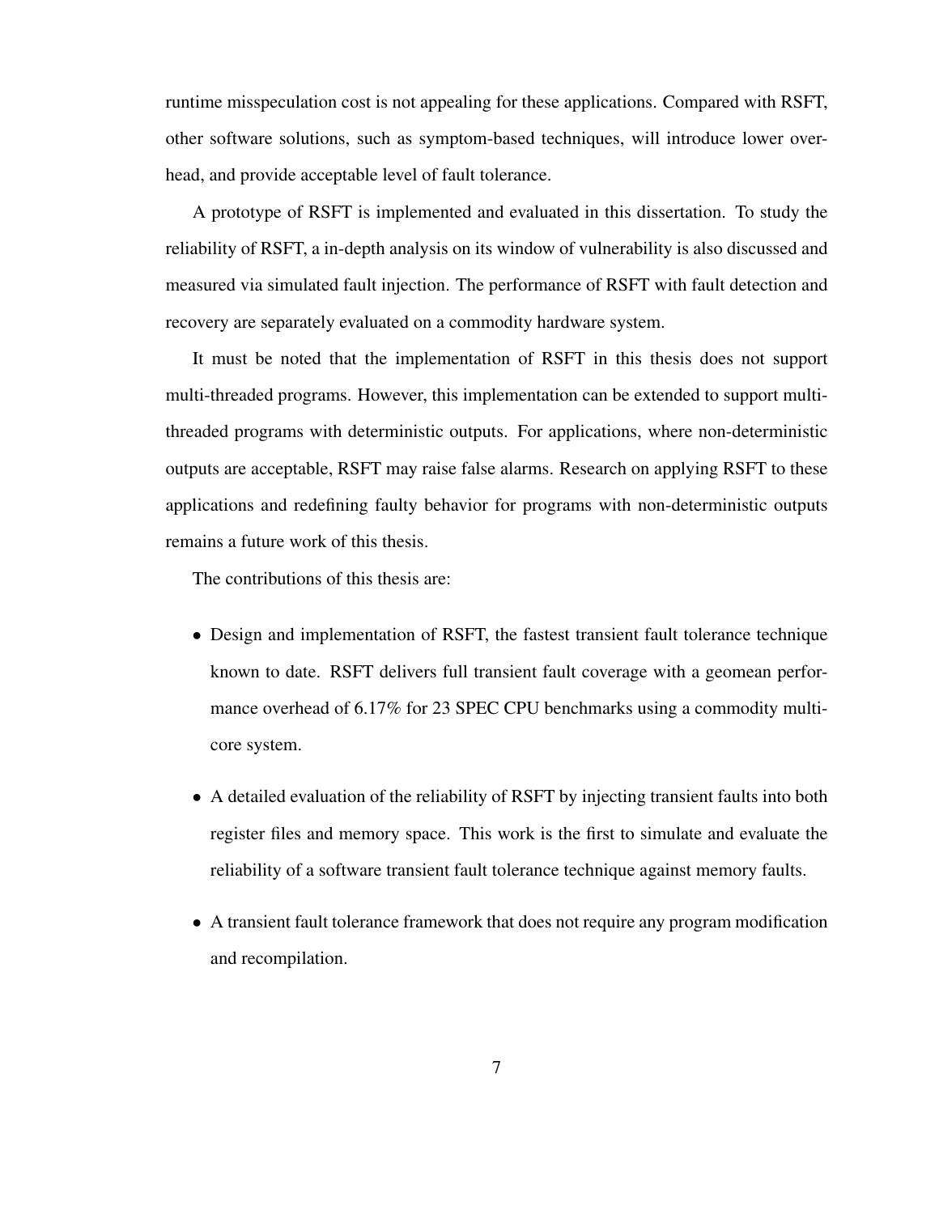runtime misspeculation cost is not appealing for these applications. Compared with RSFT, other software solutions, such as symptom-based techniques, will introduce lower overhead, and provide acceptable level of fault tolerance.

A prototype of RSFT is implemented and evaluated in this dissertation. To study the reliability of RSFT, a in-depth analysis on its window of vulnerability is also discussed and measured via simulated fault injection. The performance of RSFT with fault detection and recovery are separately evaluated on a commodity hardware system.

It must be noted that the implementation of RSFT in this thesis does not support multi-threaded programs. However, this implementation can be extended to support multi-threaded programs with deterministic outputs. For applications, where non-deterministic outputs are acceptable, RSFT may raise false alarms. Research on applying RSFT to these applications and redefining faulty behavior for programs with non-deterministic outputs remains a future work of this thesis.

The contributions of this thesis are:

- Design and implementation of RSFT, the fastest transient fault tolerance technique known to date. RSFT delivers full transient fault coverage with a geomean performance overhead of 6.17% for 23 SPEC CPU benchmarks using a commodity multi-core system.

- A detailed evaluation of the reliability of RSFT by injecting transient faults into both register files and memory space. This work is the first to simulate and evaluate the reliability of a software transient fault tolerance technique against memory faults.

- A transient fault tolerance framework that does not require any program modification and recompilation.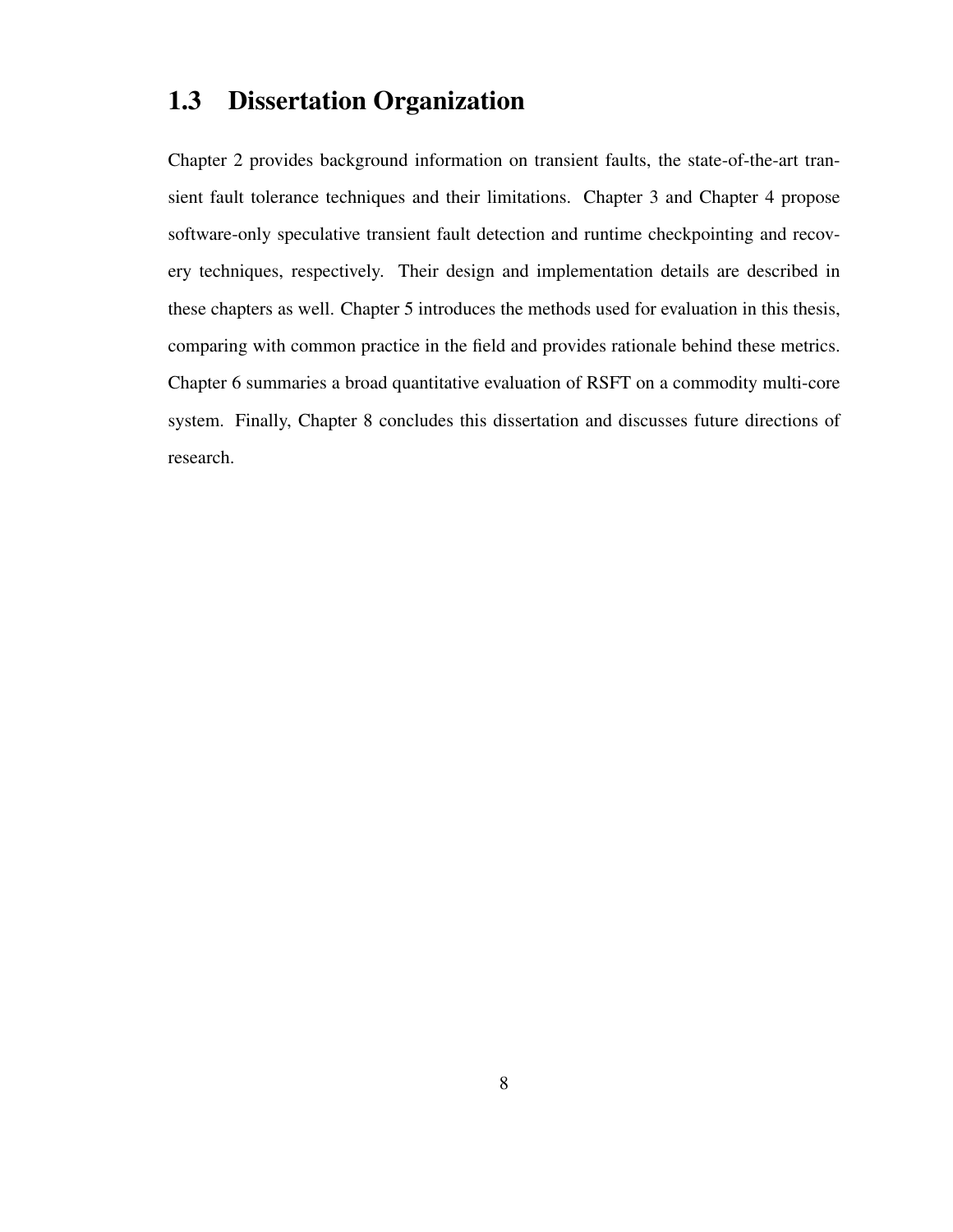## 1.3 Dissertation Organization

Chapter 2 provides background information on transient faults, the state-of-the-art transient fault tolerance techniques and their limitations. Chapter 3 and Chapter 4 propose software-only speculative transient fault detection and runtime checkpointing and recovery techniques, respectively. Their design and implementation details are described in these chapters as well. Chapter 5 introduces the methods used for evaluation in this thesis, comparing with common practice in the field and provides rationale behind these metrics. Chapter 6 summaries a broad quantitative evaluation of RSFT on a commodity multi-core system. Finally, Chapter 8 concludes this dissertation and discusses future directions of research.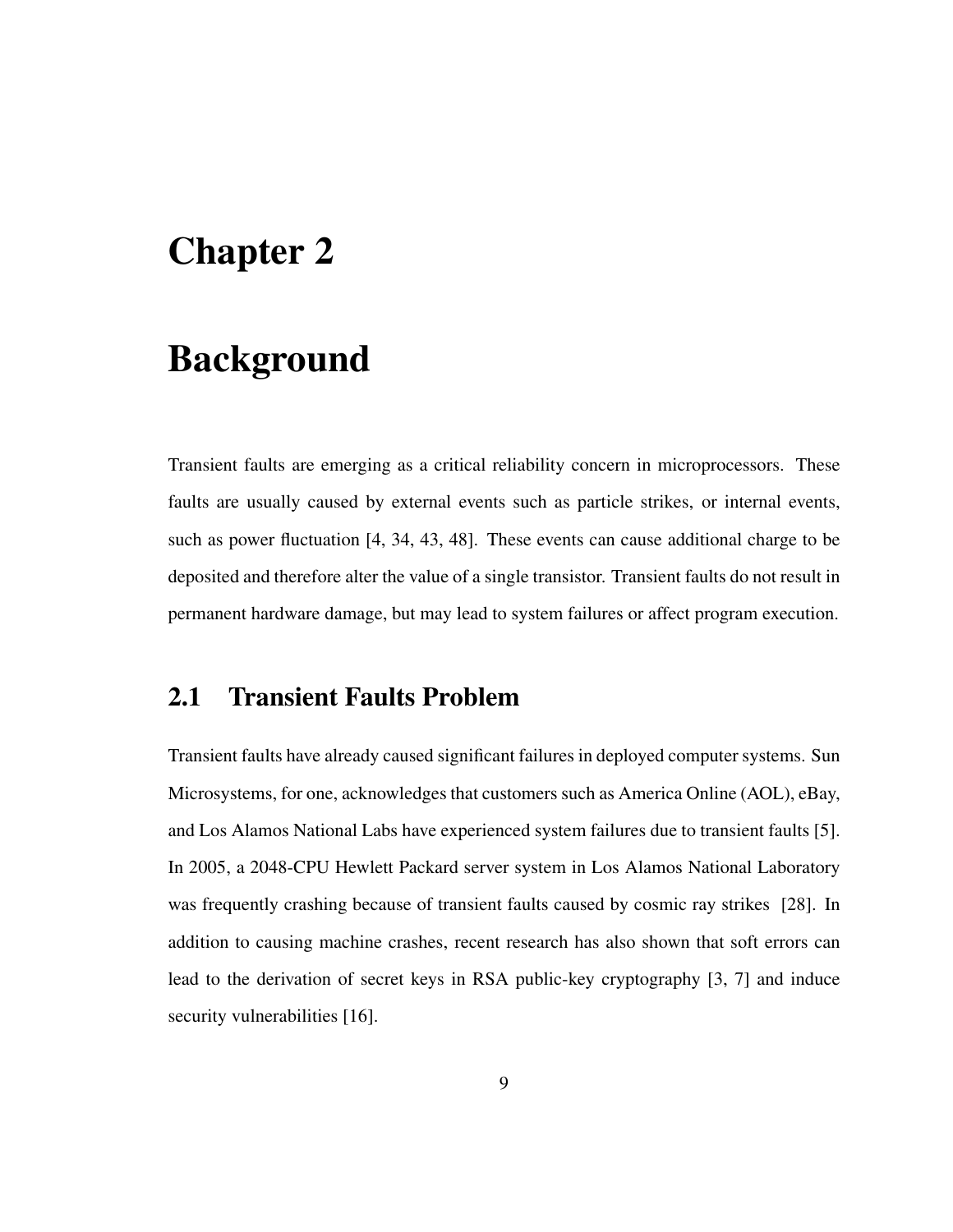# Chapter 2

# Background

Transient faults are emerging as a critical reliability concern in microprocessors. These faults are usually caused by external events such as particle strikes, or internal events, such as power fluctuation [4, 34, 43, 48]. These events can cause additional charge to be deposited and therefore alter the value of a single transistor. Transient faults do not result in permanent hardware damage, but may lead to system failures or affect program execution.

## 2.1 Transient Faults Problem

Transient faults have already caused significant failures in deployed computer systems. Sun Microsystems, for one, acknowledges that customers such as America Online (AOL), eBay, and Los Alamos National Labs have experienced system failures due to transient faults [5]. In 2005, a 2048-CPU Hewlett Packard server system in Los Alamos National Laboratory was frequently crashing because of transient faults caused by cosmic ray strikes [28]. In addition to causing machine crashes, recent research has also shown that soft errors can lead to the derivation of secret keys in RSA public-key cryptography [3, 7] and induce security vulnerabilities [16].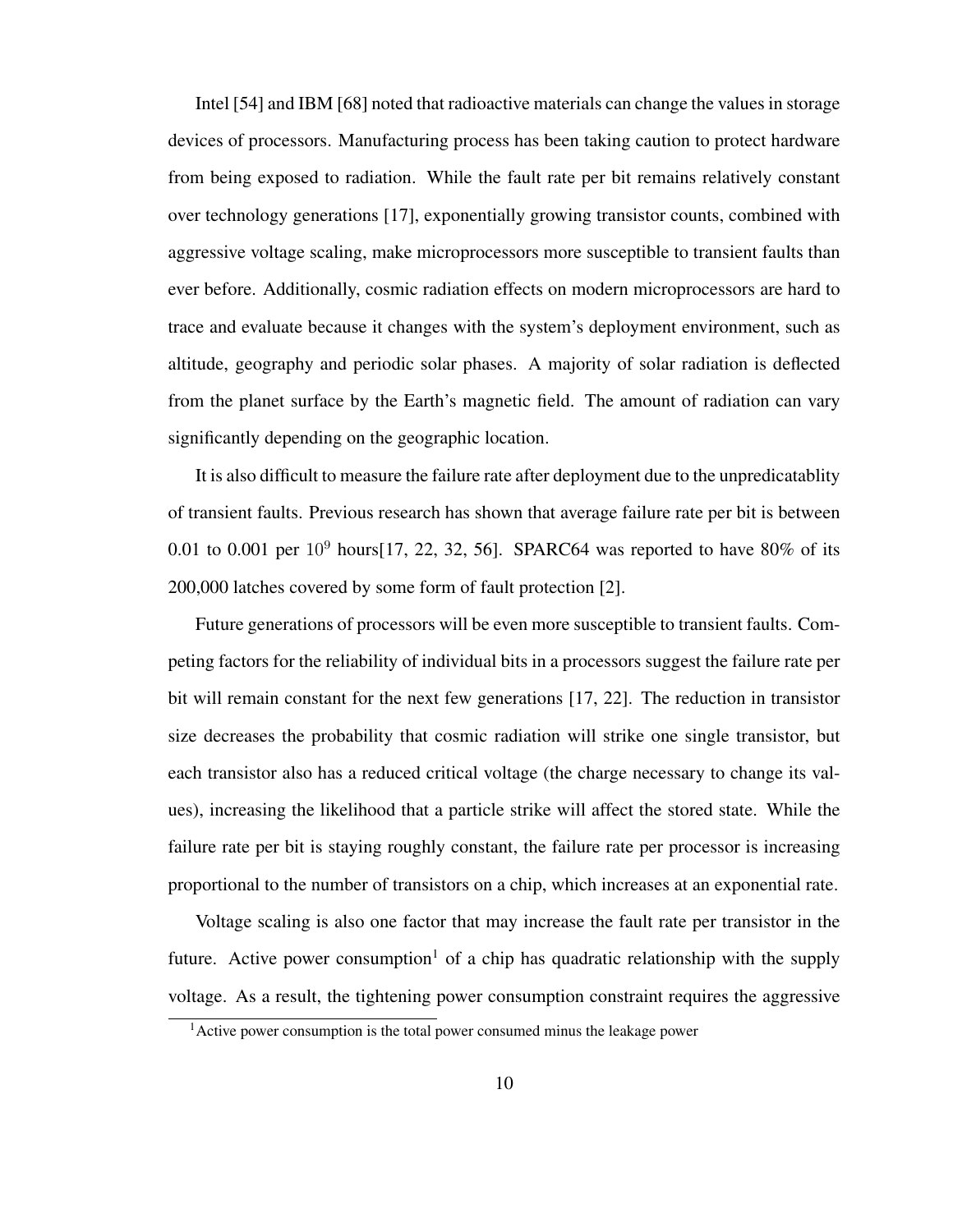Intel [54] and IBM [68] noted that radioactive materials can change the values in storage devices of processors. Manufacturing process has been taking caution to protect hardware from being exposed to radiation. While the fault rate per bit remains relatively constant over technology generations [17], exponentially growing transistor counts, combined with aggressive voltage scaling, make microprocessors more susceptible to transient faults than ever before. Additionally, cosmic radiation effects on modern microprocessors are hard to trace and evaluate because it changes with the system's deployment environment, such as altitude, geography and periodic solar phases. A majority of solar radiation is deflected from the planet surface by the Earth's magnetic field. The amount of radiation can vary significantly depending on the geographic location.

It is also difficult to measure the failure rate after deployment due to the unpredicatablity of transient faults. Previous research has shown that average failure rate per bit is between 0.01 to 0.001 per $10^9$ hours[17, 22, 32, 56]. SPARC64 was reported to have 80% of its 200,000 latches covered by some form of fault protection [2].

Future generations of processors will be even more susceptible to transient faults. Competing factors for the reliability of individual bits in a processors suggest the failure rate per bit will remain constant for the next few generations [17, 22]. The reduction in transistor size decreases the probability that cosmic radiation will strike one single transistor, but each transistor also has a reduced critical voltage (the charge necessary to change its values), increasing the likelihood that a particle strike will affect the stored state. While the failure rate per bit is staying roughly constant, the failure rate per processor is increasing proportional to the number of transistors on a chip, which increases at an exponential rate.

Voltage scaling is also one factor that may increase the fault rate per transistor in the future. Active power consumption[1] of a chip has quadratic relationship with the supply voltage. As a result, the tightening power consumption constraint requires the aggressive

[1] Active power consumption is the total power consumed minus the leakage power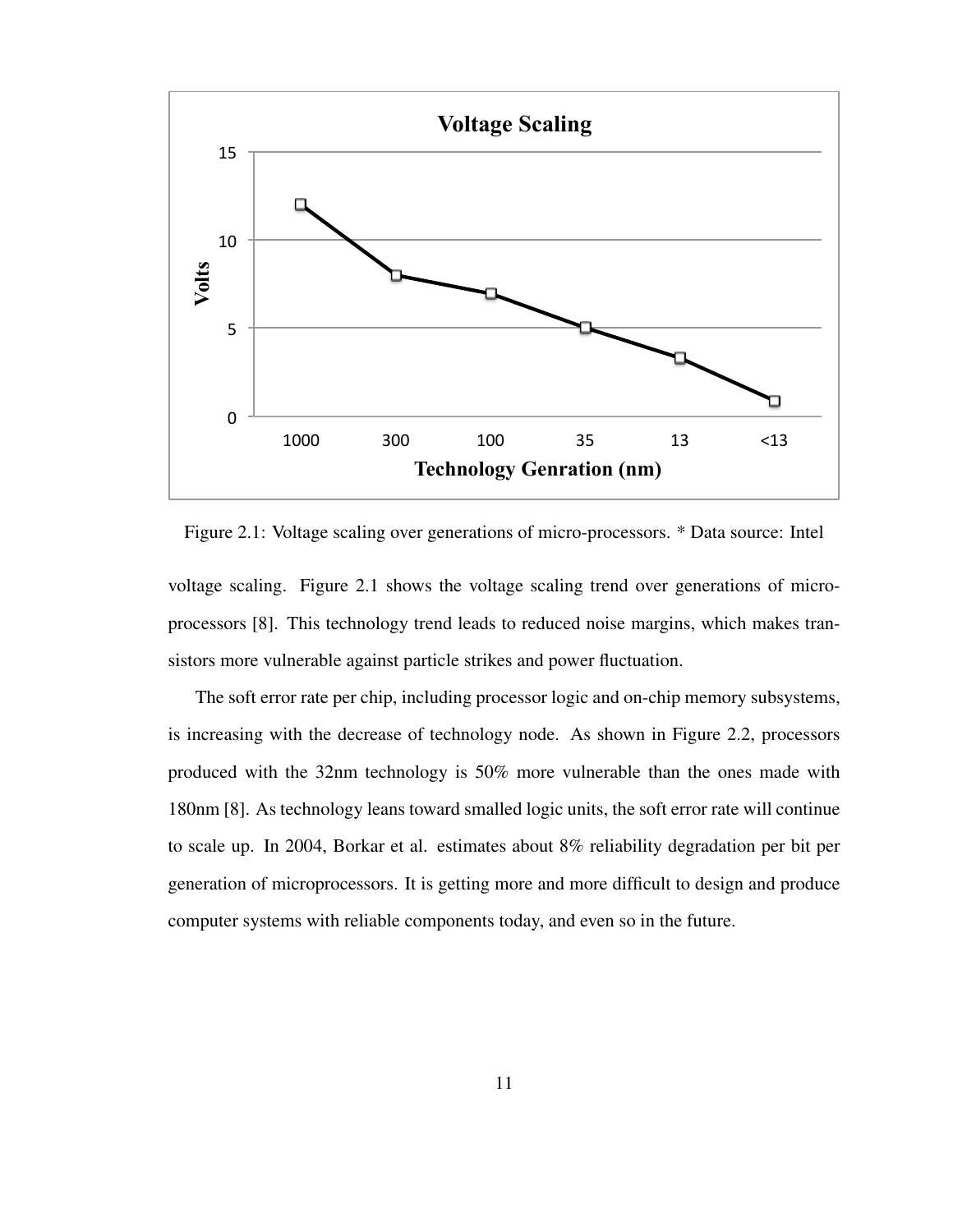Figure 2.1: Voltage scaling over generations of micro-processors. * Data source: Intel

voltage scaling. Figure 2.1 shows the voltage scaling trend over generations of micro-processors [8]. This technology trend leads to reduced noise margins, which makes transistors more vulnerable against particle strikes and power fluctuation.

The soft error rate per chip, including processor logic and on-chip memory subsystems, is increasing with the decrease of technology node. As shown in Figure 2.2, processors produced with the 32nm technology is 50% more vulnerable than the ones made with 180nm [8]. As technology leans toward smalled logic units, the soft error rate will continue to scale up. In 2004, Borkar et al. estimates about 8% reliability degradation per bit per generation of microprocessors. It is getting more and more difficult to design and produce computer systems with reliable components today, and even so in the future.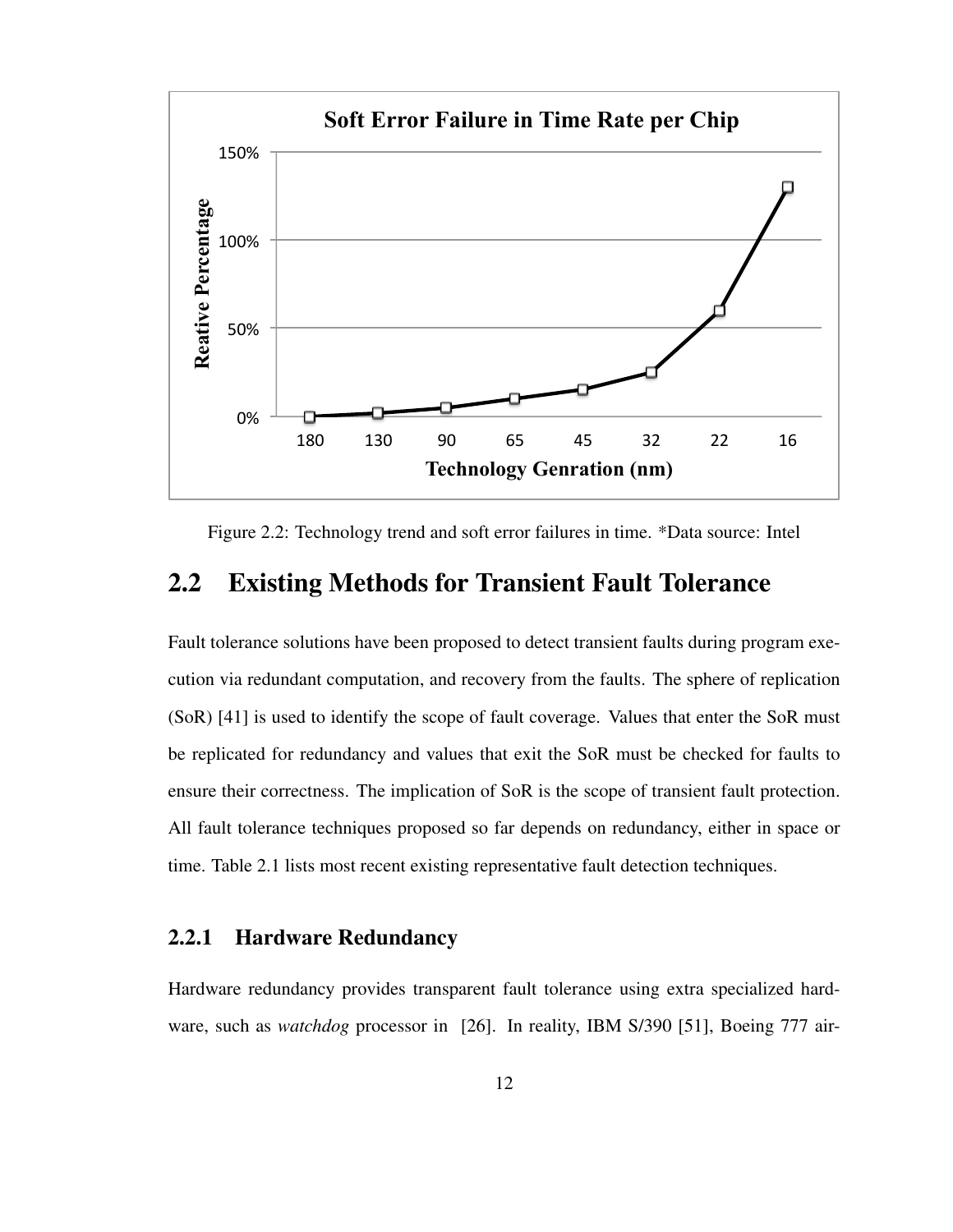Figure 2.2: Technology trend and soft error failures in time. *Data source: Intel

## 2.2 Existing Methods for Transient Fault Tolerance

Fault tolerance solutions have been proposed to detect transient faults during program execution via redundant computation, and recovery from the faults. The sphere of replication (SoR) [41] is used to identify the scope of fault coverage. Values that enter the SoR must be replicated for redundancy and values that exit the SoR must be checked for faults to ensure their correctness. The implication of SoR is the scope of transient fault protection. All fault tolerance techniques proposed so far depends on redundancy, either in space or time. Table 2.1 lists most recent existing representative fault detection techniques.

### 2.2.1 Hardware Redundancy

Hardware redundancy provides transparent fault tolerance using extra specialized hardware, such as *watchdog* processor in [26]. In reality, IBM S/390 [51], Boeing 777 air-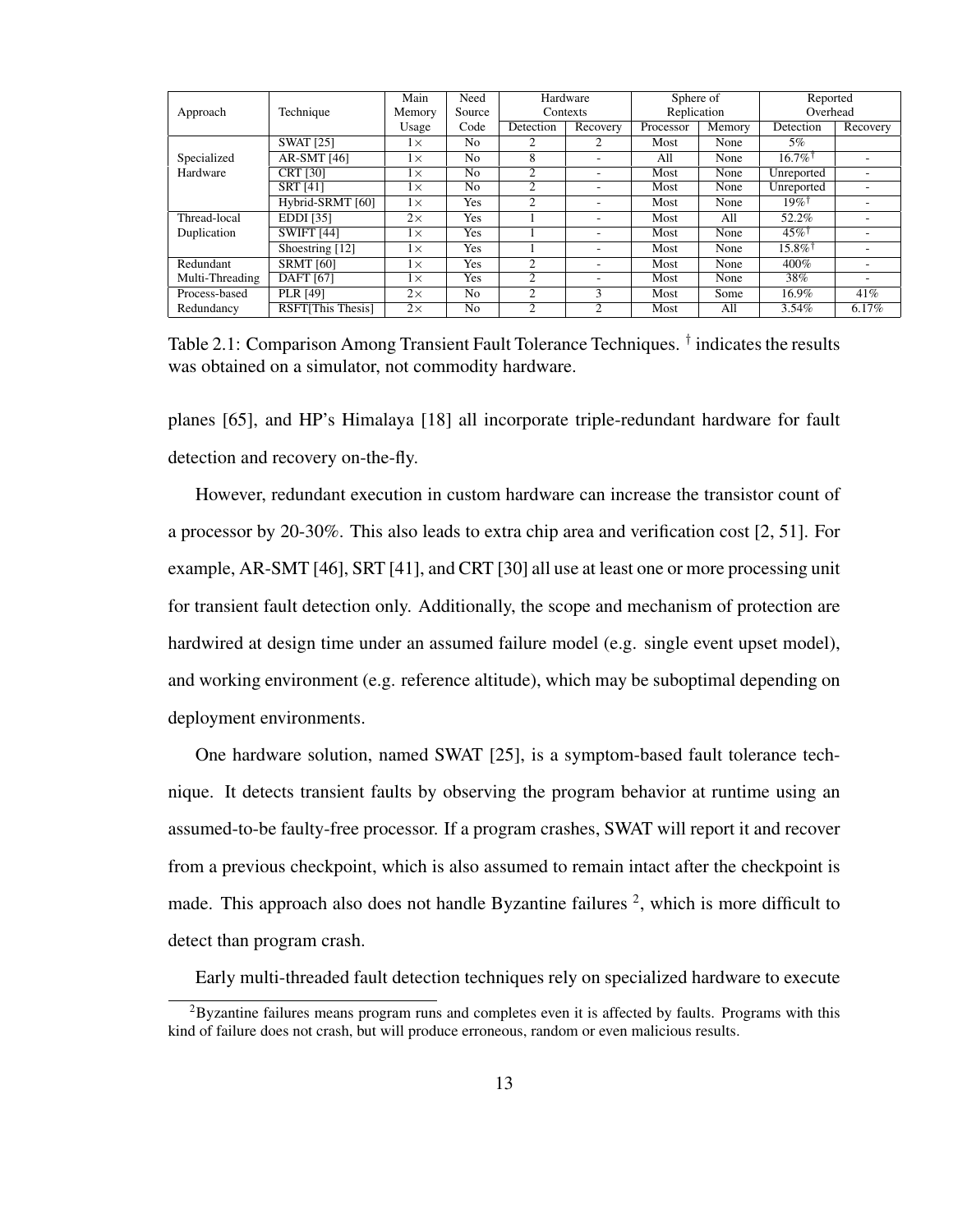| Approach | Technique | Main Memory Usage | Need Source Code | Hardware Contexts | | Sphere of Replication | | Reported Overhead | |
|---|---|---|---|---|---|---|---|---|---|
| | | | | Detection | Recovery | Processor | Memory | Detection | Recovery |
| Specialized Hardware | SWAT [25] | 1× | No | 2 | 2 | Most | None | 5% | |
| | AR-SMT [46] | 1× | No | 8 | - | All | None | 16.7%† | - |
| | CRT [30] | 1× | No | 2 | - | Most | None | Unreported | - |
| | SRT [41] | 1× | No | 2 | - | Most | None | Unreported | - |
| | Hybrid-SRMT [60] | 1× | Yes | 2 | - | Most | None | 19%† | - |
| Thread-local Duplication | EDDI [35] | 2× | Yes | 1 | - | Most | All | 52.2% | - |
| | SWIFT [44] | 1× | Yes | 1 | - | Most | None | 45%† | - |
| | Shoestring [12] | 1× | Yes | 1 | - | Most | None | 15.8%† | - |
| Redundant Multi-Threading | SRMT [60] | 1× | Yes | 2 | - | Most | None | 400% | - |
| | DAFT [67] | 1× | Yes | 2 | - | Most | None | 38% | - |
| Process-based Redundancy | PLR [49] | 2× | No | 2 | 3 | Most | Some | 16.9% | 41% |
| | RSFT[This Thesis] | 2× | No | 2 | 2 | Most | All | 3.54% | 6.17% |

Table 2.1: Comparison Among Transient Fault Tolerance Techniques. † indicates the results was obtained on a simulator, not commodity hardware.

planes [65], and HP's Himalaya [18] all incorporate triple-redundant hardware for fault detection and recovery on-the-fly.

However, redundant execution in custom hardware can increase the transistor count of a processor by 20-30%. This also leads to extra chip area and verification cost [2, 51]. For example, AR-SMT [46], SRT [41], and CRT [30] all use at least one or more processing unit for transient fault detection only. Additionally, the scope and mechanism of protection are hardwired at design time under an assumed failure model (e.g. single event upset model), and working environment (e.g. reference altitude), which may be suboptimal depending on deployment environments.

One hardware solution, named SWAT [25], is a symptom-based fault tolerance technique. It detects transient faults by observing the program behavior at runtime using an assumed-to-be faulty-free processor. If a program crashes, SWAT will report it and recover from a previous checkpoint, which is also assumed to remain intact after the checkpoint is made. This approach also does not handle Byzantine failures [2], which is more difficult to detect than program crash.

Early multi-threaded fault detection techniques rely on specialized hardware to execute

[2] Byzantine failures means program runs and completes even it is affected by faults. Programs with this kind of failure does not crash, but will produce erroneous, random or even malicious results.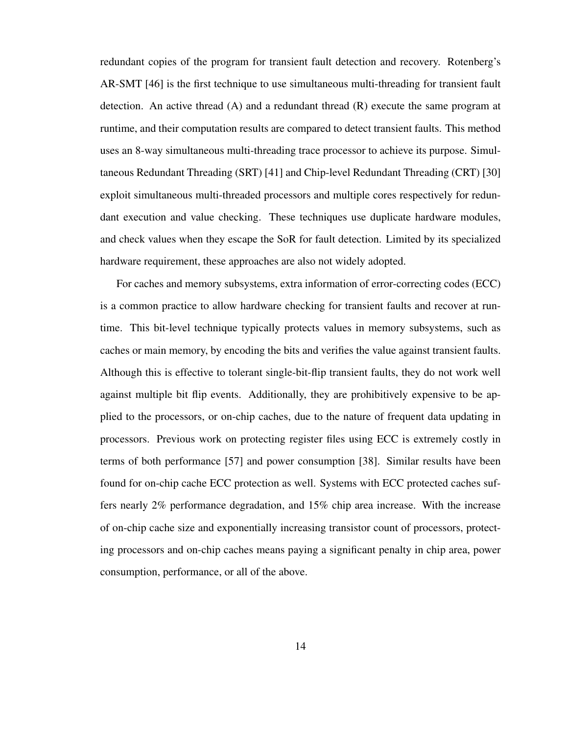redundant copies of the program for transient fault detection and recovery. Rotenberg's AR-SMT [46] is the first technique to use simultaneous multi-threading for transient fault detection. An active thread (A) and a redundant thread (R) execute the same program at runtime, and their computation results are compared to detect transient faults. This method uses an 8-way simultaneous multi-threading trace processor to achieve its purpose. Simultaneous Redundant Threading (SRT) [41] and Chip-level Redundant Threading (CRT) [30] exploit simultaneous multi-threaded processors and multiple cores respectively for redundant execution and value checking. These techniques use duplicate hardware modules, and check values when they escape the SoR for fault detection. Limited by its specialized hardware requirement, these approaches are also not widely adopted.

For caches and memory subsystems, extra information of error-correcting codes (ECC) is a common practice to allow hardware checking for transient faults and recover at runtime. This bit-level technique typically protects values in memory subsystems, such as caches or main memory, by encoding the bits and verifies the value against transient faults. Although this is effective to tolerant single-bit-flip transient faults, they do not work well against multiple bit flip events. Additionally, they are prohibitively expensive to be applied to the processors, or on-chip caches, due to the nature of frequent data updating in processors. Previous work on protecting register files using ECC is extremely costly in terms of both performance [57] and power consumption [38]. Similar results have been found for on-chip cache ECC protection as well. Systems with ECC protected caches suffers nearly 2% performance degradation, and 15% chip area increase. With the increase of on-chip cache size and exponentially increasing transistor count of processors, protecting processors and on-chip caches means paying a significant penalty in chip area, power consumption, performance, or all of the above.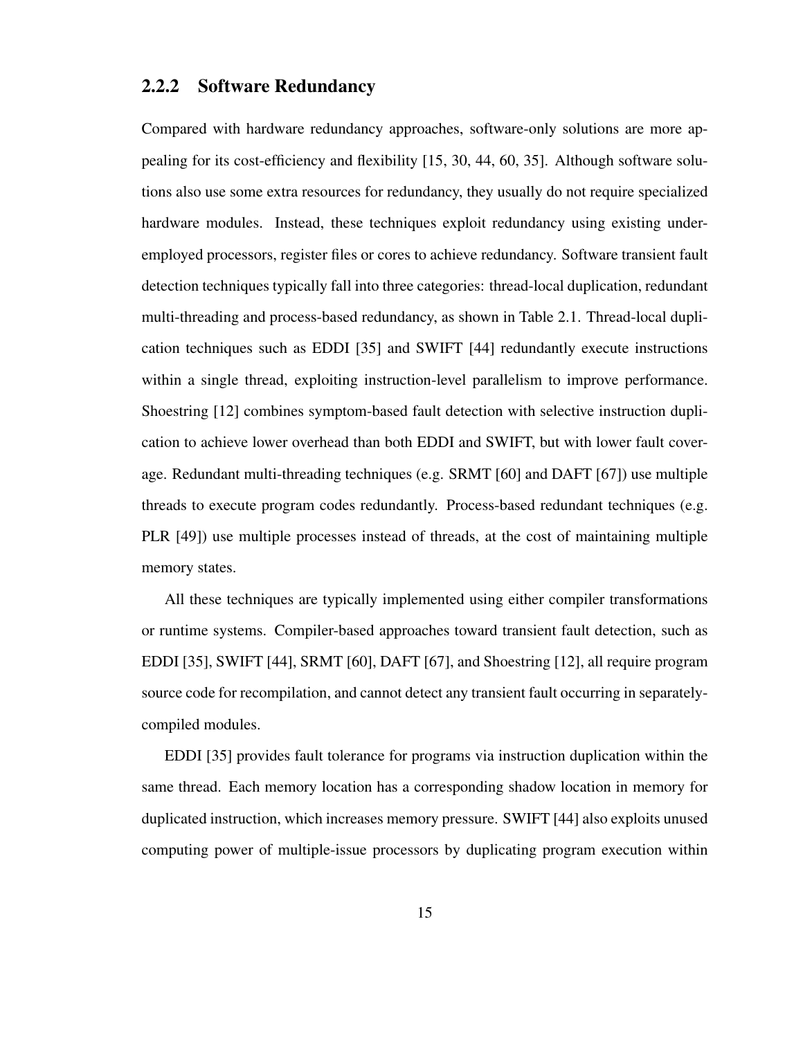### 2.2.2 Software Redundancy

Compared with hardware redundancy approaches, software-only solutions are more appealing for its cost-efficiency and flexibility [15, 30, 44, 60, 35]. Although software solutions also use some extra resources for redundancy, they usually do not require specialized hardware modules. Instead, these techniques exploit redundancy using existing under-employed processors, register files or cores to achieve redundancy. Software transient fault detection techniques typically fall into three categories: thread-local duplication, redundant multi-threading and process-based redundancy, as shown in Table 2.1. Thread-local duplication techniques such as EDDI [35] and SWIFT [44] redundantly execute instructions within a single thread, exploiting instruction-level parallelism to improve performance. Shoestring [12] combines symptom-based fault detection with selective instruction duplication to achieve lower overhead than both EDDI and SWIFT, but with lower fault coverage. Redundant multi-threading techniques (e.g. SRMT [60] and DAFT [67]) use multiple threads to execute program codes redundantly. Process-based redundant techniques (e.g. PLR [49]) use multiple processes instead of threads, at the cost of maintaining multiple memory states.

All these techniques are typically implemented using either compiler transformations or runtime systems. Compiler-based approaches toward transient fault detection, such as EDDI [35], SWIFT [44], SRMT [60], DAFT [67], and Shoestring [12], all require program source code for recompilation, and cannot detect any transient fault occurring in separately-compiled modules.

EDDI [35] provides fault tolerance for programs via instruction duplication within the same thread. Each memory location has a corresponding shadow location in memory for duplicated instruction, which increases memory pressure. SWIFT [44] also exploits unused computing power of multiple-issue processors by duplicating program execution within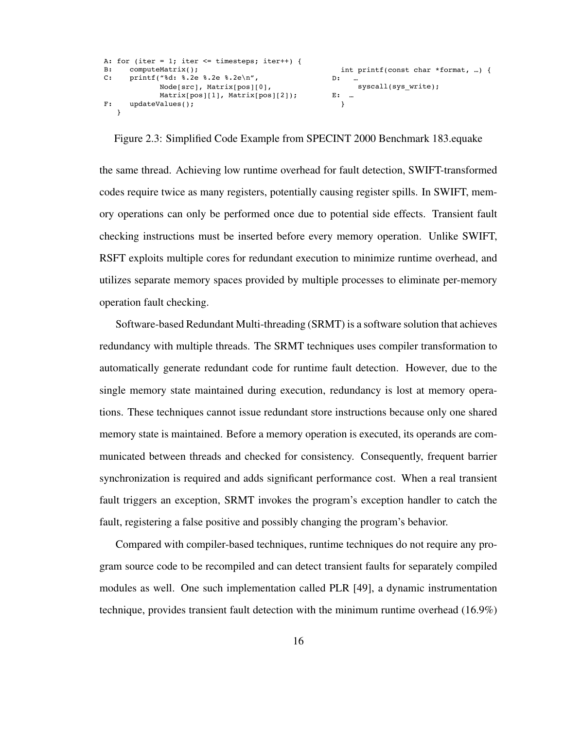```
A: for (iter = 1; iter <= timesteps; iter++) {
B:    computeMatrix();
C:    printf("%d: %.2e %.2e %.2e\n",
             Node[src], Matrix[pos][0],
             Matrix[pos][1], Matrix[pos][2]);
F:    updateValues();
   }
```

```
  int printf(const char *format, …) {
D:   …
     syscall(sys_write);
E:  …
  }
```

Figure 2.3: Simplified Code Example from SPECINT 2000 Benchmark 183.equake

the same thread. Achieving low runtime overhead for fault detection, SWIFT-transformed codes require twice as many registers, potentially causing register spills. In SWIFT, memory operations can only be performed once due to potential side effects. Transient fault checking instructions must be inserted before every memory operation. Unlike SWIFT, RSFT exploits multiple cores for redundant execution to minimize runtime overhead, and utilizes separate memory spaces provided by multiple processes to eliminate per-memory operation fault checking.

Software-based Redundant Multi-threading (SRMT) is a software solution that achieves redundancy with multiple threads. The SRMT techniques uses compiler transformation to automatically generate redundant code for runtime fault detection. However, due to the single memory state maintained during execution, redundancy is lost at memory operations. These techniques cannot issue redundant store instructions because only one shared memory state is maintained. Before a memory operation is executed, its operands are communicated between threads and checked for consistency. Consequently, frequent barrier synchronization is required and adds significant performance cost. When a real transient fault triggers an exception, SRMT invokes the program's exception handler to catch the fault, registering a false positive and possibly changing the program's behavior.

Compared with compiler-based techniques, runtime techniques do not require any program source code to be recompiled and can detect transient faults for separately compiled modules as well. One such implementation called PLR [49], a dynamic instrumentation technique, provides transient fault detection with the minimum runtime overhead (16.9%)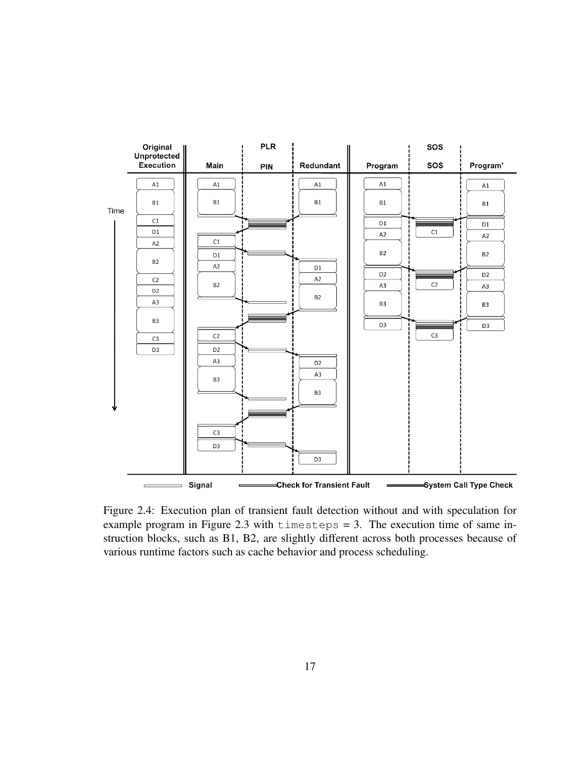Figure 2.4: Execution plan of transient fault detection without and with speculation for example program in Figure 2.3 with `timesteps` = 3. The execution time of same instruction blocks, such as B1, B2, are slightly different across both processes because of various runtime factors such as cache behavior and process scheduling.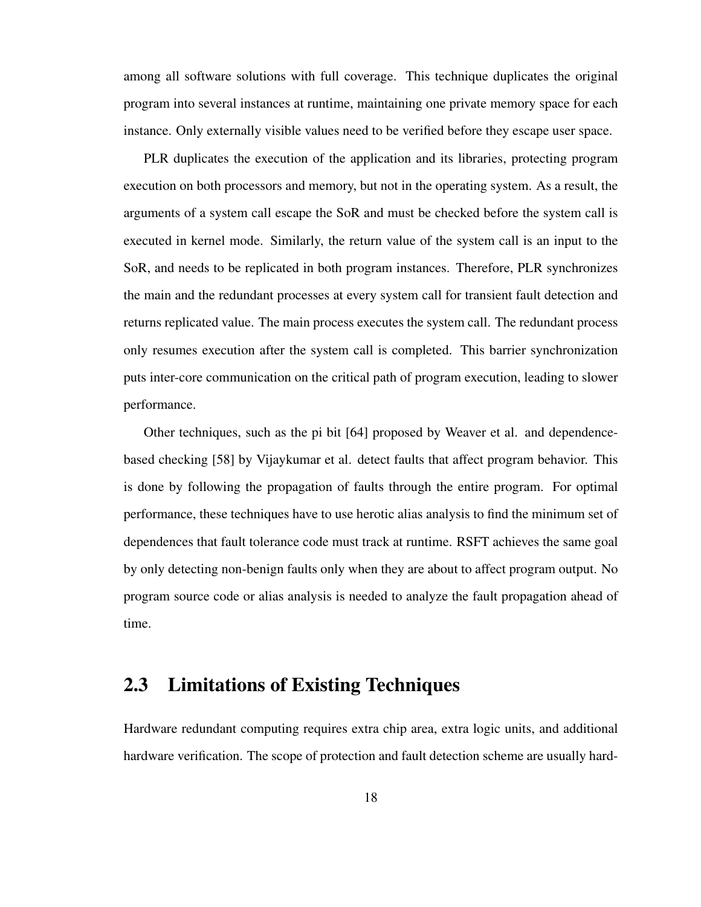among all software solutions with full coverage. This technique duplicates the original program into several instances at runtime, maintaining one private memory space for each instance. Only externally visible values need to be verified before they escape user space.

PLR duplicates the execution of the application and its libraries, protecting program execution on both processors and memory, but not in the operating system. As a result, the arguments of a system call escape the SoR and must be checked before the system call is executed in kernel mode. Similarly, the return value of the system call is an input to the SoR, and needs to be replicated in both program instances. Therefore, PLR synchronizes the main and the redundant processes at every system call for transient fault detection and returns replicated value. The main process executes the system call. The redundant process only resumes execution after the system call is completed. This barrier synchronization puts inter-core communication on the critical path of program execution, leading to slower performance.

Other techniques, such as the pi bit [64] proposed by Weaver et al. and dependence-based checking [58] by Vijaykumar et al. detect faults that affect program behavior. This is done by following the propagation of faults through the entire program. For optimal performance, these techniques have to use herotic alias analysis to find the minimum set of dependences that fault tolerance code must track at runtime. RSFT achieves the same goal by only detecting non-benign faults only when they are about to affect program output. No program source code or alias analysis is needed to analyze the fault propagation ahead of time.

## 2.3 Limitations of Existing Techniques

Hardware redundant computing requires extra chip area, extra logic units, and additional hardware verification. The scope of protection and fault detection scheme are usually hard-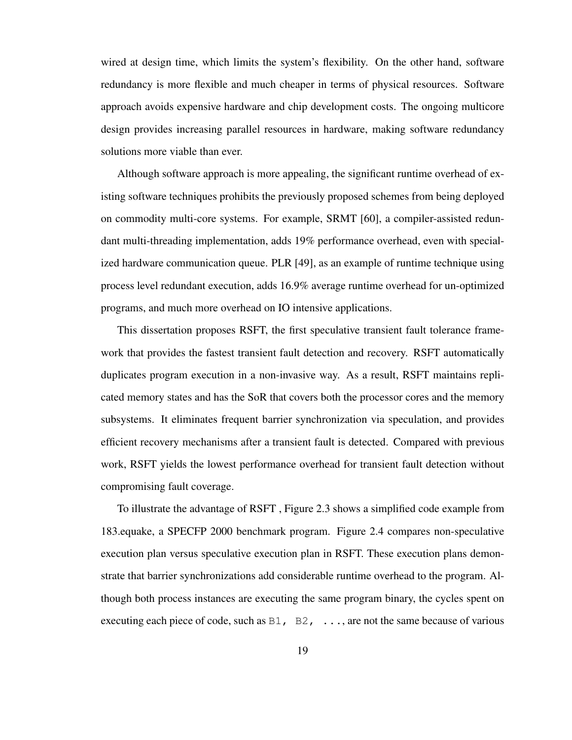wired at design time, which limits the system's flexibility. On the other hand, software redundancy is more flexible and much cheaper in terms of physical resources. Software approach avoids expensive hardware and chip development costs. The ongoing multicore design provides increasing parallel resources in hardware, making software redundancy solutions more viable than ever.

Although software approach is more appealing, the significant runtime overhead of existing software techniques prohibits the previously proposed schemes from being deployed on commodity multi-core systems. For example, SRMT [60], a compiler-assisted redundant multi-threading implementation, adds 19% performance overhead, even with specialized hardware communication queue. PLR [49], as an example of runtime technique using process level redundant execution, adds 16.9% average runtime overhead for un-optimized programs, and much more overhead on IO intensive applications.

This dissertation proposes RSFT, the first speculative transient fault tolerance framework that provides the fastest transient fault detection and recovery. RSFT automatically duplicates program execution in a non-invasive way. As a result, RSFT maintains replicated memory states and has the SoR that covers both the processor cores and the memory subsystems. It eliminates frequent barrier synchronization via speculation, and provides efficient recovery mechanisms after a transient fault is detected. Compared with previous work, RSFT yields the lowest performance overhead for transient fault detection without compromising fault coverage.

To illustrate the advantage of RSFT , Figure 2.3 shows a simplified code example from 183.equake, a SPECFP 2000 benchmark program. Figure 2.4 compares non-speculative execution plan versus speculative execution plan in RSFT. These execution plans demonstrate that barrier synchronizations add considerable runtime overhead to the program. Although both process instances are executing the same program binary, the cycles spent on executing each piece of code, such as `B1, B2, ...`, are not the same because of various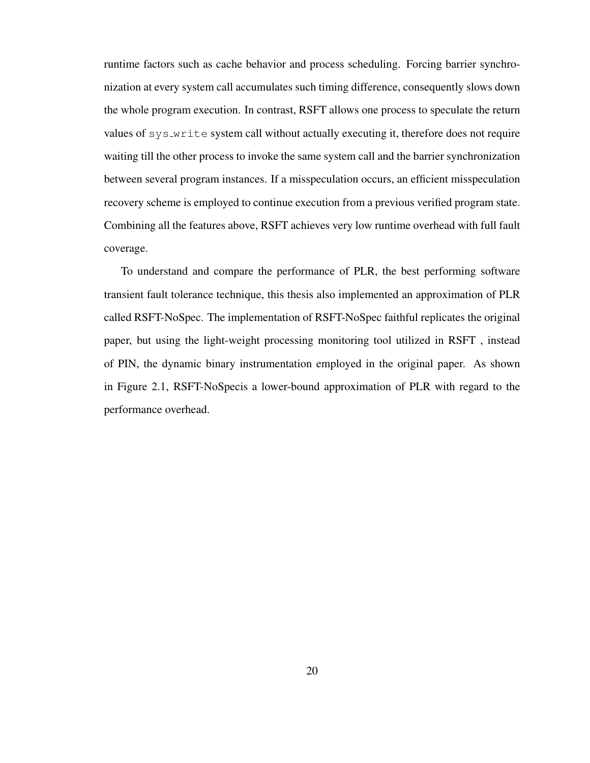runtime factors such as cache behavior and process scheduling. Forcing barrier synchronization at every system call accumulates such timing difference, consequently slows down the whole program execution. In contrast, RSFT allows one process to speculate the return values of `sys_write` system call without actually executing it, therefore does not require waiting till the other process to invoke the same system call and the barrier synchronization between several program instances. If a misspeculation occurs, an efficient misspeculation recovery scheme is employed to continue execution from a previous verified program state. Combining all the features above, RSFT achieves very low runtime overhead with full fault coverage.

To understand and compare the performance of PLR, the best performing software transient fault tolerance technique, this thesis also implemented an approximation of PLR called RSFT-NoSpec. The implementation of RSFT-NoSpec faithful replicates the original paper, but using the light-weight processing monitoring tool utilized in RSFT , instead of PIN, the dynamic binary instrumentation employed in the original paper. As shown in Figure 2.1, RSFT-NoSpecis a lower-bound approximation of PLR with regard to the performance overhead.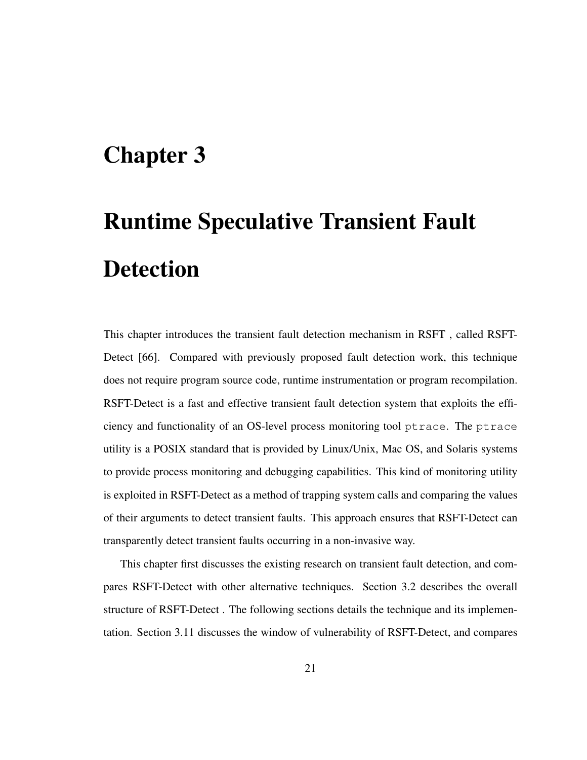# Chapter 3

# Runtime Speculative Transient Fault Detection

This chapter introduces the transient fault detection mechanism in RSFT , called RSFT-Detect [66]. Compared with previously proposed fault detection work, this technique does not require program source code, runtime instrumentation or program recompilation. RSFT-Detect is a fast and effective transient fault detection system that exploits the efficiency and functionality of an OS-level process monitoring tool `ptrace`. The `ptrace` utility is a POSIX standard that is provided by Linux/Unix, Mac OS, and Solaris systems to provide process monitoring and debugging capabilities. This kind of monitoring utility is exploited in RSFT-Detect as a method of trapping system calls and comparing the values of their arguments to detect transient faults. This approach ensures that RSFT-Detect can transparently detect transient faults occurring in a non-invasive way.

This chapter first discusses the existing research on transient fault detection, and compares RSFT-Detect with other alternative techniques. Section 3.2 describes the overall structure of RSFT-Detect . The following sections details the technique and its implementation. Section 3.11 discusses the window of vulnerability of RSFT-Detect, and compares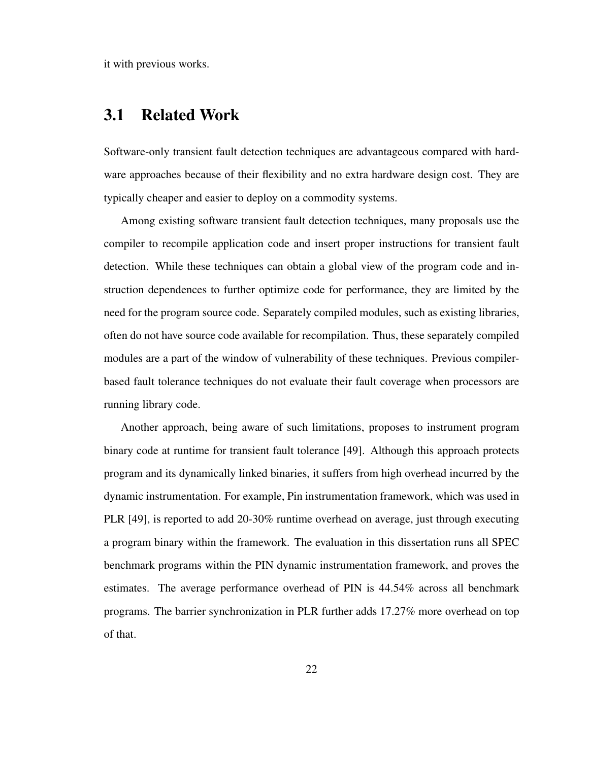it with previous works.

## 3.1 Related Work

Software-only transient fault detection techniques are advantageous compared with hardware approaches because of their flexibility and no extra hardware design cost. They are typically cheaper and easier to deploy on a commodity systems.

Among existing software transient fault detection techniques, many proposals use the compiler to recompile application code and insert proper instructions for transient fault detection. While these techniques can obtain a global view of the program code and instruction dependences to further optimize code for performance, they are limited by the need for the program source code. Separately compiled modules, such as existing libraries, often do not have source code available for recompilation. Thus, these separately compiled modules are a part of the window of vulnerability of these techniques. Previous compiler-based fault tolerance techniques do not evaluate their fault coverage when processors are running library code.

Another approach, being aware of such limitations, proposes to instrument program binary code at runtime for transient fault tolerance [49]. Although this approach protects program and its dynamically linked binaries, it suffers from high overhead incurred by the dynamic instrumentation. For example, Pin instrumentation framework, which was used in PLR [49], is reported to add 20-30% runtime overhead on average, just through executing a program binary within the framework. The evaluation in this dissertation runs all SPEC benchmark programs within the PIN dynamic instrumentation framework, and proves the estimates. The average performance overhead of PIN is 44.54% across all benchmark programs. The barrier synchronization in PLR further adds 17.27% more overhead on top of that.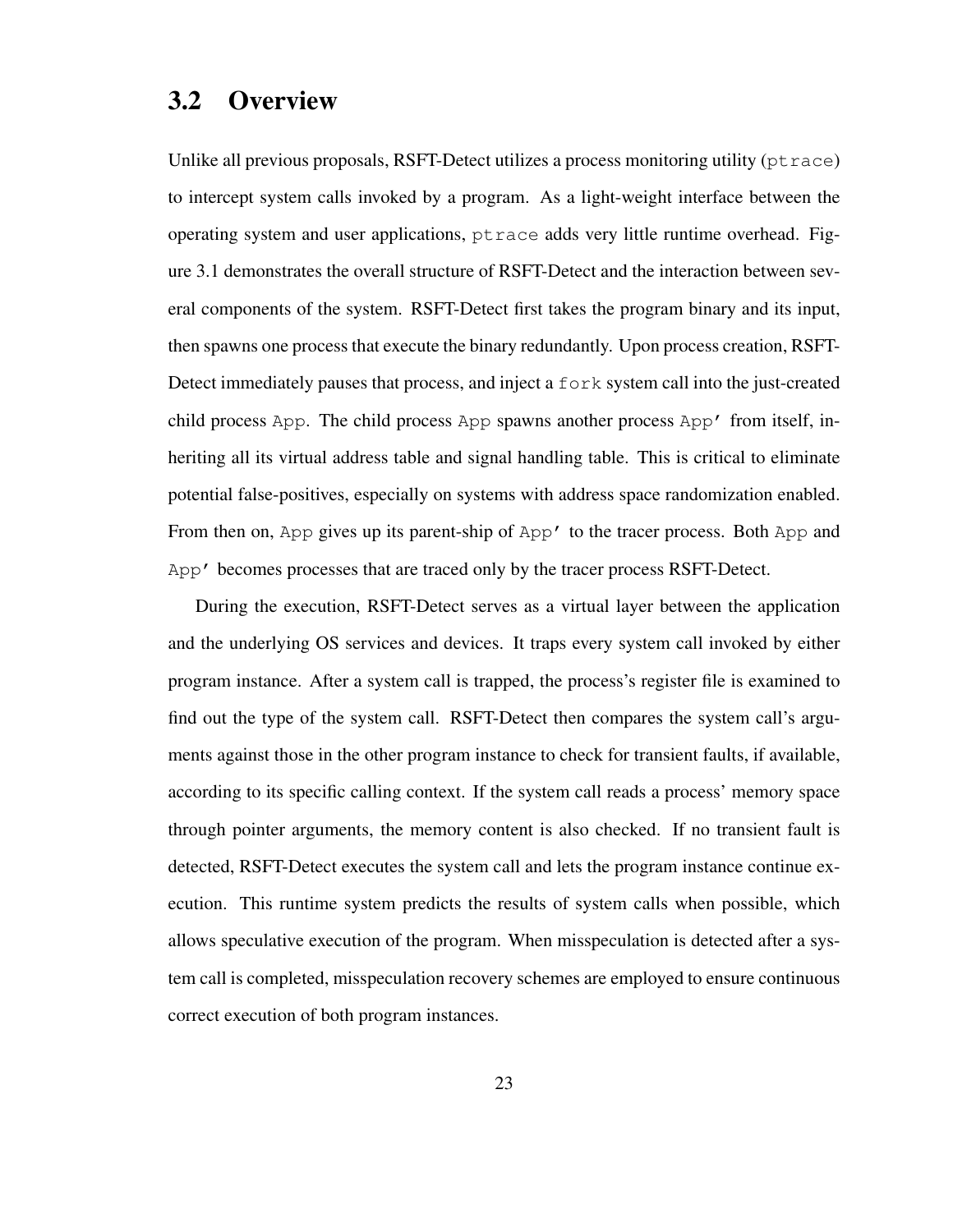## 3.2 Overview

Unlike all previous proposals, RSFT-Detect utilizes a process monitoring utility (`ptrace`) to intercept system calls invoked by a program. As a light-weight interface between the operating system and user applications, `ptrace` adds very little runtime overhead. Figure 3.1 demonstrates the overall structure of RSFT-Detect and the interaction between several components of the system. RSFT-Detect first takes the program binary and its input, then spawns one process that execute the binary redundantly. Upon process creation, RSFT-Detect immediately pauses that process, and inject a `fork` system call into the just-created child process `App`. The child process `App` spawns another process `App'` from itself, inheriting all its virtual address table and signal handling table. This is critical to eliminate potential false-positives, especially on systems with address space randomization enabled. From then on, `App` gives up its parent-ship of `App'` to the tracer process. Both `App` and `App'` becomes processes that are traced only by the tracer process RSFT-Detect.

During the execution, RSFT-Detect serves as a virtual layer between the application and the underlying OS services and devices. It traps every system call invoked by either program instance. After a system call is trapped, the process's register file is examined to find out the type of the system call. RSFT-Detect then compares the system call's arguments against those in the other program instance to check for transient faults, if available, according to its specific calling context. If the system call reads a process' memory space through pointer arguments, the memory content is also checked. If no transient fault is detected, RSFT-Detect executes the system call and lets the program instance continue execution. This runtime system predicts the results of system calls when possible, which allows speculative execution of the program. When misspeculation is detected after a system call is completed, misspeculation recovery schemes are employed to ensure continuous correct execution of both program instances.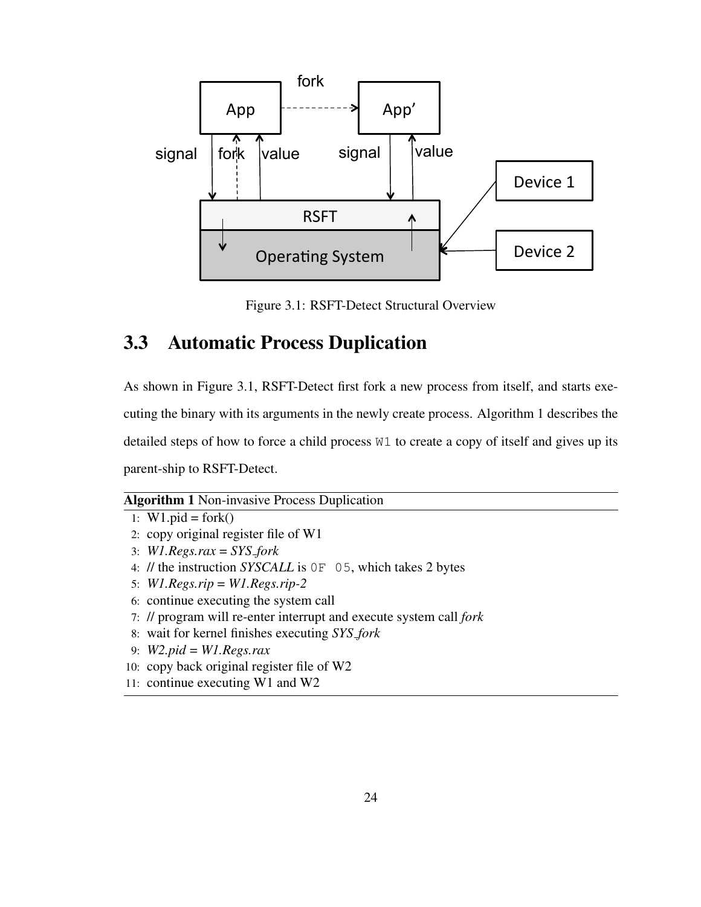Figure 3.1: RSFT-Detect Structural Overview

## 3.3 Automatic Process Duplication

As shown in Figure 3.1, RSFT-Detect first fork a new process from itself, and starts executing the binary with its arguments in the newly create process. Algorithm 1 describes the detailed steps of how to force a child process `W1` to create a copy of itself and gives up its parent-ship to RSFT-Detect.

**Algorithm 1** Non-invasive Process Duplication

1: W1.pid = fork()
2: copy original register file of W1
3: *W1.Regs.rax = SYS_fork*
4: // the instruction *SYSCALL* is `0F 05`, which takes 2 bytes
5: *W1.Regs.rip = W1.Regs.rip-2*
6: continue executing the system call
7: // program will re-enter interrupt and execute system call *fork*
8: wait for kernel finishes executing *SYS_fork*
9: *W2.pid = W1.Regs.rax*
10: copy back original register file of W2
11: continue executing W1 and W2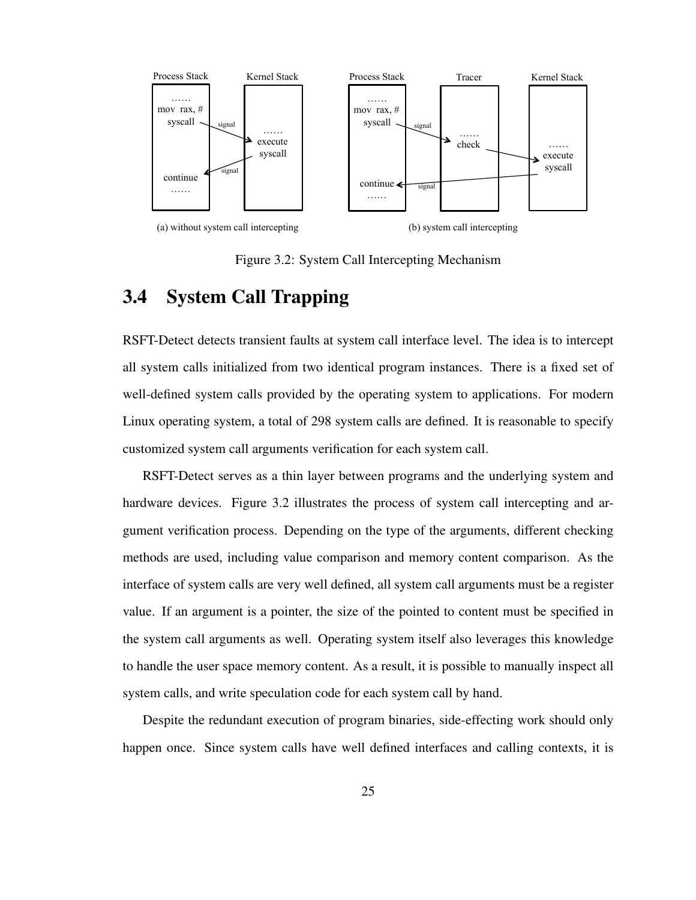Figure 3.2: System Call Intercepting Mechanism

## 3.4 System Call Trapping

RSFT-Detect detects transient faults at system call interface level. The idea is to intercept all system calls initialized from two identical program instances. There is a fixed set of well-defined system calls provided by the operating system to applications. For modern Linux operating system, a total of 298 system calls are defined. It is reasonable to specify customized system call arguments verification for each system call.

RSFT-Detect serves as a thin layer between programs and the underlying system and hardware devices. Figure 3.2 illustrates the process of system call intercepting and argument verification process. Depending on the type of the arguments, different checking methods are used, including value comparison and memory content comparison. As the interface of system calls are very well defined, all system call arguments must be a register value. If an argument is a pointer, the size of the pointed to content must be specified in the system call arguments as well. Operating system itself also leverages this knowledge to handle the user space memory content. As a result, it is possible to manually inspect all system calls, and write speculation code for each system call by hand.

Despite the redundant execution of program binaries, side-effecting work should only happen once. Since system calls have well defined interfaces and calling contexts, it is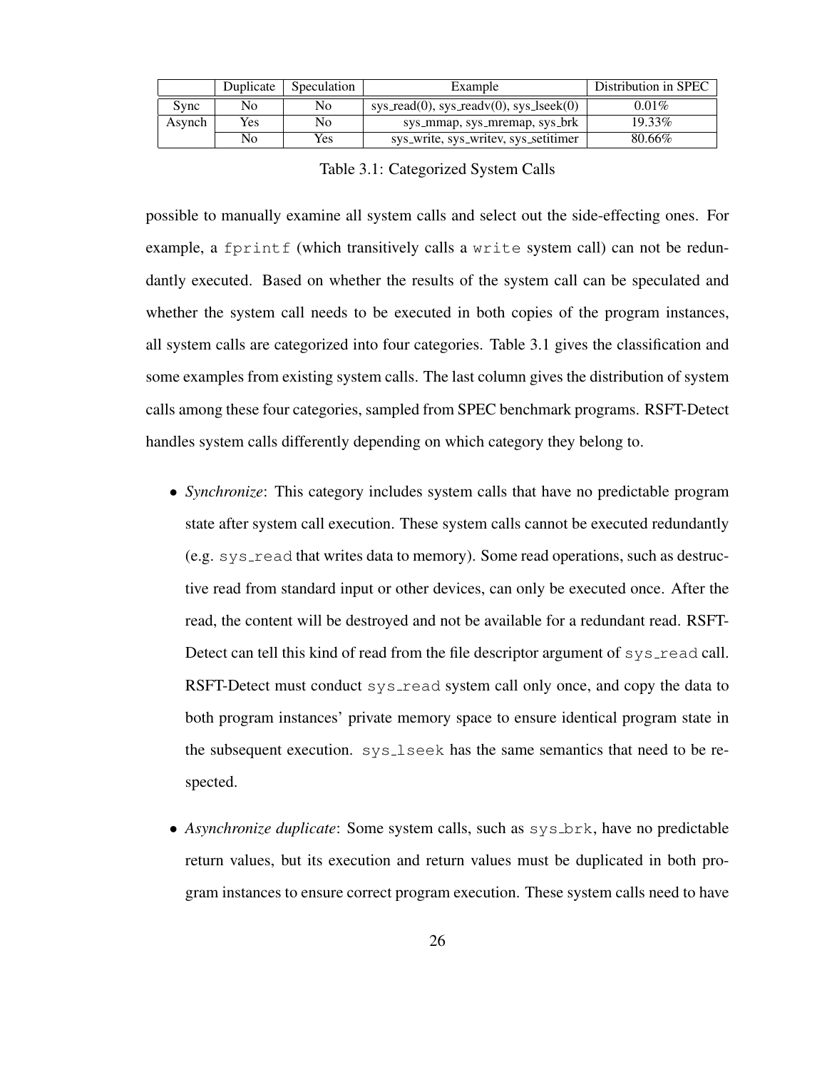|  | Duplicate | Speculation | Example | Distribution in SPEC |
| --- | --- | --- | --- | --- |
| Sync | No | No | sys_read(0), sys_readv(0), sys_lseek(0) | 0.01% |
| Asynch | Yes | No | sys_mmap, sys_mremap, sys_brk | 19.33% |
|  | No | Yes | sys_write, sys_writev, sys_setitimer | 80.66% |

Table 3.1: Categorized System Calls

possible to manually examine all system calls and select out the side-effecting ones. For example, a `fprintf` (which transitively calls a `write` system call) can not be redundantly executed. Based on whether the results of the system call can be speculated and whether the system call needs to be executed in both copies of the program instances, all system calls are categorized into four categories. Table 3.1 gives the classification and some examples from existing system calls. The last column gives the distribution of system calls among these four categories, sampled from SPEC benchmark programs. RSFT-Detect handles system calls differently depending on which category they belong to.

- *Synchronize*: This category includes system calls that have no predictable program state after system call execution. These system calls cannot be executed redundantly (e.g. `sys_read` that writes data to memory). Some read operations, such as destructive read from standard input or other devices, can only be executed once. After the read, the content will be destroyed and not be available for a redundant read. RSFT-Detect can tell this kind of read from the file descriptor argument of `sys_read` call. RSFT-Detect must conduct `sys_read` system call only once, and copy the data to both program instances' private memory space to ensure identical program state in the subsequent execution. `sys_lseek` has the same semantics that need to be respected.

- *Asynchronize duplicate*: Some system calls, such as `sys_brk`, have no predictable return values, but its execution and return values must be duplicated in both program instances to ensure correct program execution. These system calls need to have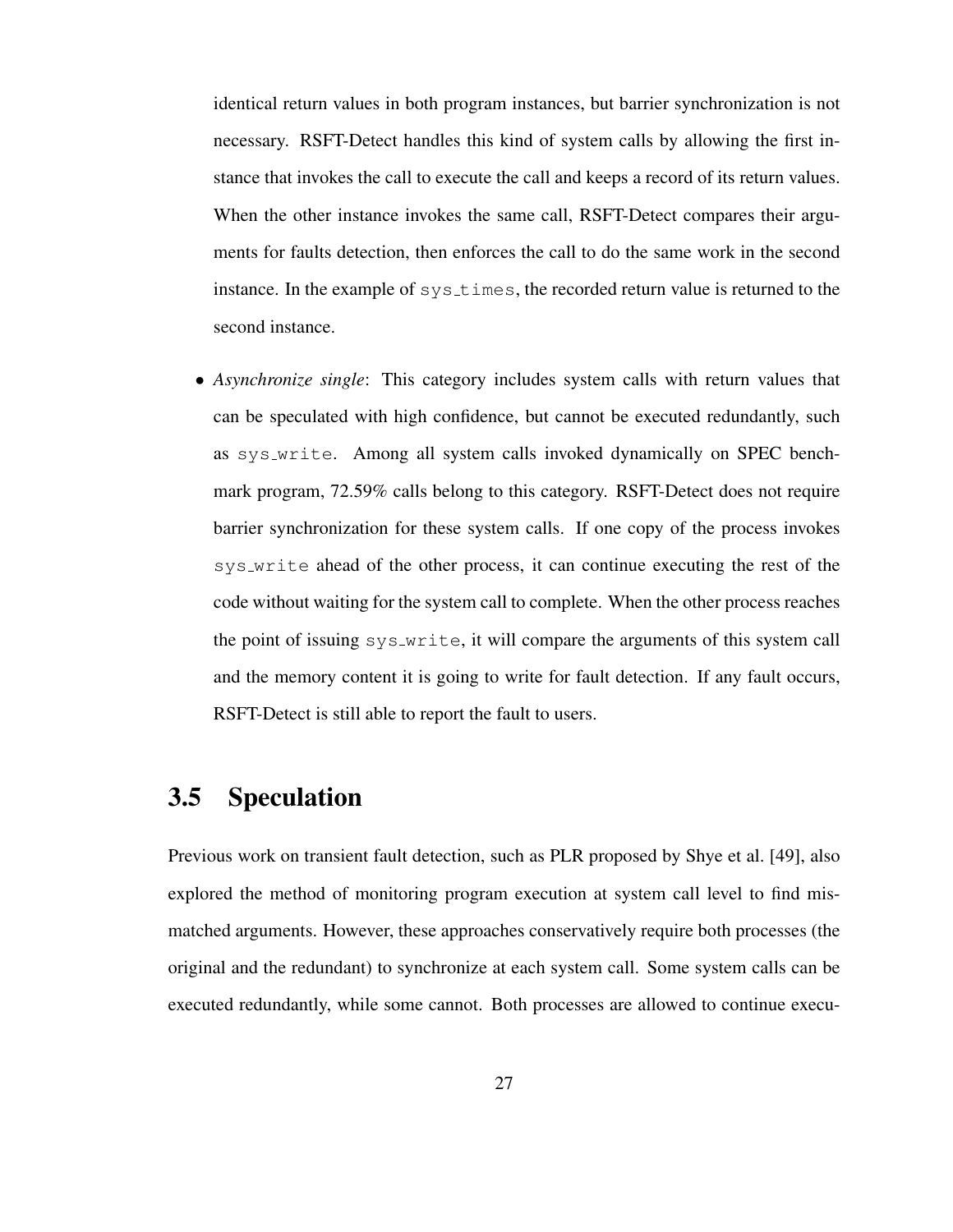identical return values in both program instances, but barrier synchronization is not necessary. RSFT-Detect handles this kind of system calls by allowing the first instance that invokes the call to execute the call and keeps a record of its return values. When the other instance invokes the same call, RSFT-Detect compares their arguments for faults detection, then enforces the call to do the same work in the second instance. In the example of `sys_times`, the recorded return value is returned to the second instance.

- *Asynchronize single*: This category includes system calls with return values that can be speculated with high confidence, but cannot be executed redundantly, such as `sys_write`. Among all system calls invoked dynamically on SPEC benchmark program, 72.59% calls belong to this category. RSFT-Detect does not require barrier synchronization for these system calls. If one copy of the process invokes `sys_write` ahead of the other process, it can continue executing the rest of the code without waiting for the system call to complete. When the other process reaches the point of issuing `sys_write`, it will compare the arguments of this system call and the memory content it is going to write for fault detection. If any fault occurs, RSFT-Detect is still able to report the fault to users.

## 3.5 Speculation

Previous work on transient fault detection, such as PLR proposed by Shye et al. [49], also explored the method of monitoring program execution at system call level to find mismatched arguments. However, these approaches conservatively require both processes (the original and the redundant) to synchronize at each system call. Some system calls can be executed redundantly, while some cannot. Both processes are allowed to continue execu-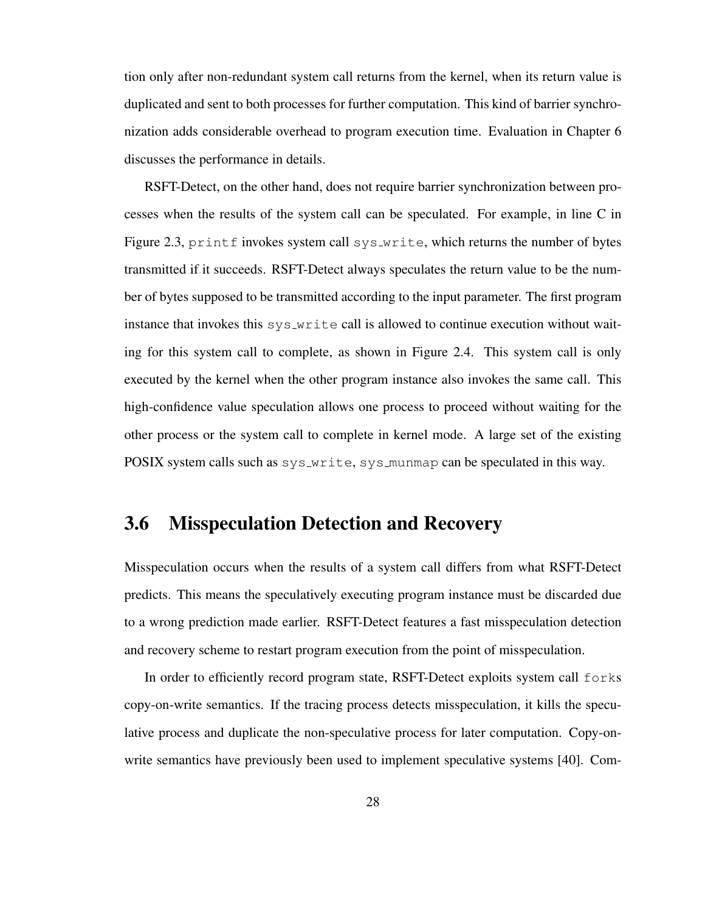tion only after non-redundant system call returns from the kernel, when its return value is duplicated and sent to both processes for further computation. This kind of barrier synchronization adds considerable overhead to program execution time. Evaluation in Chapter 6 discusses the performance in details.

RSFT-Detect, on the other hand, does not require barrier synchronization between processes when the results of the system call can be speculated. For example, in line C in Figure 2.3, `printf` invokes system call `sys_write`, which returns the number of bytes transmitted if it succeeds. RSFT-Detect always speculates the return value to be the number of bytes supposed to be transmitted according to the input parameter. The first program instance that invokes this `sys_write` call is allowed to continue execution without waiting for this system call to complete, as shown in Figure 2.4. This system call is only executed by the kernel when the other program instance also invokes the same call. This high-confidence value speculation allows one process to proceed without waiting for the other process or the system call to complete in kernel mode. A large set of the existing POSIX system calls such as `sys_write`, `sys_munmap` can be speculated in this way.

## 3.6 Misspeculation Detection and Recovery

Misspeculation occurs when the results of a system call differs from what RSFT-Detect predicts. This means the speculatively executing program instance must be discarded due to a wrong prediction made earlier. RSFT-Detect features a fast misspeculation detection and recovery scheme to restart program execution from the point of misspeculation.

In order to efficiently record program state, RSFT-Detect exploits system call `forks` copy-on-write semantics. If the tracing process detects misspeculation, it kills the speculative process and duplicate the non-speculative process for later computation. Copy-on-write semantics have previously been used to implement speculative systems [40]. Com-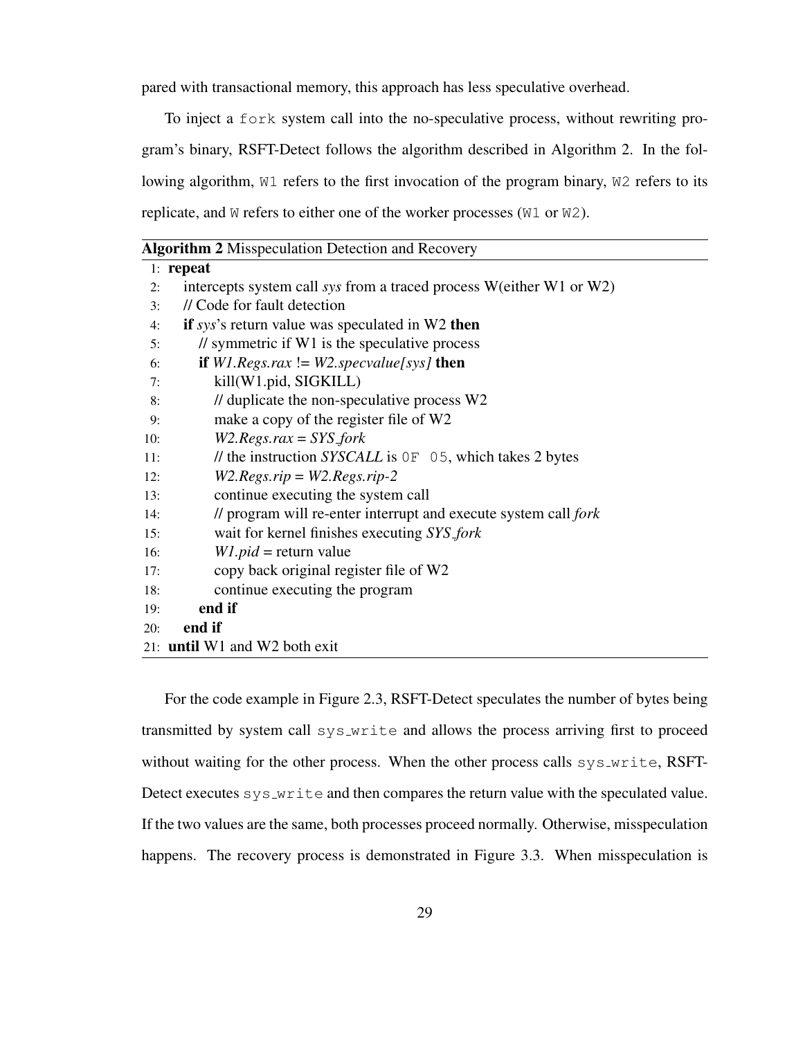pared with transactional memory, this approach has less speculative overhead.

To inject a `fork` system call into the no-speculative process, without rewriting program's binary, RSFT-Detect follows the algorithm described in Algorithm 2. In the following algorithm, `W1` refers to the first invocation of the program binary, `W2` refers to its replicate, and `W` refers to either one of the worker processes (`W1` or `W2`).

**Algorithm 2** Misspeculation Detection and Recovery

```
 1: repeat
 2:     intercepts system call sys from a traced process W(either W1 or W2)
 3:     // Code for fault detection
 4:     if sys's return value was speculated in W2 then
 5:         // symmetric if W1 is the speculative process
 6:         if W1.Regs.rax != W2.specvalue[sys] then
 7:             kill(W1.pid, SIGKILL)
 8:             // duplicate the non-speculative process W2
 9:             make a copy of the register file of W2
10:             W2.Regs.rax = SYS_fork
11:             // the instruction SYSCALL is 0F 05, which takes 2 bytes
12:             W2.Regs.rip = W2.Regs.rip-2
13:             continue executing the system call
14:             // program will re-enter interrupt and execute system call fork
15:             wait for kernel finishes executing SYS_fork
16:             W1.pid = return value
17:             copy back original register file of W2
18:             continue executing the program
19:         end if
20:     end if
21: until W1 and W2 both exit
```

For the code example in Figure 2.3, RSFT-Detect speculates the number of bytes being transmitted by system call `sys_write` and allows the process arriving first to proceed without waiting for the other process. When the other process calls `sys_write`, RSFT-Detect executes `sys_write` and then compares the return value with the speculated value. If the two values are the same, both processes proceed normally. Otherwise, misspeculation happens. The recovery process is demonstrated in Figure 3.3. When misspeculation is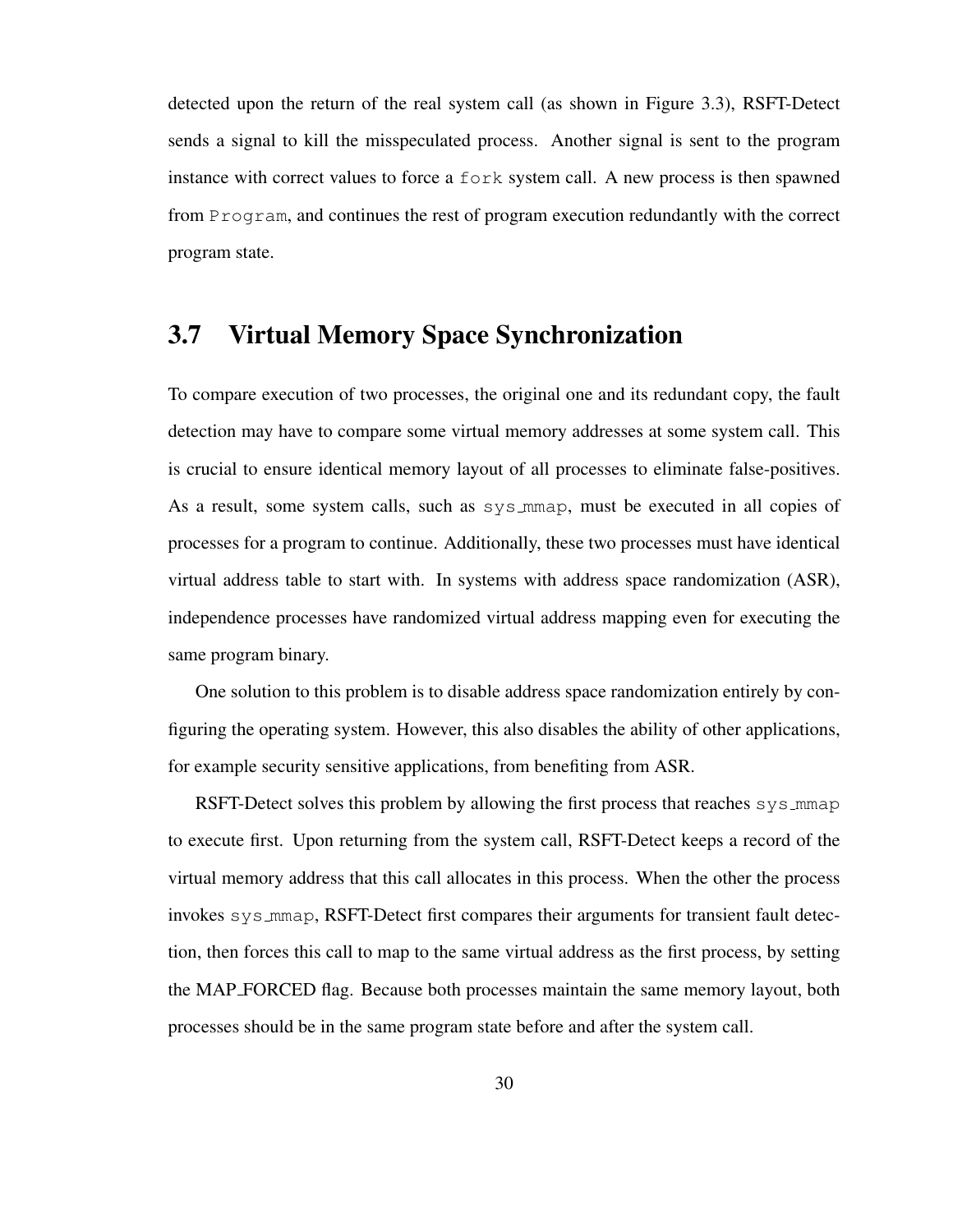detected upon the return of the real system call (as shown in Figure 3.3), RSFT-Detect sends a signal to kill the misspeculated process. Another signal is sent to the program instance with correct values to force a `fork` system call. A new process is then spawned from `Program`, and continues the rest of program execution redundantly with the correct program state.

## 3.7 Virtual Memory Space Synchronization

To compare execution of two processes, the original one and its redundant copy, the fault detection may have to compare some virtual memory addresses at some system call. This is crucial to ensure identical memory layout of all processes to eliminate false-positives. As a result, some system calls, such as `sys_mmap`, must be executed in all copies of processes for a program to continue. Additionally, these two processes must have identical virtual address table to start with. In systems with address space randomization (ASR), independence processes have randomized virtual address mapping even for executing the same program binary.

One solution to this problem is to disable address space randomization entirely by configuring the operating system. However, this also disables the ability of other applications, for example security sensitive applications, from benefiting from ASR.

RSFT-Detect solves this problem by allowing the first process that reaches `sys_mmap` to execute first. Upon returning from the system call, RSFT-Detect keeps a record of the virtual memory address that this call allocates in this process. When the other the process invokes `sys_mmap`, RSFT-Detect first compares their arguments for transient fault detection, then forces this call to map to the same virtual address as the first process, by setting the MAP_FORCED flag. Because both processes maintain the same memory layout, both processes should be in the same program state before and after the system call.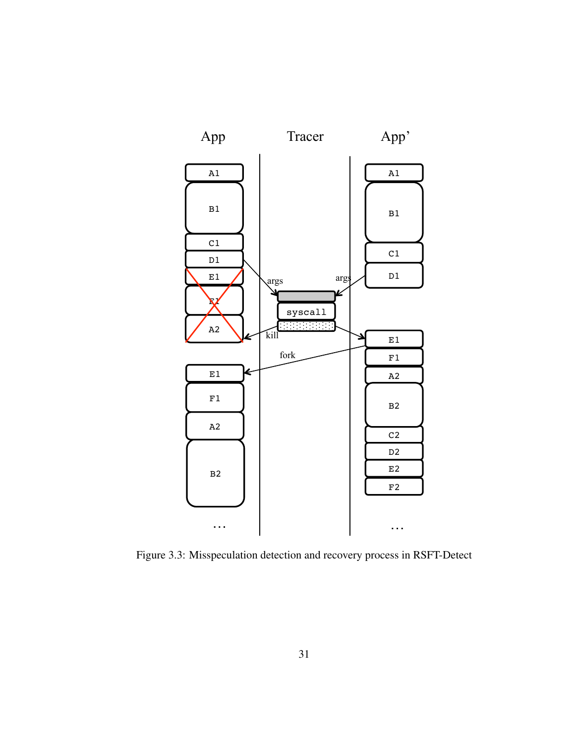Figure 3.3: Misspeculation detection and recovery process in RSFT-Detect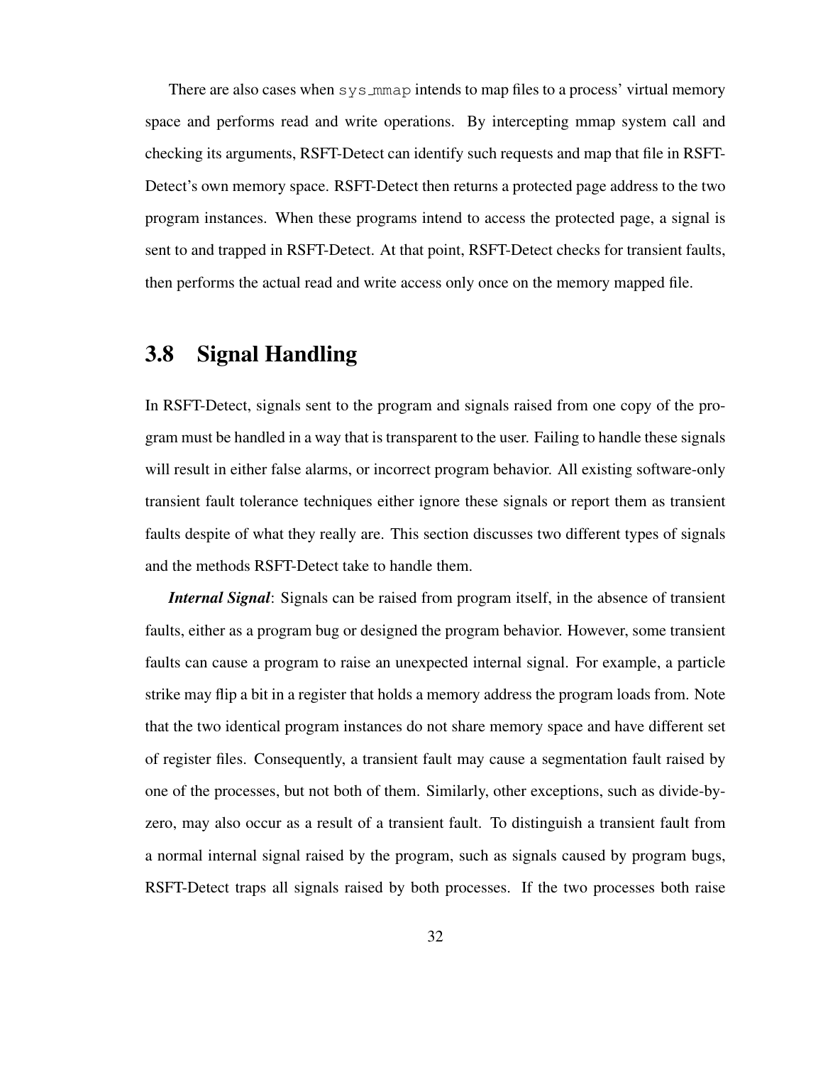There are also cases when `sys_mmap` intends to map files to a process' virtual memory space and performs read and write operations. By intercepting mmap system call and checking its arguments, RSFT-Detect can identify such requests and map that file in RSFT-Detect's own memory space. RSFT-Detect then returns a protected page address to the two program instances. When these programs intend to access the protected page, a signal is sent to and trapped in RSFT-Detect. At that point, RSFT-Detect checks for transient faults, then performs the actual read and write access only once on the memory mapped file.

## 3.8 Signal Handling

In RSFT-Detect, signals sent to the program and signals raised from one copy of the program must be handled in a way that is transparent to the user. Failing to handle these signals will result in either false alarms, or incorrect program behavior. All existing software-only transient fault tolerance techniques either ignore these signals or report them as transient faults despite of what they really are. This section discusses two different types of signals and the methods RSFT-Detect take to handle them.

***Internal Signal***: Signals can be raised from program itself, in the absence of transient faults, either as a program bug or designed the program behavior. However, some transient faults can cause a program to raise an unexpected internal signal. For example, a particle strike may flip a bit in a register that holds a memory address the program loads from. Note that the two identical program instances do not share memory space and have different set of register files. Consequently, a transient fault may cause a segmentation fault raised by one of the processes, but not both of them. Similarly, other exceptions, such as divide-by-zero, may also occur as a result of a transient fault. To distinguish a transient fault from a normal internal signal raised by the program, such as signals caused by program bugs, RSFT-Detect traps all signals raised by both processes. If the two processes both raise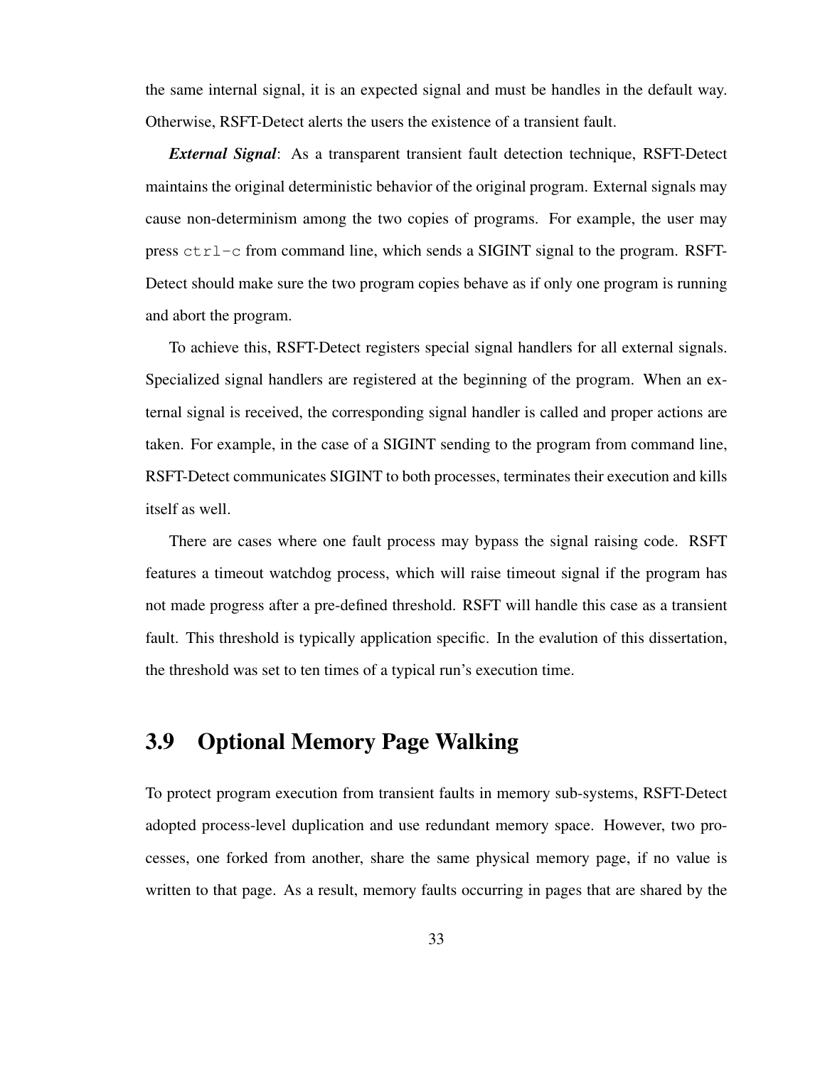the same internal signal, it is an expected signal and must be handles in the default way. Otherwise, RSFT-Detect alerts the users the existence of a transient fault.

***External Signal***: As a transparent transient fault detection technique, RSFT-Detect maintains the original deterministic behavior of the original program. External signals may cause non-determinism among the two copies of programs. For example, the user may press `ctrl-c` from command line, which sends a SIGINT signal to the program. RSFT-Detect should make sure the two program copies behave as if only one program is running and abort the program.

To achieve this, RSFT-Detect registers special signal handlers for all external signals. Specialized signal handlers are registered at the beginning of the program. When an external signal is received, the corresponding signal handler is called and proper actions are taken. For example, in the case of a SIGINT sending to the program from command line, RSFT-Detect communicates SIGINT to both processes, terminates their execution and kills itself as well.

There are cases where one fault process may bypass the signal raising code. RSFT features a timeout watchdog process, which will raise timeout signal if the program has not made progress after a pre-defined threshold. RSFT will handle this case as a transient fault. This threshold is typically application specific. In the evalution of this dissertation, the threshold was set to ten times of a typical run's execution time.

## 3.9 Optional Memory Page Walking

To protect program execution from transient faults in memory sub-systems, RSFT-Detect adopted process-level duplication and use redundant memory space. However, two processes, one forked from another, share the same physical memory page, if no value is written to that page. As a result, memory faults occurring in pages that are shared by the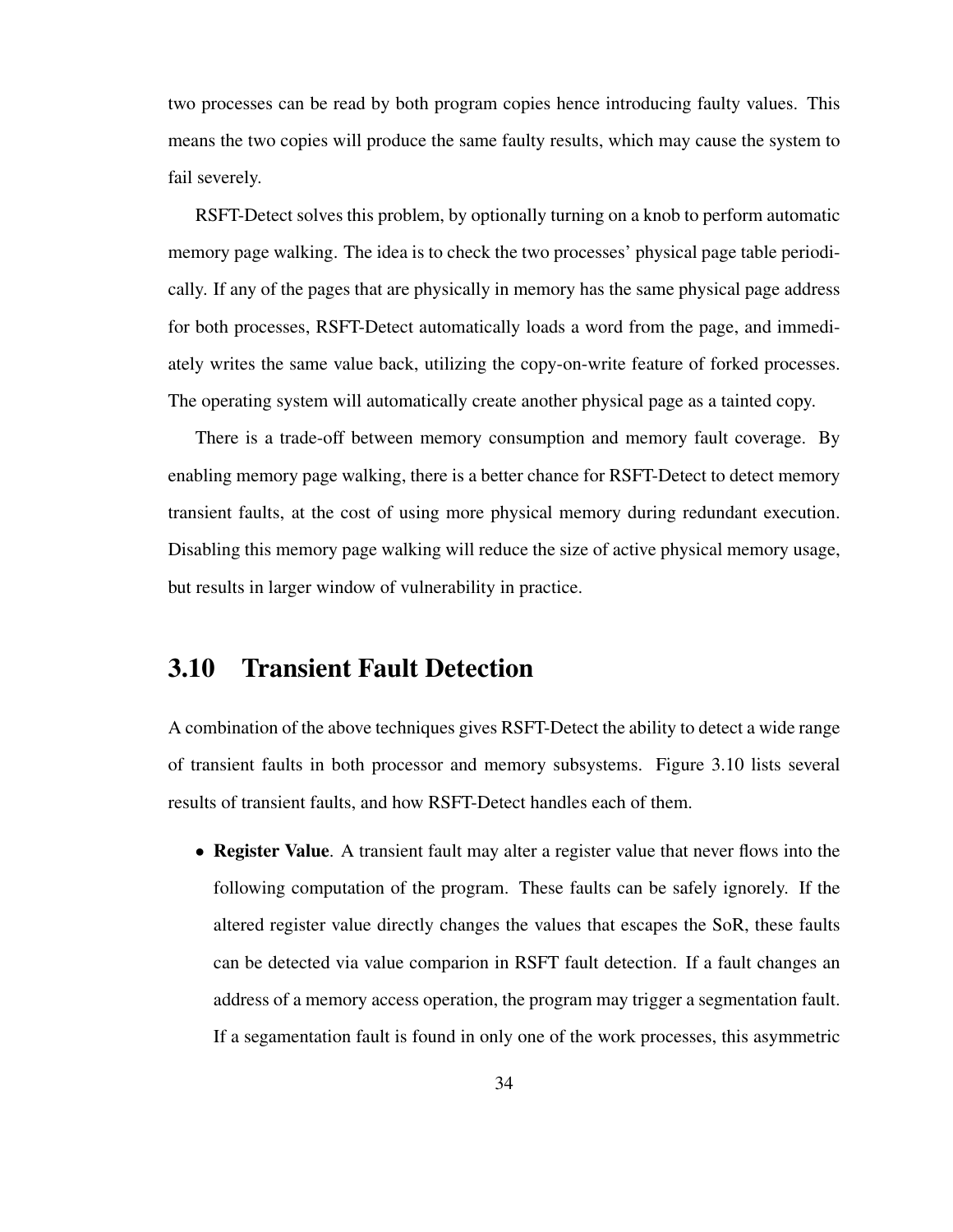two processes can be read by both program copies hence introducing faulty values. This means the two copies will produce the same faulty results, which may cause the system to fail severely.

RSFT-Detect solves this problem, by optionally turning on a knob to perform automatic memory page walking. The idea is to check the two processes' physical page table periodically. If any of the pages that are physically in memory has the same physical page address for both processes, RSFT-Detect automatically loads a word from the page, and immediately writes the same value back, utilizing the copy-on-write feature of forked processes. The operating system will automatically create another physical page as a tainted copy.

There is a trade-off between memory consumption and memory fault coverage. By enabling memory page walking, there is a better chance for RSFT-Detect to detect memory transient faults, at the cost of using more physical memory during redundant execution. Disabling this memory page walking will reduce the size of active physical memory usage, but results in larger window of vulnerability in practice.

## 3.10 Transient Fault Detection

A combination of the above techniques gives RSFT-Detect the ability to detect a wide range of transient faults in both processor and memory subsystems. Figure 3.10 lists several results of transient faults, and how RSFT-Detect handles each of them.

- **Register Value**. A transient fault may alter a register value that never flows into the following computation of the program. These faults can be safely ignorely. If the altered register value directly changes the values that escapes the SoR, these faults can be detected via value comparion in RSFT fault detection. If a fault changes an address of a memory access operation, the program may trigger a segmentation fault. If a segamentation fault is found in only one of the work processes, this asymmetric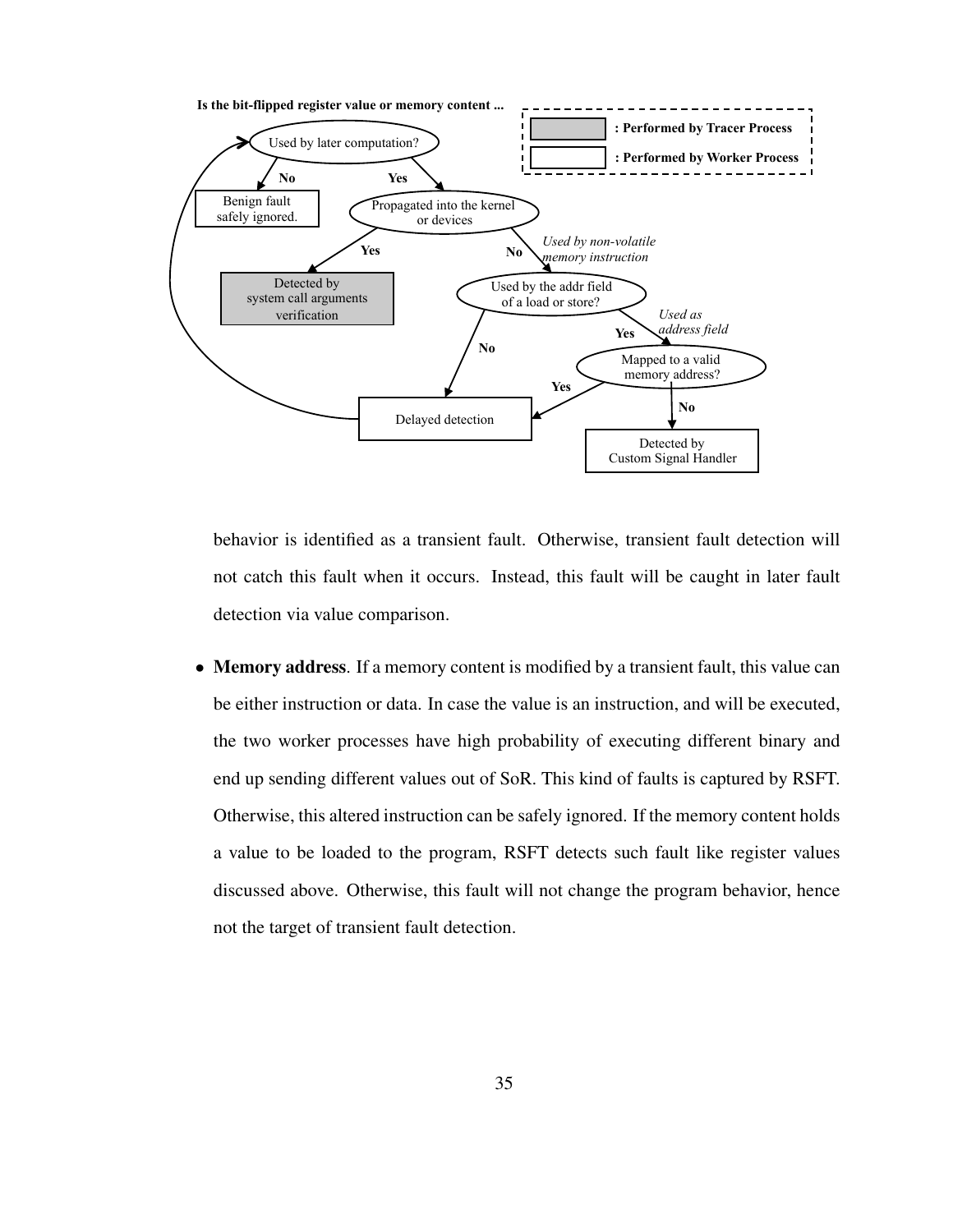Is the bit-flipped register value or memory content ...

: Performed by Tracer Process

: Performed by Worker Process

Used by later computation?

No — Benign fault safely ignored.

Yes — Propagated into the kernel or devices

Yes — Detected by system call arguments verification

No — *Used by non-volatile memory instruction* — Used by the addr field of a load or store?

No — Delayed detection

Yes — *Used as address field* — Mapped to a valid memory address?

Yes — Delayed detection

No — Detected by Custom Signal Handler

behavior is identified as a transient fault. Otherwise, transient fault detection will not catch this fault when it occurs. Instead, this fault will be caught in later fault detection via value comparison.

- **Memory address**. If a memory content is modified by a transient fault, this value can be either instruction or data. In case the value is an instruction, and will be executed, the two worker processes have high probability of executing different binary and end up sending different values out of SoR. This kind of faults is captured by RSFT. Otherwise, this altered instruction can be safely ignored. If the memory content holds a value to be loaded to the program, RSFT detects such fault like register values discussed above. Otherwise, this fault will not change the program behavior, hence not the target of transient fault detection.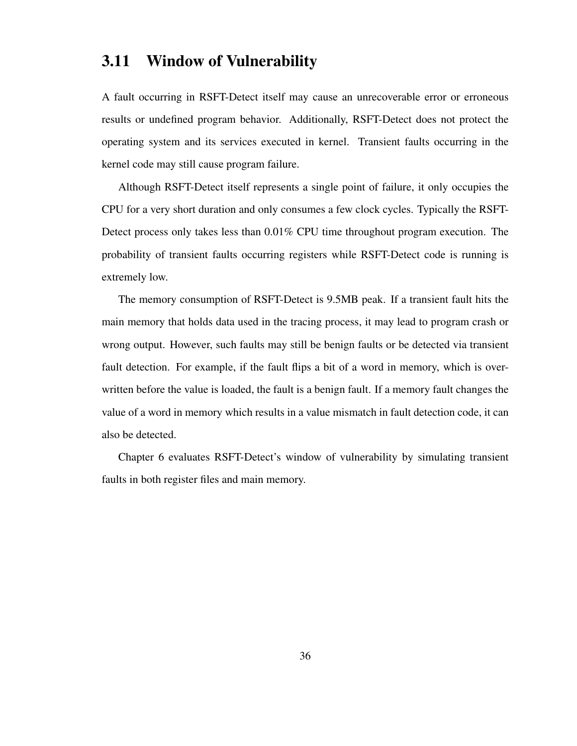## 3.11 Window of Vulnerability

A fault occurring in RSFT-Detect itself may cause an unrecoverable error or erroneous results or undefined program behavior. Additionally, RSFT-Detect does not protect the operating system and its services executed in kernel. Transient faults occurring in the kernel code may still cause program failure.

Although RSFT-Detect itself represents a single point of failure, it only occupies the CPU for a very short duration and only consumes a few clock cycles. Typically the RSFT-Detect process only takes less than 0.01% CPU time throughout program execution. The probability of transient faults occurring registers while RSFT-Detect code is running is extremely low.

The memory consumption of RSFT-Detect is 9.5MB peak. If a transient fault hits the main memory that holds data used in the tracing process, it may lead to program crash or wrong output. However, such faults may still be benign faults or be detected via transient fault detection. For example, if the fault flips a bit of a word in memory, which is overwritten before the value is loaded, the fault is a benign fault. If a memory fault changes the value of a word in memory which results in a value mismatch in fault detection code, it can also be detected.

Chapter 6 evaluates RSFT-Detect's window of vulnerability by simulating transient faults in both register files and main memory.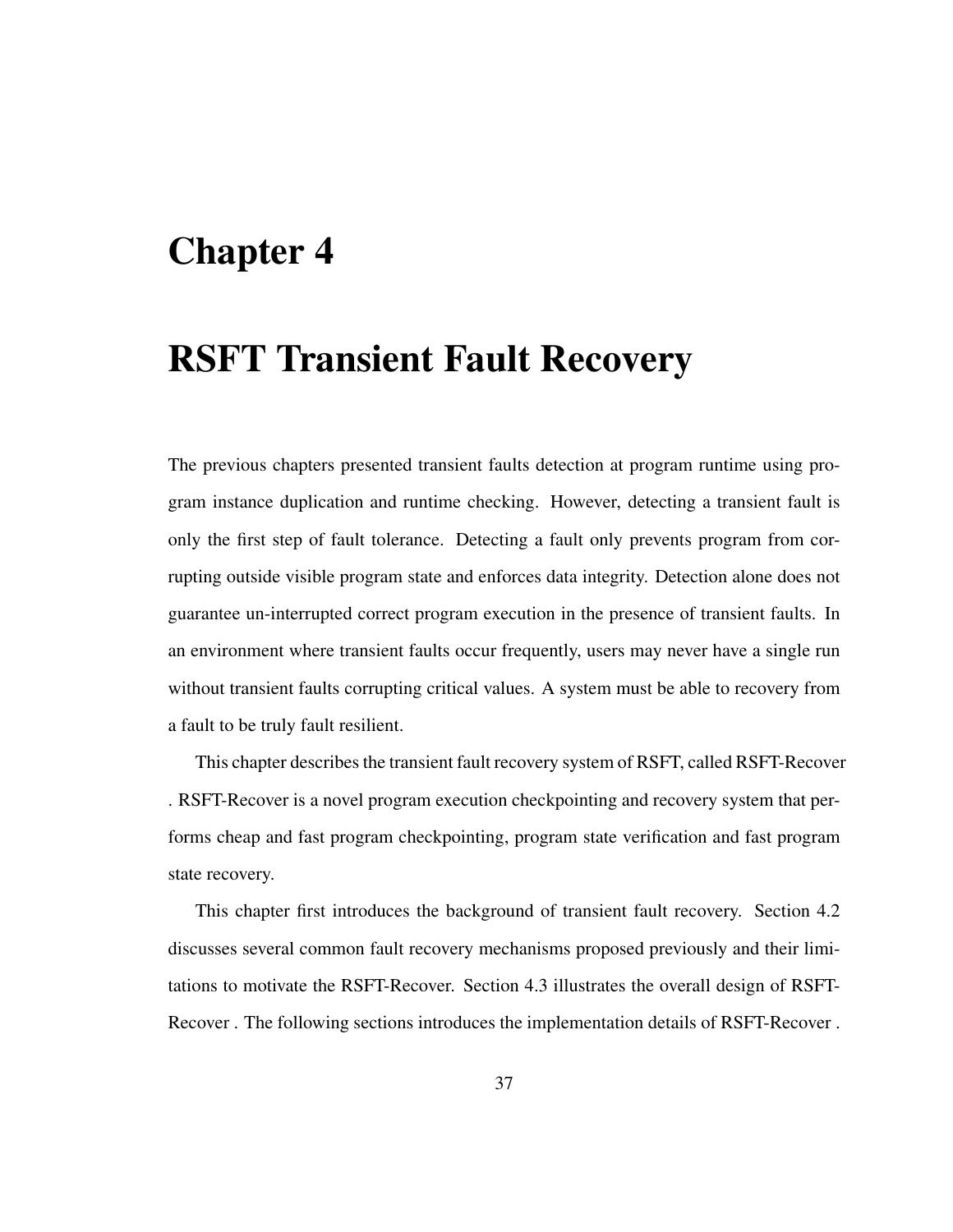# Chapter 4

# RSFT Transient Fault Recovery

The previous chapters presented transient faults detection at program runtime using program instance duplication and runtime checking. However, detecting a transient fault is only the first step of fault tolerance. Detecting a fault only prevents program from corrupting outside visible program state and enforces data integrity. Detection alone does not guarantee un-interrupted correct program execution in the presence of transient faults. In an environment where transient faults occur frequently, users may never have a single run without transient faults corrupting critical values. A system must be able to recovery from a fault to be truly fault resilient.

This chapter describes the transient fault recovery system of RSFT, called RSFT-Recover . RSFT-Recover is a novel program execution checkpointing and recovery system that performs cheap and fast program checkpointing, program state verification and fast program state recovery.

This chapter first introduces the background of transient fault recovery. Section 4.2 discusses several common fault recovery mechanisms proposed previously and their limitations to motivate the RSFT-Recover. Section 4.3 illustrates the overall design of RSFT-Recover . The following sections introduces the implementation details of RSFT-Recover .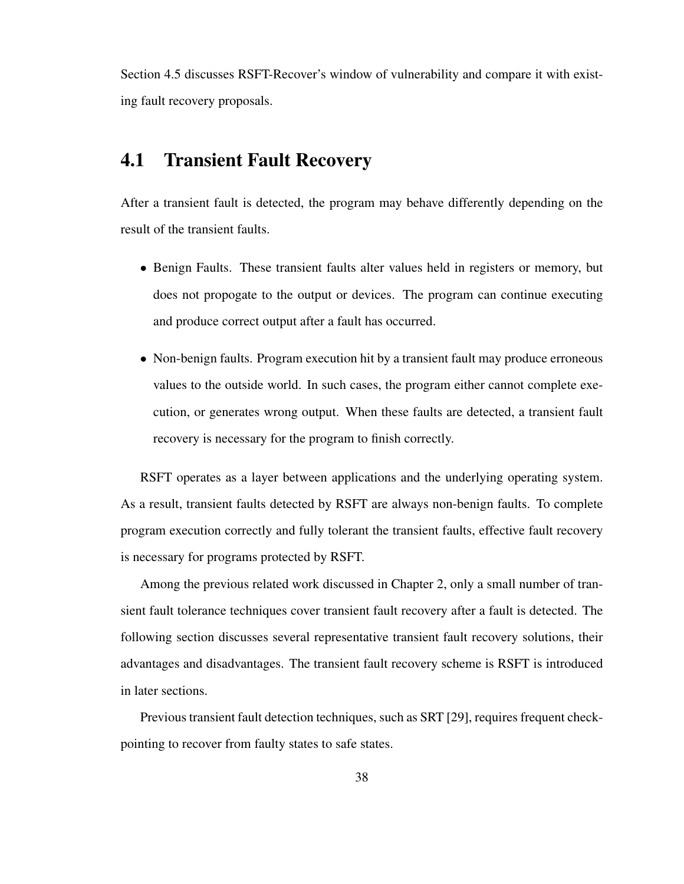Section 4.5 discusses RSFT-Recover's window of vulnerability and compare it with existing fault recovery proposals.

## 4.1 Transient Fault Recovery

After a transient fault is detected, the program may behave differently depending on the result of the transient faults.

- Benign Faults. These transient faults alter values held in registers or memory, but does not propogate to the output or devices. The program can continue executing and produce correct output after a fault has occurred.
- Non-benign faults. Program execution hit by a transient fault may produce erroneous values to the outside world. In such cases, the program either cannot complete execution, or generates wrong output. When these faults are detected, a transient fault recovery is necessary for the program to finish correctly.

RSFT operates as a layer between applications and the underlying operating system. As a result, transient faults detected by RSFT are always non-benign faults. To complete program execution correctly and fully tolerant the transient faults, effective fault recovery is necessary for programs protected by RSFT.

Among the previous related work discussed in Chapter 2, only a small number of transient fault tolerance techniques cover transient fault recovery after a fault is detected. The following section discusses several representative transient fault recovery solutions, their advantages and disadvantages. The transient fault recovery scheme is RSFT is introduced in later sections.

Previous transient fault detection techniques, such as SRT [29], requires frequent checkpointing to recover from faulty states to safe states.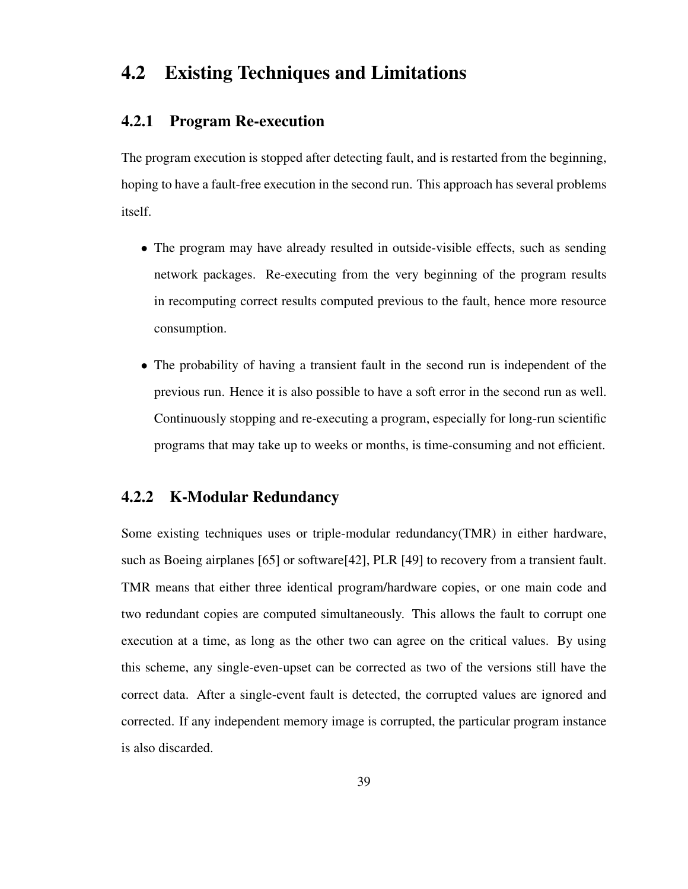## 4.2 Existing Techniques and Limitations

### 4.2.1 Program Re-execution

The program execution is stopped after detecting fault, and is restarted from the beginning, hoping to have a fault-free execution in the second run. This approach has several problems itself.

- The program may have already resulted in outside-visible effects, such as sending network packages. Re-executing from the very beginning of the program results in recomputing correct results computed previous to the fault, hence more resource consumption.
- The probability of having a transient fault in the second run is independent of the previous run. Hence it is also possible to have a soft error in the second run as well. Continuously stopping and re-executing a program, especially for long-run scientific programs that may take up to weeks or months, is time-consuming and not efficient.

### 4.2.2 K-Modular Redundancy

Some existing techniques uses or triple-modular redundancy(TMR) in either hardware, such as Boeing airplanes [65] or software[42], PLR [49] to recovery from a transient fault. TMR means that either three identical program/hardware copies, or one main code and two redundant copies are computed simultaneously. This allows the fault to corrupt one execution at a time, as long as the other two can agree on the critical values. By using this scheme, any single-even-upset can be corrected as two of the versions still have the correct data. After a single-event fault is detected, the corrupted values are ignored and corrected. If any independent memory image is corrupted, the particular program instance is also discarded.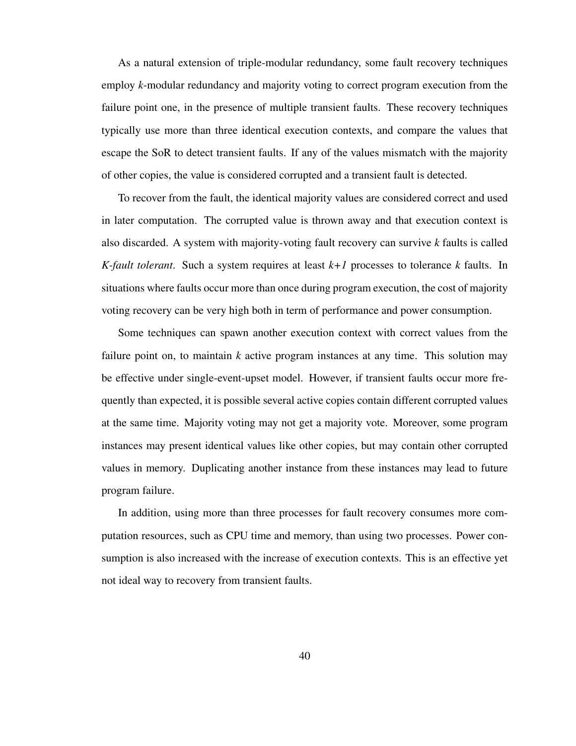As a natural extension of triple-modular redundancy, some fault recovery techniques employ *k*-modular redundancy and majority voting to correct program execution from the failure point one, in the presence of multiple transient faults. These recovery techniques typically use more than three identical execution contexts, and compare the values that escape the SoR to detect transient faults. If any of the values mismatch with the majority of other copies, the value is considered corrupted and a transient fault is detected.

To recover from the fault, the identical majority values are considered correct and used in later computation. The corrupted value is thrown away and that execution context is also discarded. A system with majority-voting fault recovery can survive *k* faults is called *K-fault tolerant*. Such a system requires at least *k+1* processes to tolerance *k* faults. In situations where faults occur more than once during program execution, the cost of majority voting recovery can be very high both in term of performance and power consumption.

Some techniques can spawn another execution context with correct values from the failure point on, to maintain *k* active program instances at any time. This solution may be effective under single-event-upset model. However, if transient faults occur more frequently than expected, it is possible several active copies contain different corrupted values at the same time. Majority voting may not get a majority vote. Moreover, some program instances may present identical values like other copies, but may contain other corrupted values in memory. Duplicating another instance from these instances may lead to future program failure.

In addition, using more than three processes for fault recovery consumes more computation resources, such as CPU time and memory, than using two processes. Power consumption is also increased with the increase of execution contexts. This is an effective yet not ideal way to recovery from transient faults.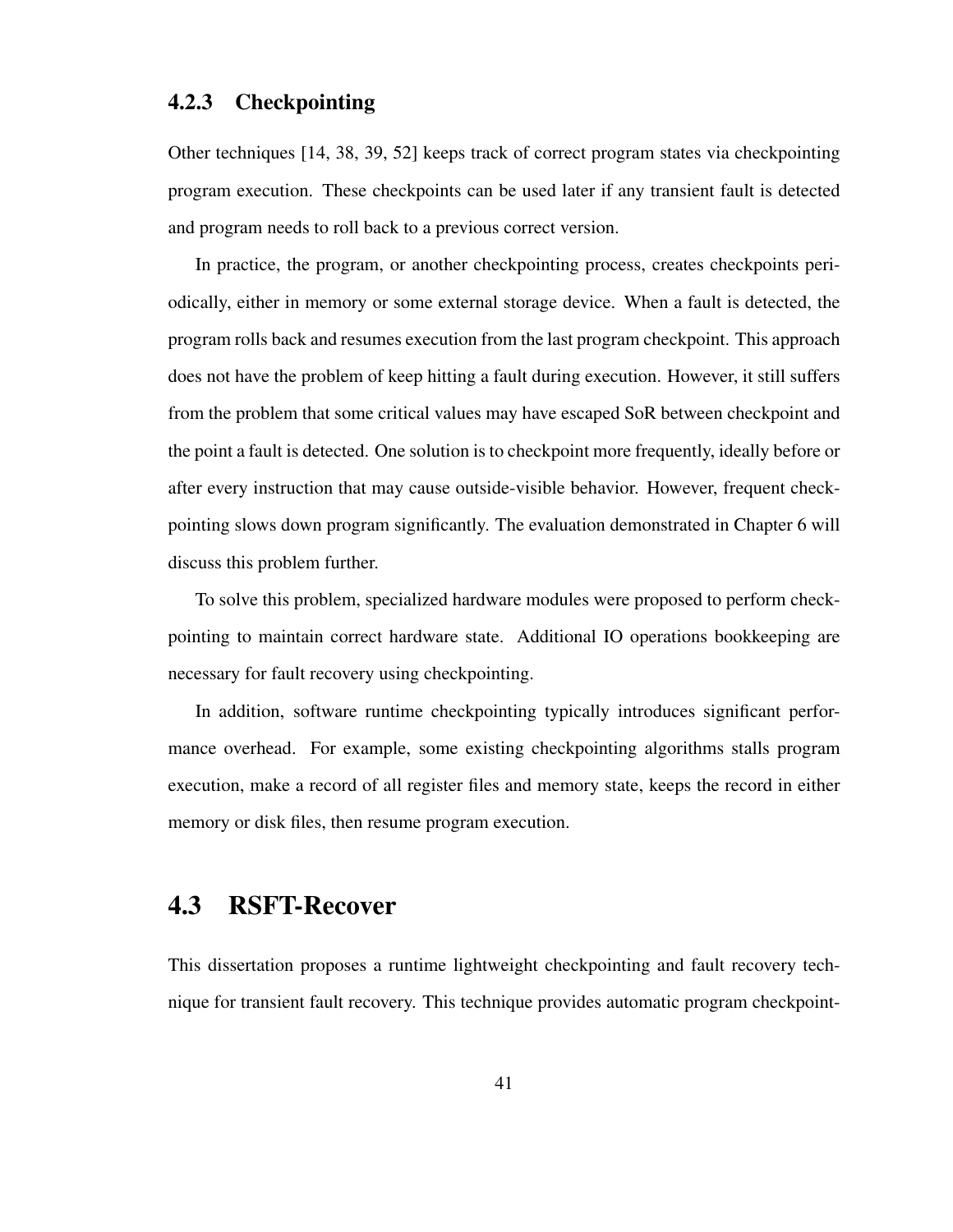### 4.2.3 Checkpointing

Other techniques [14, 38, 39, 52] keeps track of correct program states via checkpointing program execution. These checkpoints can be used later if any transient fault is detected and program needs to roll back to a previous correct version.

In practice, the program, or another checkpointing process, creates checkpoints periodically, either in memory or some external storage device. When a fault is detected, the program rolls back and resumes execution from the last program checkpoint. This approach does not have the problem of keep hitting a fault during execution. However, it still suffers from the problem that some critical values may have escaped SoR between checkpoint and the point a fault is detected. One solution is to checkpoint more frequently, ideally before or after every instruction that may cause outside-visible behavior. However, frequent checkpointing slows down program significantly. The evaluation demonstrated in Chapter 6 will discuss this problem further.

To solve this problem, specialized hardware modules were proposed to perform checkpointing to maintain correct hardware state. Additional IO operations bookkeeping are necessary for fault recovery using checkpointing.

In addition, software runtime checkpointing typically introduces significant performance overhead. For example, some existing checkpointing algorithms stalls program execution, make a record of all register files and memory state, keeps the record in either memory or disk files, then resume program execution.

## 4.3 RSFT-Recover

This dissertation proposes a runtime lightweight checkpointing and fault recovery technique for transient fault recovery. This technique provides automatic program checkpoint-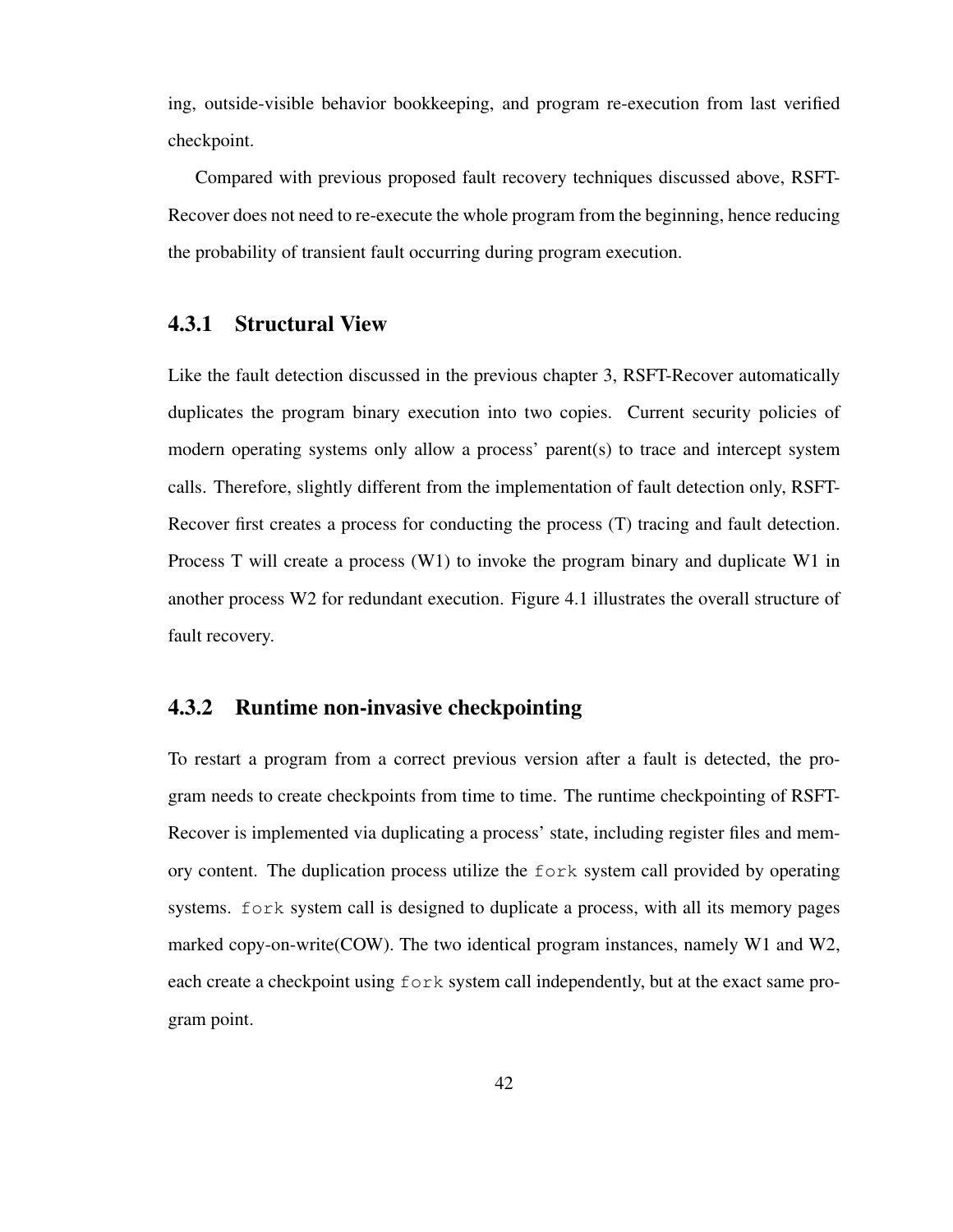ing, outside-visible behavior bookkeeping, and program re-execution from last verified checkpoint.

Compared with previous proposed fault recovery techniques discussed above, RSFT-Recover does not need to re-execute the whole program from the beginning, hence reducing the probability of transient fault occurring during program execution.

### 4.3.1 Structural View

Like the fault detection discussed in the previous chapter 3, RSFT-Recover automatically duplicates the program binary execution into two copies. Current security policies of modern operating systems only allow a process' parent(s) to trace and intercept system calls. Therefore, slightly different from the implementation of fault detection only, RSFT-Recover first creates a process for conducting the process (T) tracing and fault detection. Process T will create a process (W1) to invoke the program binary and duplicate W1 in another process W2 for redundant execution. Figure 4.1 illustrates the overall structure of fault recovery.

### 4.3.2 Runtime non-invasive checkpointing

To restart a program from a correct previous version after a fault is detected, the program needs to create checkpoints from time to time. The runtime checkpointing of RSFT-Recover is implemented via duplicating a process' state, including register files and memory content. The duplication process utilize the `fork` system call provided by operating systems. `fork` system call is designed to duplicate a process, with all its memory pages marked copy-on-write(COW). The two identical program instances, namely W1 and W2, each create a checkpoint using `fork` system call independently, but at the exact same program point.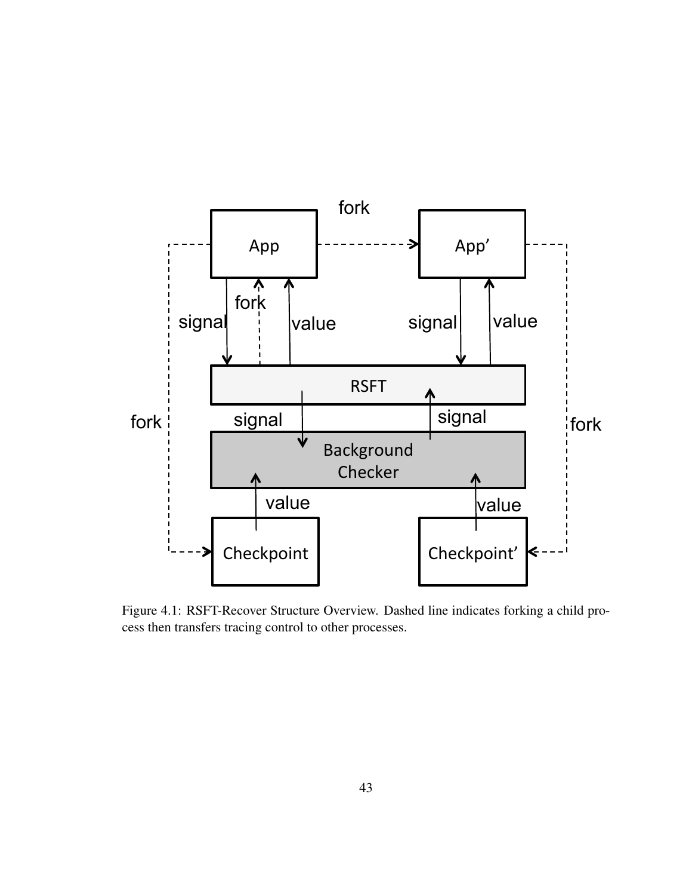Figure 4.1: RSFT-Recover Structure Overview. Dashed line indicates forking a child process then transfers tracing control to other processes.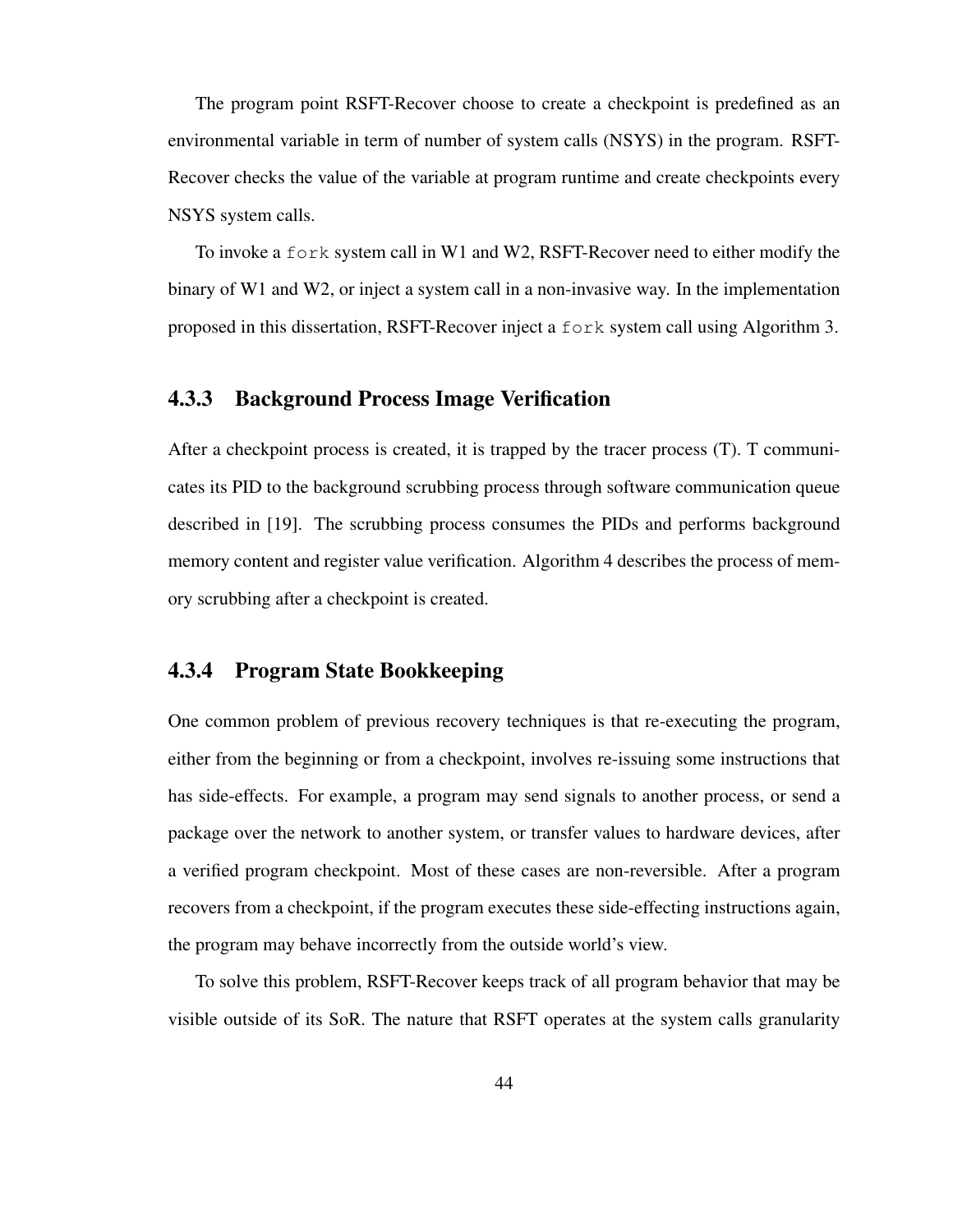The program point RSFT-Recover choose to create a checkpoint is predefined as an environmental variable in term of number of system calls (NSYS) in the program. RSFT-Recover checks the value of the variable at program runtime and create checkpoints every NSYS system calls.

To invoke a `fork` system call in W1 and W2, RSFT-Recover need to either modify the binary of W1 and W2, or inject a system call in a non-invasive way. In the implementation proposed in this dissertation, RSFT-Recover inject a `fork` system call using Algorithm 3.

### 4.3.3 Background Process Image Verification

After a checkpoint process is created, it is trapped by the tracer process (T). T communicates its PID to the background scrubbing process through software communication queue described in [19]. The scrubbing process consumes the PIDs and performs background memory content and register value verification. Algorithm 4 describes the process of memory scrubbing after a checkpoint is created.

### 4.3.4 Program State Bookkeeping

One common problem of previous recovery techniques is that re-executing the program, either from the beginning or from a checkpoint, involves re-issuing some instructions that has side-effects. For example, a program may send signals to another process, or send a package over the network to another system, or transfer values to hardware devices, after a verified program checkpoint. Most of these cases are non-reversible. After a program recovers from a checkpoint, if the program executes these side-effecting instructions again, the program may behave incorrectly from the outside world's view.

To solve this problem, RSFT-Recover keeps track of all program behavior that may be visible outside of its SoR. The nature that RSFT operates at the system calls granularity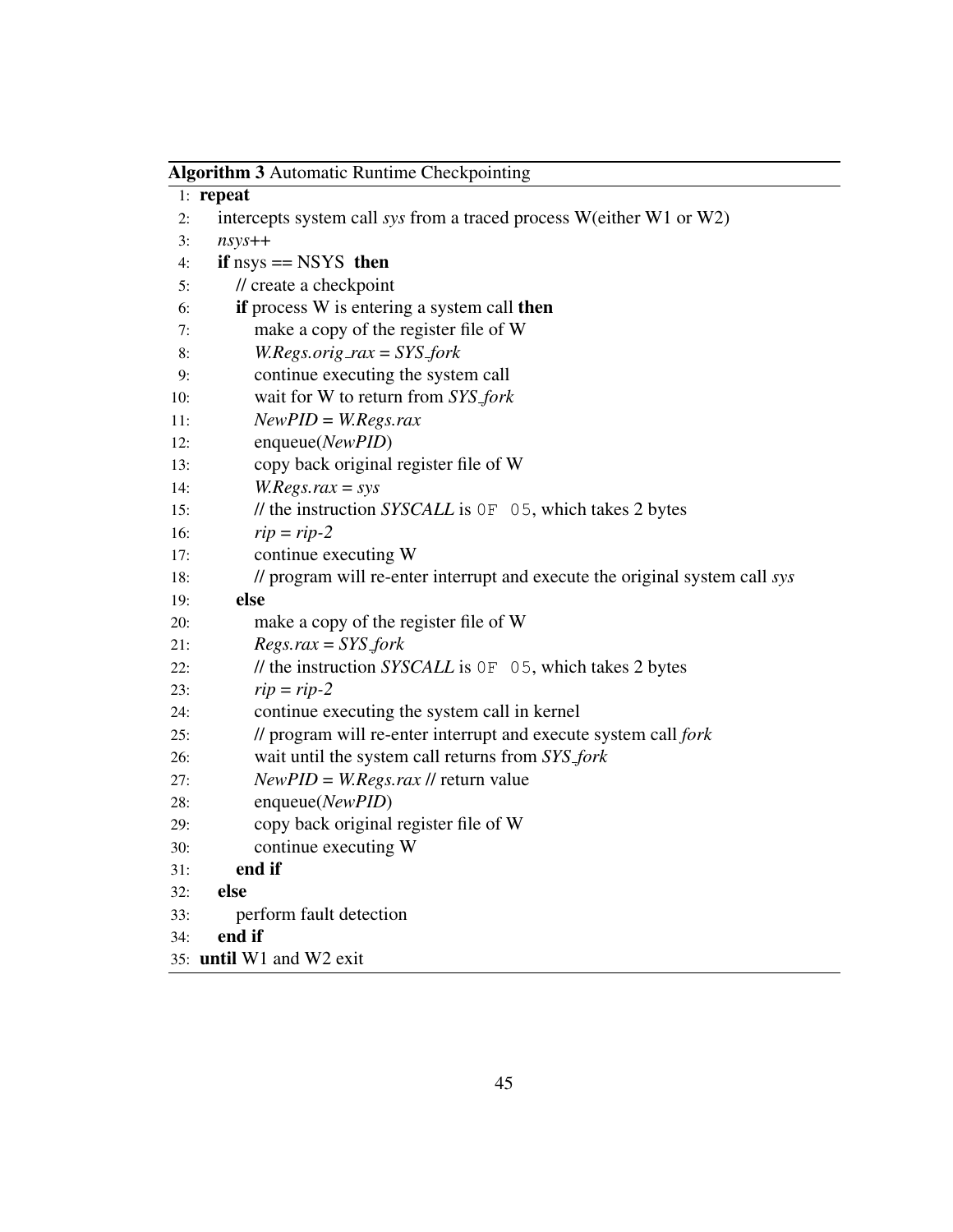**Algorithm 3** Automatic Runtime Checkpointing

```
1:  repeat
2:    intercepts system call sys from a traced process W(either W1 or W2)
3:    nsys++
4:    if nsys == NSYS  then
5:      // create a checkpoint
6:      if process W is entering a system call then
7:        make a copy of the register file of W
8:        W.Regs.orig_rax = SYS_fork
9:        continue executing the system call
10:       wait for W to return from SYS_fork
11:       NewPID = W.Regs.rax
12:       enqueue(NewPID)
13:       copy back original register file of W
14:       W.Regs.rax = sys
15:       // the instruction SYSCALL is 0F 05, which takes 2 bytes
16:       rip = rip-2
17:       continue executing W
18:       // program will re-enter interrupt and execute the original system call sys
19:     else
20:       make a copy of the register file of W
21:       Regs.rax = SYS_fork
22:       // the instruction SYSCALL is 0F 05, which takes 2 bytes
23:       rip = rip-2
24:       continue executing the system call in kernel
25:       // program will re-enter interrupt and execute system call fork
26:       wait until the system call returns from SYS_fork
27:       NewPID = W.Regs.rax // return value
28:       enqueue(NewPID)
29:       copy back original register file of W
30:       continue executing W
31:     end if
32:   else
33:     perform fault detection
34:   end if
35: until W1 and W2 exit
```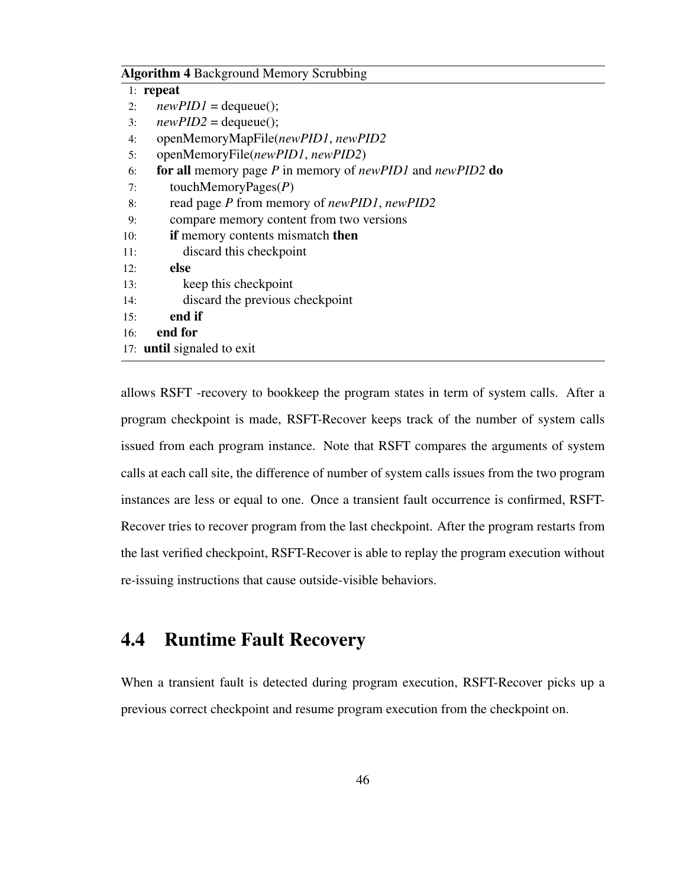**Algorithm 4** Background Memory Scrubbing

```
1:  repeat
2:     newPID1 = dequeue();
3:     newPID2 = dequeue();
4:     openMemoryMapFile(newPID1, newPID2
5:     openMemoryFile(newPID1, newPID2)
6:     for all memory page P in memory of newPID1 and newPID2 do
7:        touchMemoryPages(P)
8:        read page P from memory of newPID1, newPID2
9:        compare memory content from two versions
10:       if memory contents mismatch then
11:          discard this checkpoint
12:       else
13:          keep this checkpoint
14:          discard the previous checkpoint
15:       end if
16:    end for
17: until signaled to exit
```

allows RSFT -recovery to bookkeep the program states in term of system calls. After a program checkpoint is made, RSFT-Recover keeps track of the number of system calls issued from each program instance. Note that RSFT compares the arguments of system calls at each call site, the difference of number of system calls issues from the two program instances are less or equal to one. Once a transient fault occurrence is confirmed, RSFT-Recover tries to recover program from the last checkpoint. After the program restarts from the last verified checkpoint, RSFT-Recover is able to replay the program execution without re-issuing instructions that cause outside-visible behaviors.

## 4.4 Runtime Fault Recovery

When a transient fault is detected during program execution, RSFT-Recover picks up a previous correct checkpoint and resume program execution from the checkpoint on.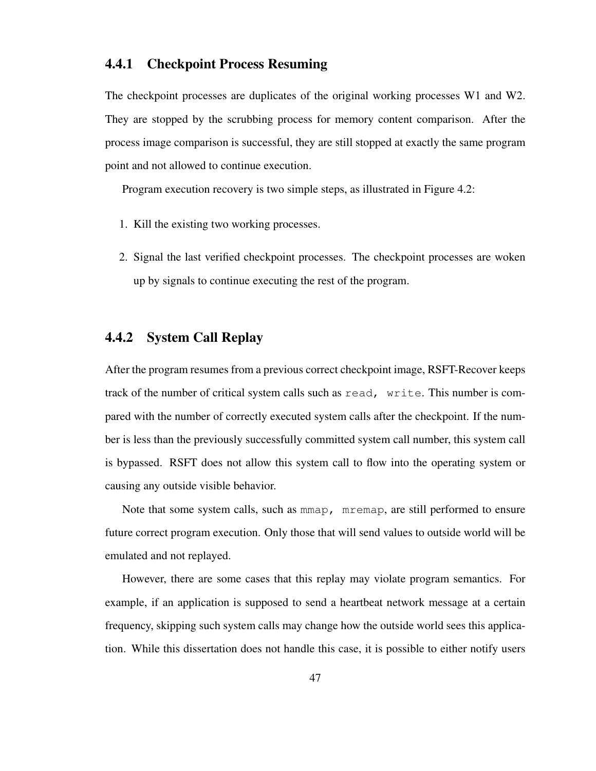### 4.4.1 Checkpoint Process Resuming

The checkpoint processes are duplicates of the original working processes W1 and W2. They are stopped by the scrubbing process for memory content comparison. After the process image comparison is successful, they are still stopped at exactly the same program point and not allowed to continue execution.

Program execution recovery is two simple steps, as illustrated in Figure 4.2:

1. Kill the existing two working processes.
2. Signal the last verified checkpoint processes. The checkpoint processes are woken up by signals to continue executing the rest of the program.

### 4.4.2 System Call Replay

After the program resumes from a previous correct checkpoint image, RSFT-Recover keeps track of the number of critical system calls such as `read, write`. This number is compared with the number of correctly executed system calls after the checkpoint. If the number is less than the previously successfully committed system call number, this system call is bypassed. RSFT does not allow this system call to flow into the operating system or causing any outside visible behavior.

Note that some system calls, such as `mmap, mremap`, are still performed to ensure future correct program execution. Only those that will send values to outside world will be emulated and not replayed.

However, there are some cases that this replay may violate program semantics. For example, if an application is supposed to send a heartbeat network message at a certain frequency, skipping such system calls may change how the outside world sees this application. While this dissertation does not handle this case, it is possible to either notify users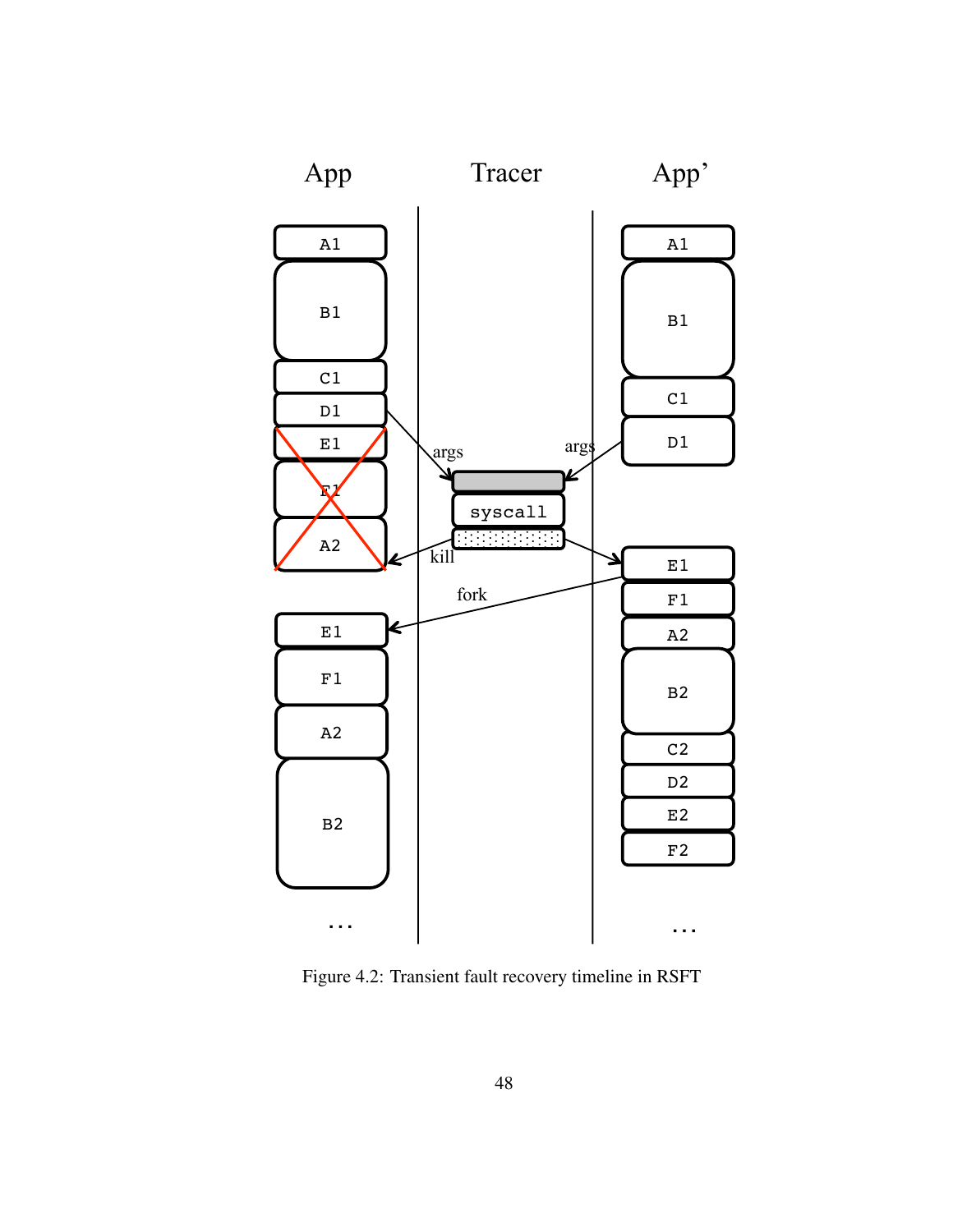Figure 4.2: Transient fault recovery timeline in RSFT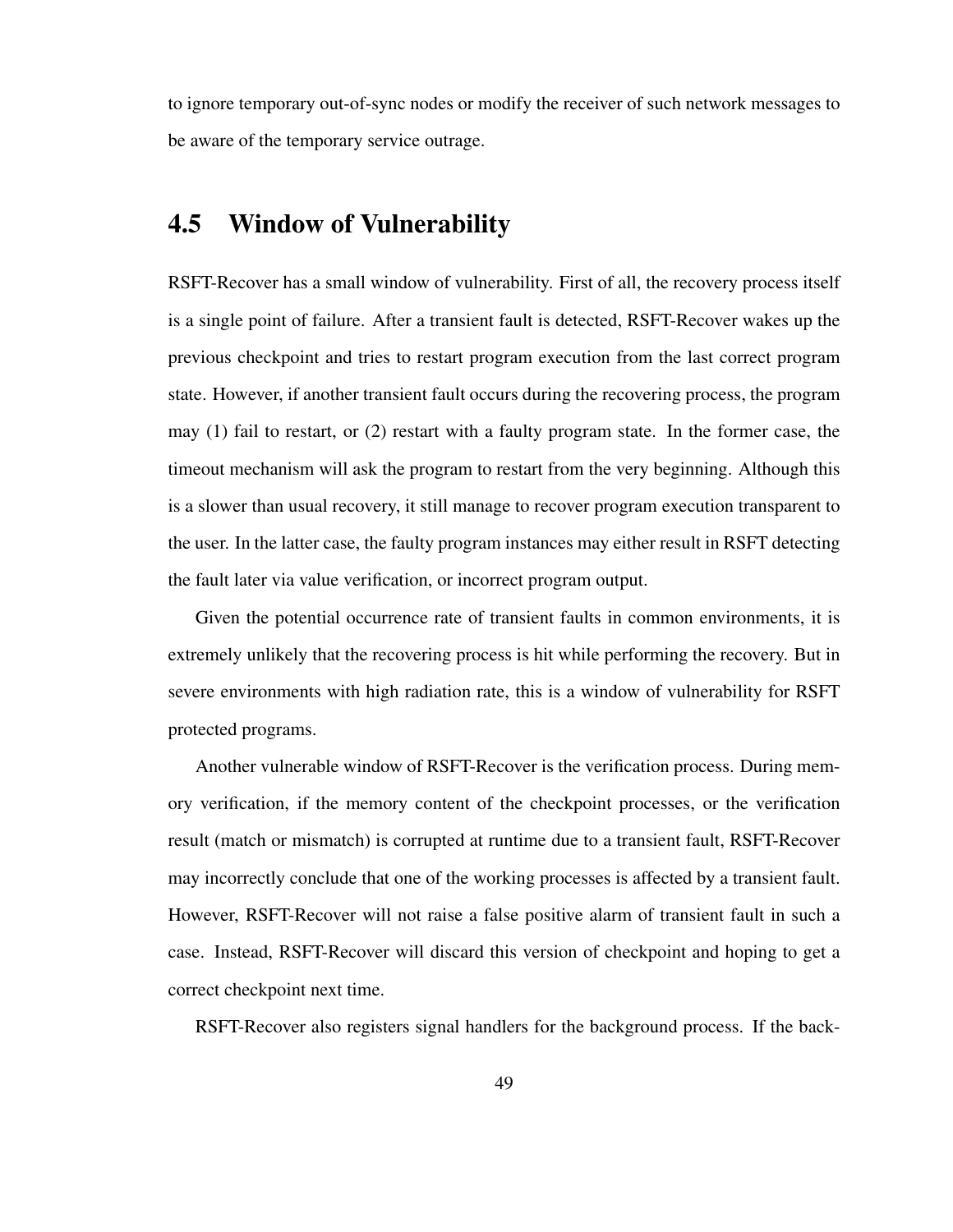to ignore temporary out-of-sync nodes or modify the receiver of such network messages to be aware of the temporary service outrage.

## 4.5 Window of Vulnerability

RSFT-Recover has a small window of vulnerability. First of all, the recovery process itself is a single point of failure. After a transient fault is detected, RSFT-Recover wakes up the previous checkpoint and tries to restart program execution from the last correct program state. However, if another transient fault occurs during the recovering process, the program may (1) fail to restart, or (2) restart with a faulty program state. In the former case, the timeout mechanism will ask the program to restart from the very beginning. Although this is a slower than usual recovery, it still manage to recover program execution transparent to the user. In the latter case, the faulty program instances may either result in RSFT detecting the fault later via value verification, or incorrect program output.

Given the potential occurrence rate of transient faults in common environments, it is extremely unlikely that the recovering process is hit while performing the recovery. But in severe environments with high radiation rate, this is a window of vulnerability for RSFT protected programs.

Another vulnerable window of RSFT-Recover is the verification process. During memory verification, if the memory content of the checkpoint processes, or the verification result (match or mismatch) is corrupted at runtime due to a transient fault, RSFT-Recover may incorrectly conclude that one of the working processes is affected by a transient fault. However, RSFT-Recover will not raise a false positive alarm of transient fault in such a case. Instead, RSFT-Recover will discard this version of checkpoint and hoping to get a correct checkpoint next time.

RSFT-Recover also registers signal handlers for the background process. If the back-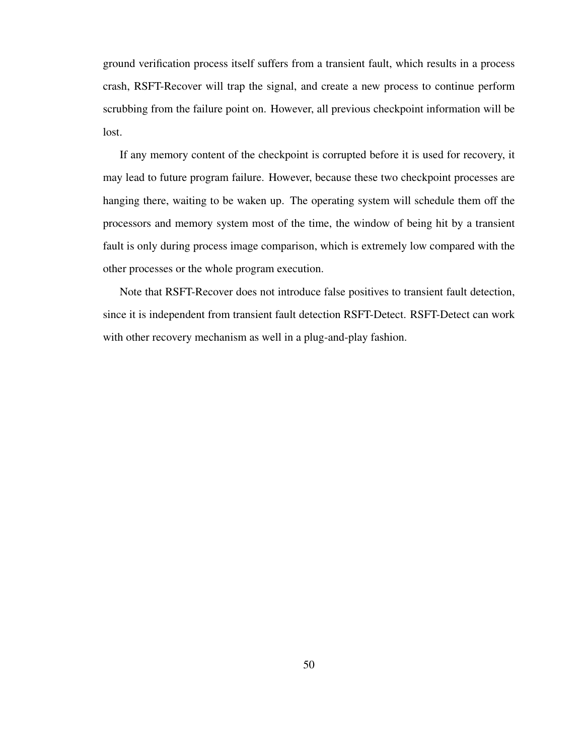ground verification process itself suffers from a transient fault, which results in a process crash, RSFT-Recover will trap the signal, and create a new process to continue perform scrubbing from the failure point on. However, all previous checkpoint information will be lost.

If any memory content of the checkpoint is corrupted before it is used for recovery, it may lead to future program failure. However, because these two checkpoint processes are hanging there, waiting to be waken up. The operating system will schedule them off the processors and memory system most of the time, the window of being hit by a transient fault is only during process image comparison, which is extremely low compared with the other processes or the whole program execution.

Note that RSFT-Recover does not introduce false positives to transient fault detection, since it is independent from transient fault detection RSFT-Detect. RSFT-Detect can work with other recovery mechanism as well in a plug-and-play fashion.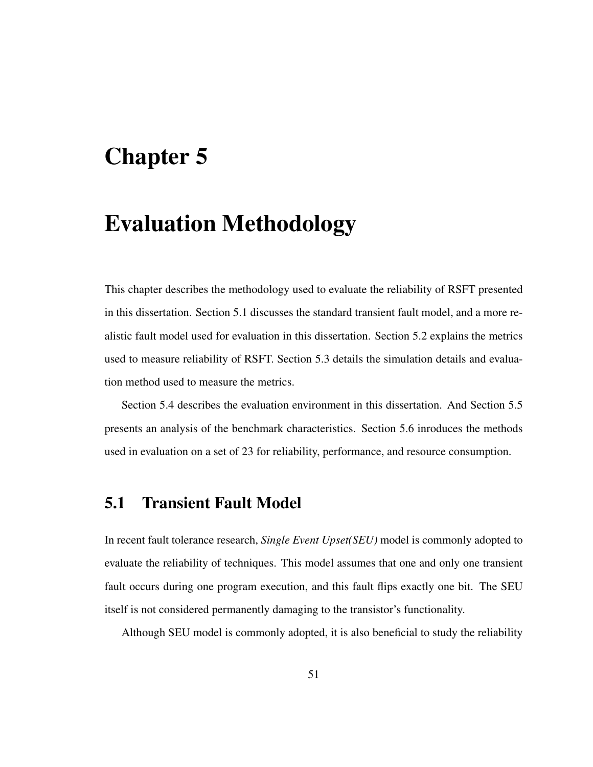# Chapter 5

# Evaluation Methodology

This chapter describes the methodology used to evaluate the reliability of RSFT presented in this dissertation. Section 5.1 discusses the standard transient fault model, and a more realistic fault model used for evaluation in this dissertation. Section 5.2 explains the metrics used to measure reliability of RSFT. Section 5.3 details the simulation details and evaluation method used to measure the metrics.

Section 5.4 describes the evaluation environment in this dissertation. And Section 5.5 presents an analysis of the benchmark characteristics. Section 5.6 inroduces the methods used in evaluation on a set of 23 for reliability, performance, and resource consumption.

## 5.1 Transient Fault Model

In recent fault tolerance research, *Single Event Upset(SEU)* model is commonly adopted to evaluate the reliability of techniques. This model assumes that one and only one transient fault occurs during one program execution, and this fault flips exactly one bit. The SEU itself is not considered permanently damaging to the transistor's functionality.

Although SEU model is commonly adopted, it is also beneficial to study the reliability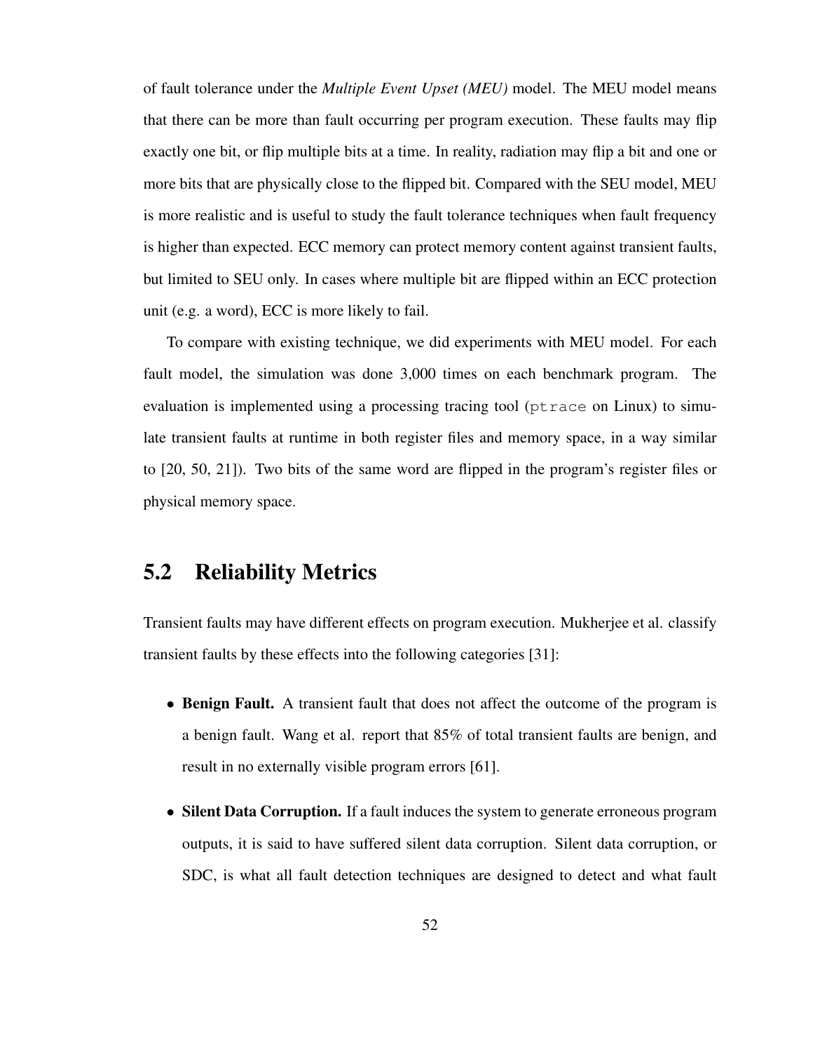of fault tolerance under the *Multiple Event Upset (MEU)* model. The MEU model means that there can be more than fault occurring per program execution. These faults may flip exactly one bit, or flip multiple bits at a time. In reality, radiation may flip a bit and one or more bits that are physically close to the flipped bit. Compared with the SEU model, MEU is more realistic and is useful to study the fault tolerance techniques when fault frequency is higher than expected. ECC memory can protect memory content against transient faults, but limited to SEU only. In cases where multiple bit are flipped within an ECC protection unit (e.g. a word), ECC is more likely to fail.

To compare with existing technique, we did experiments with MEU model. For each fault model, the simulation was done 3,000 times on each benchmark program. The evaluation is implemented using a processing tracing tool (`ptrace` on Linux) to simulate transient faults at runtime in both register files and memory space, in a way similar to [20, 50, 21]). Two bits of the same word are flipped in the program's register files or physical memory space.

## 5.2 Reliability Metrics

Transient faults may have different effects on program execution. Mukherjee et al. classify transient faults by these effects into the following categories [31]:

- **Benign Fault.** A transient fault that does not affect the outcome of the program is a benign fault. Wang et al. report that 85% of total transient faults are benign, and result in no externally visible program errors [61].
- **Silent Data Corruption.** If a fault induces the system to generate erroneous program outputs, it is said to have suffered silent data corruption. Silent data corruption, or SDC, is what all fault detection techniques are designed to detect and what fault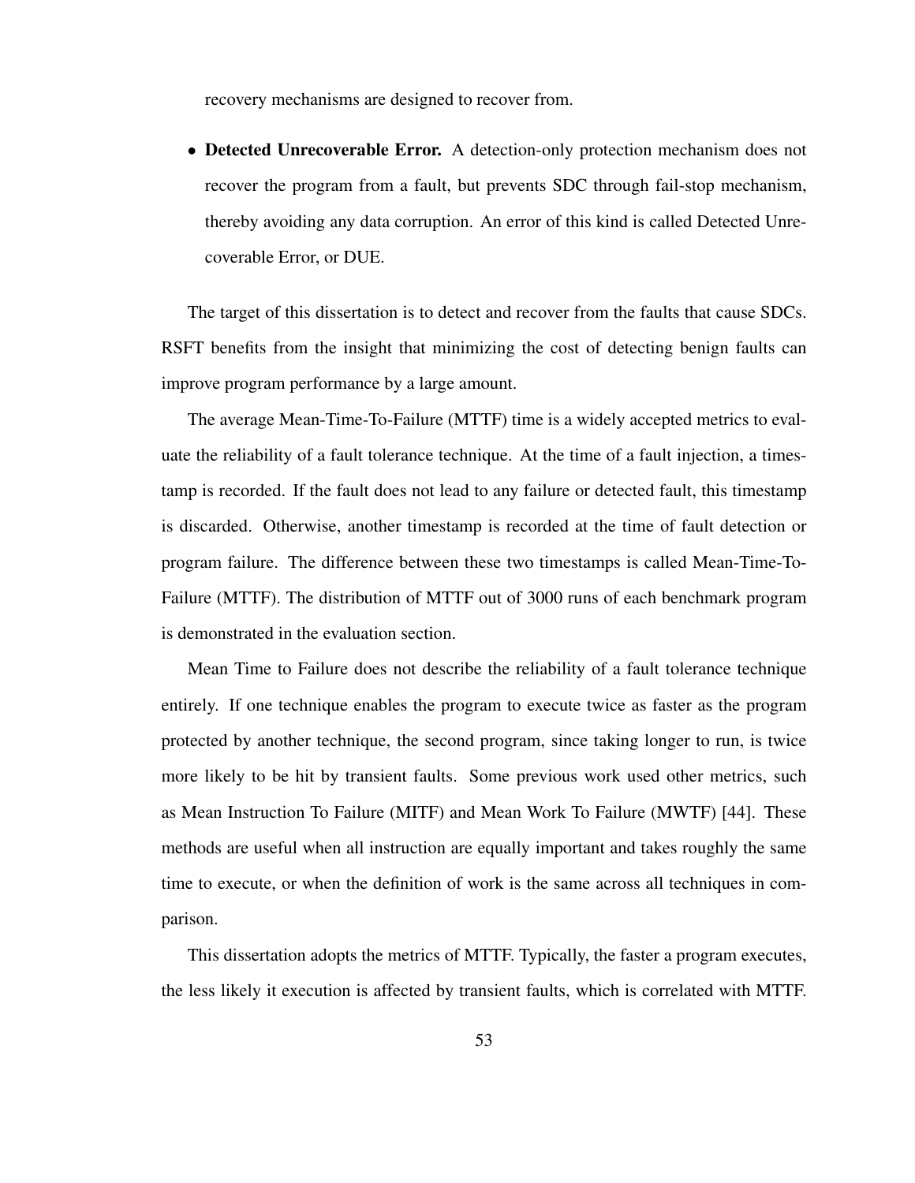recovery mechanisms are designed to recover from.

- **Detected Unrecoverable Error.** A detection-only protection mechanism does not recover the program from a fault, but prevents SDC through fail-stop mechanism, thereby avoiding any data corruption. An error of this kind is called Detected Unrecoverable Error, or DUE.

The target of this dissertation is to detect and recover from the faults that cause SDCs. RSFT benefits from the insight that minimizing the cost of detecting benign faults can improve program performance by a large amount.

The average Mean-Time-To-Failure (MTTF) time is a widely accepted metrics to evaluate the reliability of a fault tolerance technique. At the time of a fault injection, a timestamp is recorded. If the fault does not lead to any failure or detected fault, this timestamp is discarded. Otherwise, another timestamp is recorded at the time of fault detection or program failure. The difference between these two timestamps is called Mean-Time-To-Failure (MTTF). The distribution of MTTF out of 3000 runs of each benchmark program is demonstrated in the evaluation section.

Mean Time to Failure does not describe the reliability of a fault tolerance technique entirely. If one technique enables the program to execute twice as faster as the program protected by another technique, the second program, since taking longer to run, is twice more likely to be hit by transient faults. Some previous work used other metrics, such as Mean Instruction To Failure (MITF) and Mean Work To Failure (MWTF) [44]. These methods are useful when all instruction are equally important and takes roughly the same time to execute, or when the definition of work is the same across all techniques in comparison.

This dissertation adopts the metrics of MTTF. Typically, the faster a program executes, the less likely it execution is affected by transient faults, which is correlated with MTTF.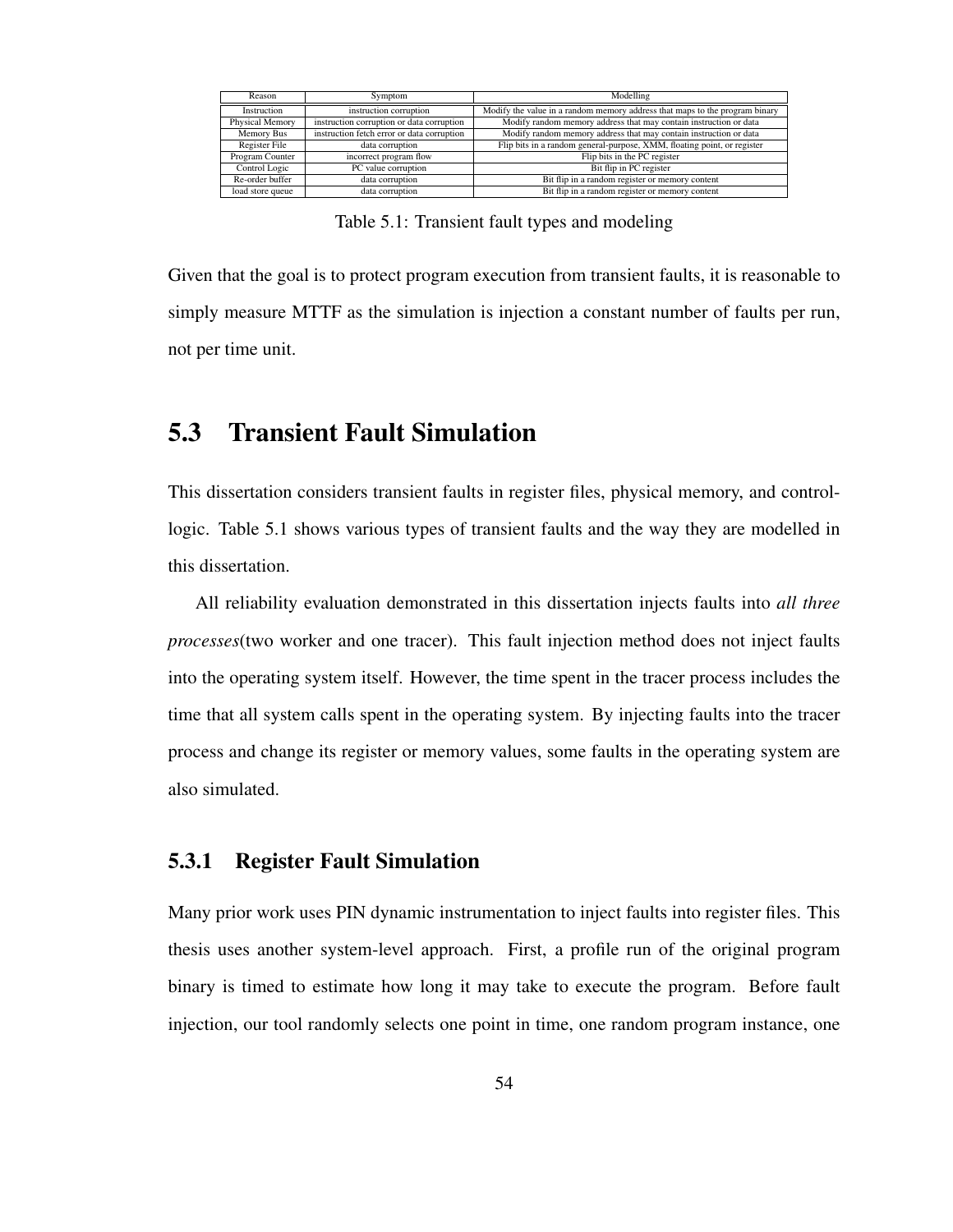| Reason | Symptom | Modelling |
|---|---|---|
| Instruction | instruction corruption | Modify the value in a random memory address that maps to the program binary |
| Physical Memory | instruction corruption or data corruption | Modify random memory address that may contain instruction or data |
| Memory Bus | instruction fetch error or data corruption | Modify random memory address that may contain instruction or data |
| Register File | data corruption | Flip bits in a random general-purpose, XMM, floating point, or register |
| Program Counter | incorrect program flow | Flip bits in the PC register |
| Control Logic | PC value corruption | Bit flip in PC register |
| Re-order buffer | data corruption | Bit flip in a random register or memory content |
| load store queue | data corruption | Bit flip in a random register or memory content |

Table 5.1: Transient fault types and modeling

Given that the goal is to protect program execution from transient faults, it is reasonable to simply measure MTTF as the simulation is injection a constant number of faults per run, not per time unit.

## 5.3 Transient Fault Simulation

This dissertation considers transient faults in register files, physical memory, and control-logic. Table 5.1 shows various types of transient faults and the way they are modelled in this dissertation.

All reliability evaluation demonstrated in this dissertation injects faults into *all three processes*(two worker and one tracer). This fault injection method does not inject faults into the operating system itself. However, the time spent in the tracer process includes the time that all system calls spent in the operating system. By injecting faults into the tracer process and change its register or memory values, some faults in the operating system are also simulated.

### 5.3.1 Register Fault Simulation

Many prior work uses PIN dynamic instrumentation to inject faults into register files. This thesis uses another system-level approach. First, a profile run of the original program binary is timed to estimate how long it may take to execute the program. Before fault injection, our tool randomly selects one point in time, one random program instance, one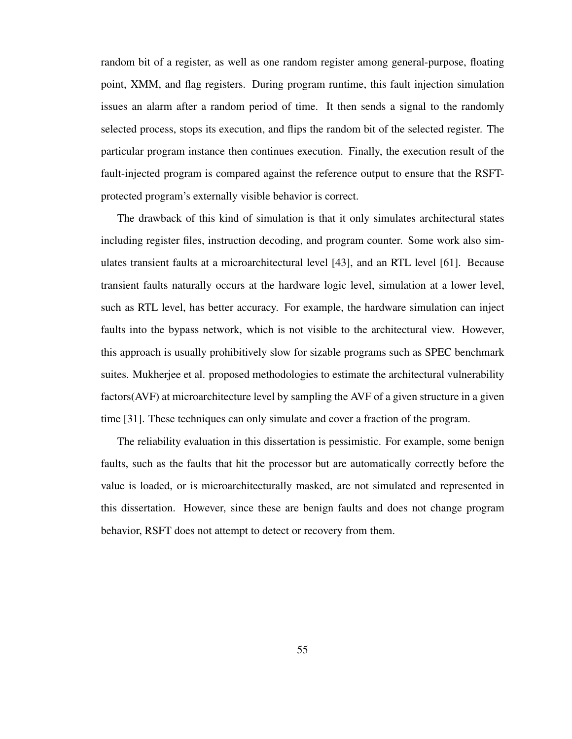random bit of a register, as well as one random register among general-purpose, floating point, XMM, and flag registers. During program runtime, this fault injection simulation issues an alarm after a random period of time. It then sends a signal to the randomly selected process, stops its execution, and flips the random bit of the selected register. The particular program instance then continues execution. Finally, the execution result of the fault-injected program is compared against the reference output to ensure that the RSFT-protected program's externally visible behavior is correct.

The drawback of this kind of simulation is that it only simulates architectural states including register files, instruction decoding, and program counter. Some work also simulates transient faults at a microarchitectural level [43], and an RTL level [61]. Because transient faults naturally occurs at the hardware logic level, simulation at a lower level, such as RTL level, has better accuracy. For example, the hardware simulation can inject faults into the bypass network, which is not visible to the architectural view. However, this approach is usually prohibitively slow for sizable programs such as SPEC benchmark suites. Mukherjee et al. proposed methodologies to estimate the architectural vulnerability factors(AVF) at microarchitecture level by sampling the AVF of a given structure in a given time [31]. These techniques can only simulate and cover a fraction of the program.

The reliability evaluation in this dissertation is pessimistic. For example, some benign faults, such as the faults that hit the processor but are automatically correctly before the value is loaded, or is microarchitecturally masked, are not simulated and represented in this dissertation. However, since these are benign faults and does not change program behavior, RSFT does not attempt to detect or recovery from them.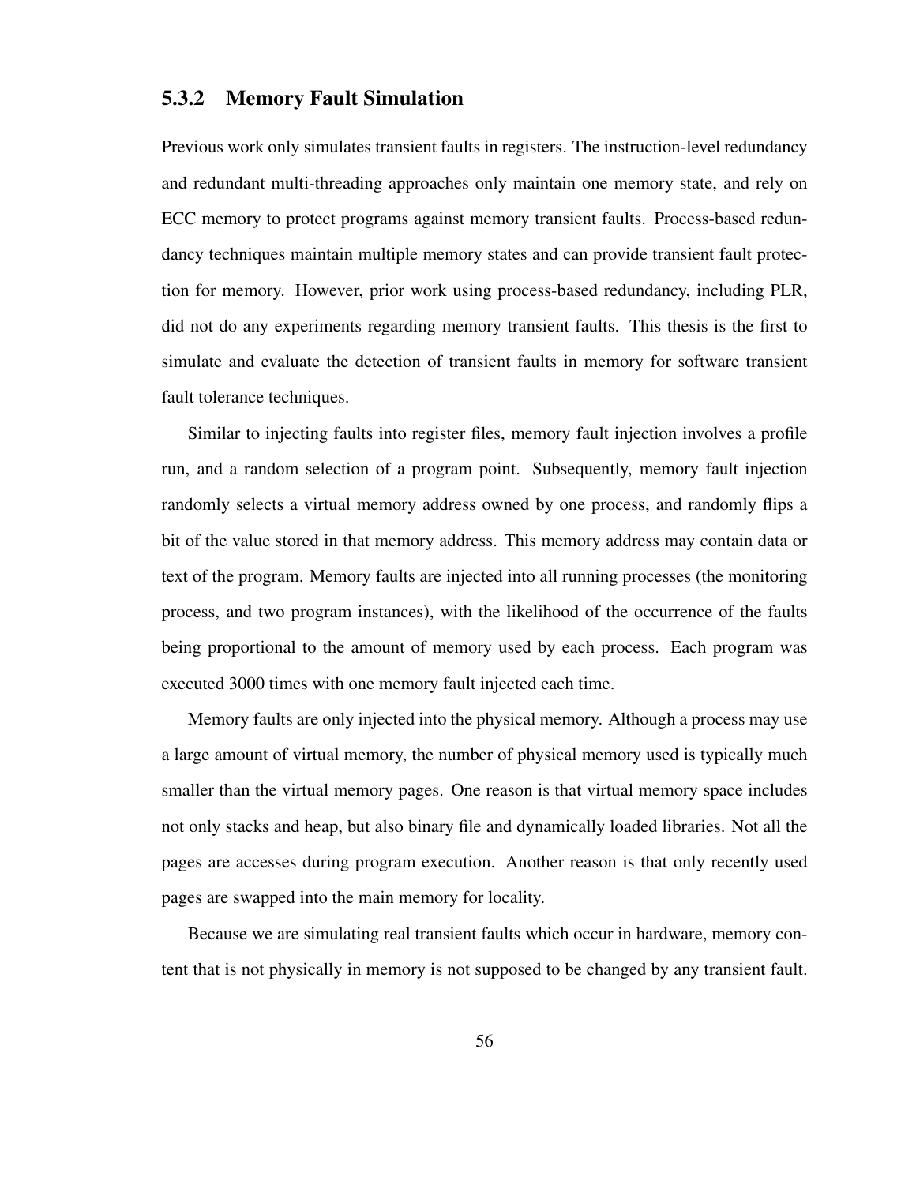### 5.3.2 Memory Fault Simulation

Previous work only simulates transient faults in registers. The instruction-level redundancy and redundant multi-threading approaches only maintain one memory state, and rely on ECC memory to protect programs against memory transient faults. Process-based redundancy techniques maintain multiple memory states and can provide transient fault protection for memory. However, prior work using process-based redundancy, including PLR, did not do any experiments regarding memory transient faults. This thesis is the first to simulate and evaluate the detection of transient faults in memory for software transient fault tolerance techniques.

Similar to injecting faults into register files, memory fault injection involves a profile run, and a random selection of a program point. Subsequently, memory fault injection randomly selects a virtual memory address owned by one process, and randomly flips a bit of the value stored in that memory address. This memory address may contain data or text of the program. Memory faults are injected into all running processes (the monitoring process, and two program instances), with the likelihood of the occurrence of the faults being proportional to the amount of memory used by each process. Each program was executed 3000 times with one memory fault injected each time.

Memory faults are only injected into the physical memory. Although a process may use a large amount of virtual memory, the number of physical memory used is typically much smaller than the virtual memory pages. One reason is that virtual memory space includes not only stacks and heap, but also binary file and dynamically loaded libraries. Not all the pages are accesses during program execution. Another reason is that only recently used pages are swapped into the main memory for locality.

Because we are simulating real transient faults which occur in hardware, memory content that is not physically in memory is not supposed to be changed by any transient fault.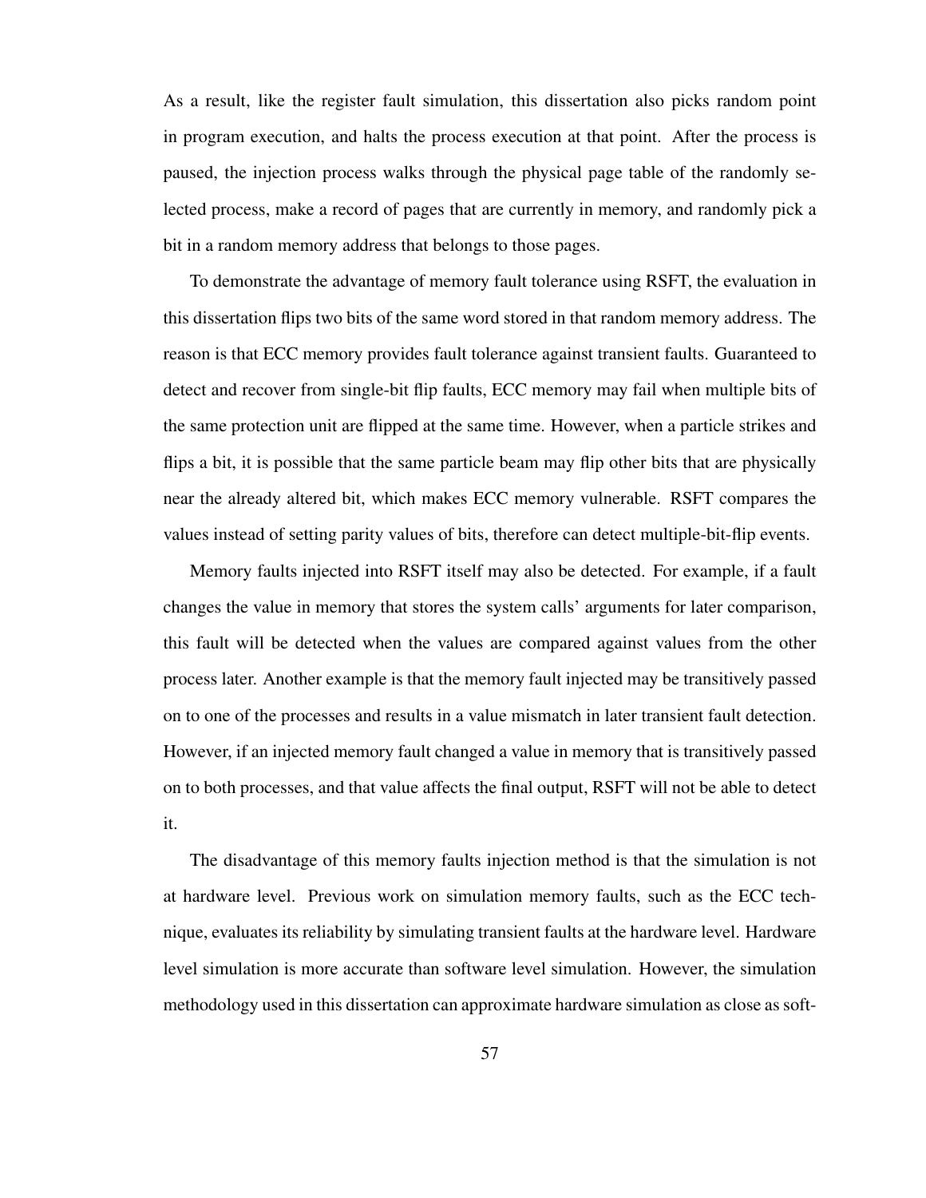As a result, like the register fault simulation, this dissertation also picks random point in program execution, and halts the process execution at that point. After the process is paused, the injection process walks through the physical page table of the randomly selected process, make a record of pages that are currently in memory, and randomly pick a bit in a random memory address that belongs to those pages.

To demonstrate the advantage of memory fault tolerance using RSFT, the evaluation in this dissertation flips two bits of the same word stored in that random memory address. The reason is that ECC memory provides fault tolerance against transient faults. Guaranteed to detect and recover from single-bit flip faults, ECC memory may fail when multiple bits of the same protection unit are flipped at the same time. However, when a particle strikes and flips a bit, it is possible that the same particle beam may flip other bits that are physically near the already altered bit, which makes ECC memory vulnerable. RSFT compares the values instead of setting parity values of bits, therefore can detect multiple-bit-flip events.

Memory faults injected into RSFT itself may also be detected. For example, if a fault changes the value in memory that stores the system calls' arguments for later comparison, this fault will be detected when the values are compared against values from the other process later. Another example is that the memory fault injected may be transitively passed on to one of the processes and results in a value mismatch in later transient fault detection. However, if an injected memory fault changed a value in memory that is transitively passed on to both processes, and that value affects the final output, RSFT will not be able to detect it.

The disadvantage of this memory faults injection method is that the simulation is not at hardware level. Previous work on simulation memory faults, such as the ECC technique, evaluates its reliability by simulating transient faults at the hardware level. Hardware level simulation is more accurate than software level simulation. However, the simulation methodology used in this dissertation can approximate hardware simulation as close as soft-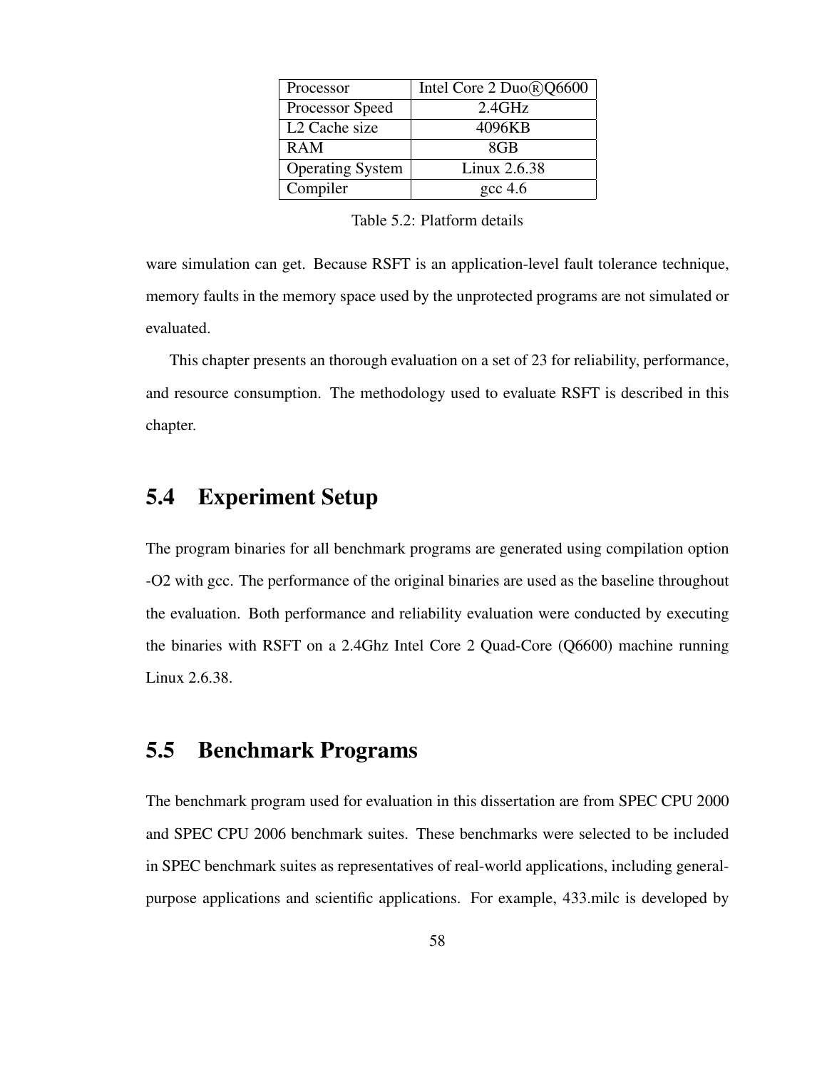| Processor | Intel Core 2 Duo®Q6600 |
|---|---|
| Processor Speed | 2.4GHz |
| L2 Cache size | 4096KB |
| RAM | 8GB |
| Operating System | Linux 2.6.38 |
| Compiler | gcc 4.6 |

Table 5.2: Platform details

ware simulation can get. Because RSFT is an application-level fault tolerance technique, memory faults in the memory space used by the unprotected programs are not simulated or evaluated.

This chapter presents an thorough evaluation on a set of 23 for reliability, performance, and resource consumption. The methodology used to evaluate RSFT is described in this chapter.

## 5.4 Experiment Setup

The program binaries for all benchmark programs are generated using compilation option -O2 with gcc. The performance of the original binaries are used as the baseline throughout the evaluation. Both performance and reliability evaluation were conducted by executing the binaries with RSFT on a 2.4Ghz Intel Core 2 Quad-Core (Q6600) machine running Linux 2.6.38.

## 5.5 Benchmark Programs

The benchmark program used for evaluation in this dissertation are from SPEC CPU 2000 and SPEC CPU 2006 benchmark suites. These benchmarks were selected to be included in SPEC benchmark suites as representatives of real-world applications, including general-purpose applications and scientific applications. For example, 433.milc is developed by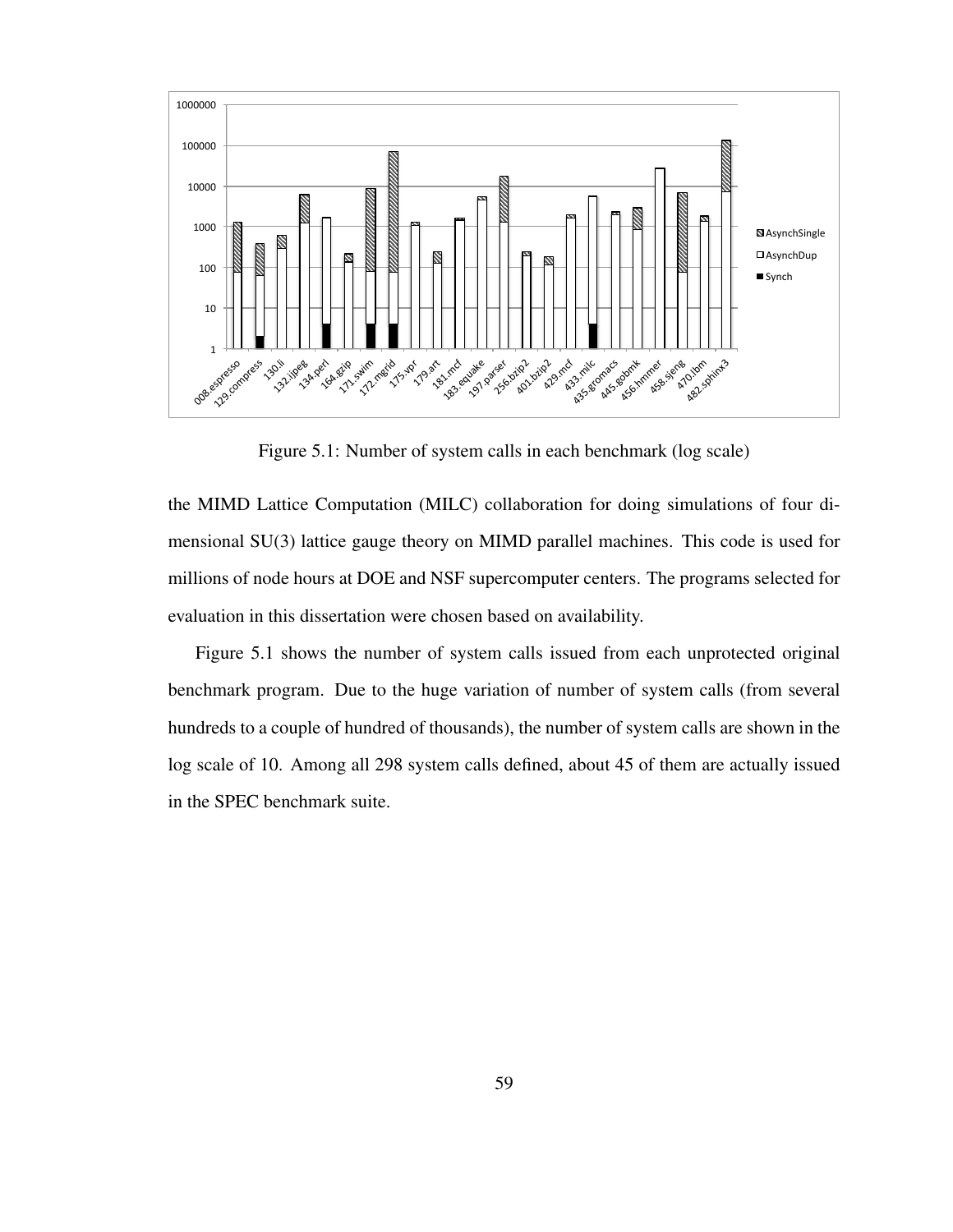Figure 5.1: Number of system calls in each benchmark (log scale)

the MIMD Lattice Computation (MILC) collaboration for doing simulations of four dimensional SU(3) lattice gauge theory on MIMD parallel machines. This code is used for millions of node hours at DOE and NSF supercomputer centers. The programs selected for evaluation in this dissertation were chosen based on availability.

Figure 5.1 shows the number of system calls issued from each unprotected original benchmark program. Due to the huge variation of number of system calls (from several hundreds to a couple of hundred of thousands), the number of system calls are shown in the log scale of 10. Among all 298 system calls defined, about 45 of them are actually issued in the SPEC benchmark suite.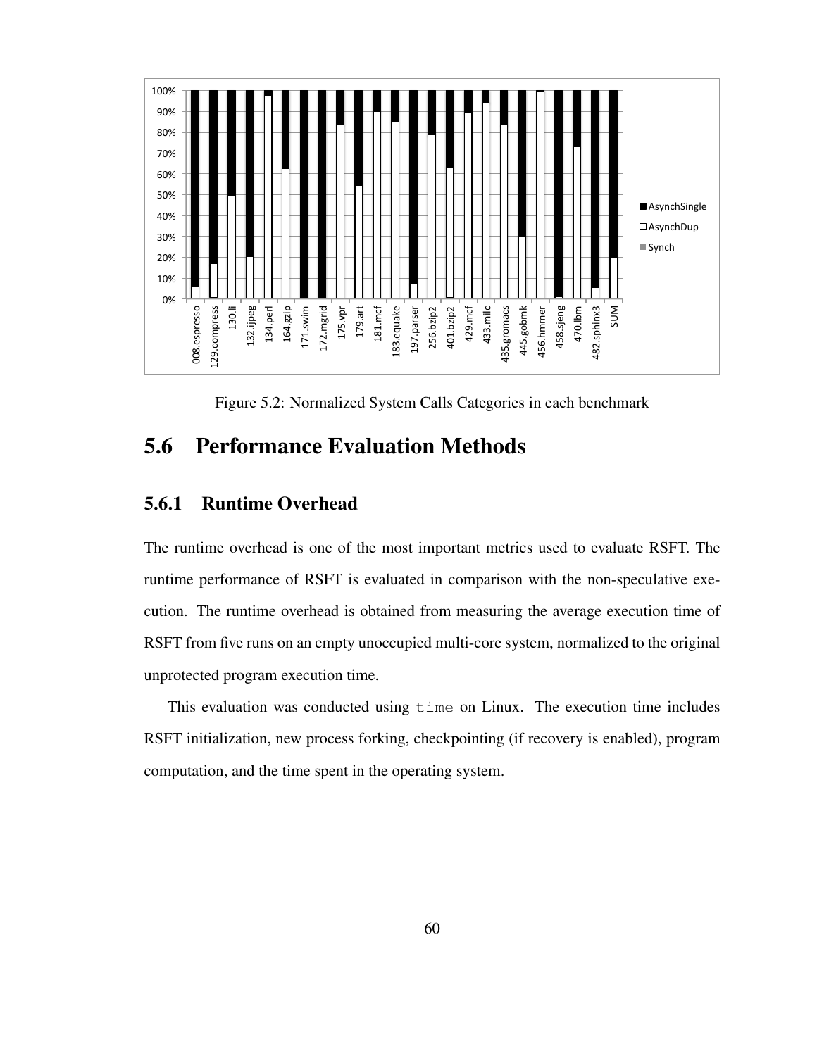Figure 5.2: Normalized System Calls Categories in each benchmark

## 5.6 Performance Evaluation Methods

### 5.6.1 Runtime Overhead

The runtime overhead is one of the most important metrics used to evaluate RSFT. The runtime performance of RSFT is evaluated in comparison with the non-speculative execution. The runtime overhead is obtained from measuring the average execution time of RSFT from five runs on an empty unoccupied multi-core system, normalized to the original unprotected program execution time.

This evaluation was conducted using `time` on Linux. The execution time includes RSFT initialization, new process forking, checkpointing (if recovery is enabled), program computation, and the time spent in the operating system.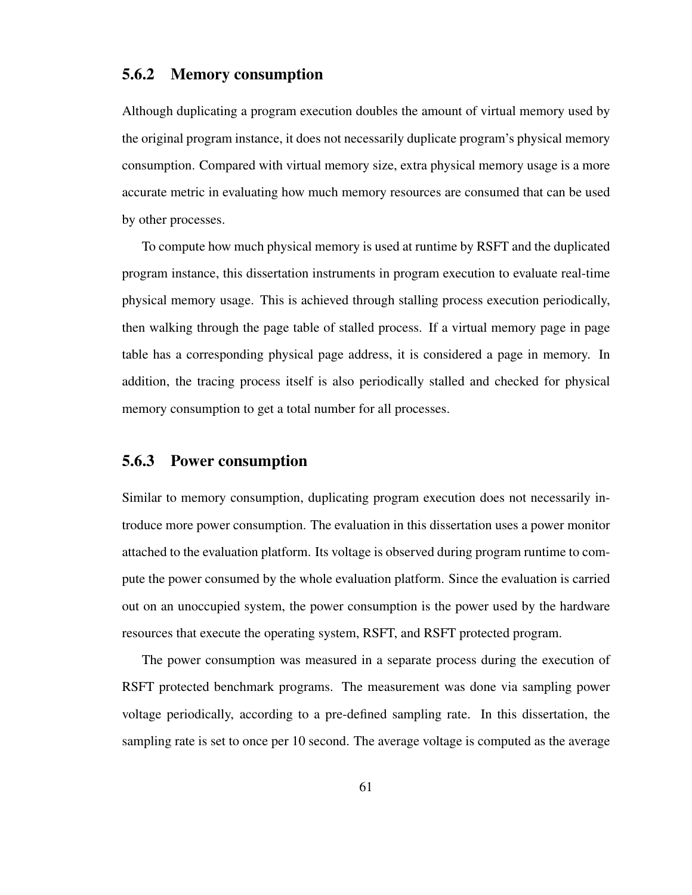### 5.6.2 Memory consumption

Although duplicating a program execution doubles the amount of virtual memory used by the original program instance, it does not necessarily duplicate program's physical memory consumption. Compared with virtual memory size, extra physical memory usage is a more accurate metric in evaluating how much memory resources are consumed that can be used by other processes.

To compute how much physical memory is used at runtime by RSFT and the duplicated program instance, this dissertation instruments in program execution to evaluate real-time physical memory usage. This is achieved through stalling process execution periodically, then walking through the page table of stalled process. If a virtual memory page in page table has a corresponding physical page address, it is considered a page in memory. In addition, the tracing process itself is also periodically stalled and checked for physical memory consumption to get a total number for all processes.

### 5.6.3 Power consumption

Similar to memory consumption, duplicating program execution does not necessarily introduce more power consumption. The evaluation in this dissertation uses a power monitor attached to the evaluation platform. Its voltage is observed during program runtime to compute the power consumed by the whole evaluation platform. Since the evaluation is carried out on an unoccupied system, the power consumption is the power used by the hardware resources that execute the operating system, RSFT, and RSFT protected program.

The power consumption was measured in a separate process during the execution of RSFT protected benchmark programs. The measurement was done via sampling power voltage periodically, according to a pre-defined sampling rate. In this dissertation, the sampling rate is set to once per 10 second. The average voltage is computed as the average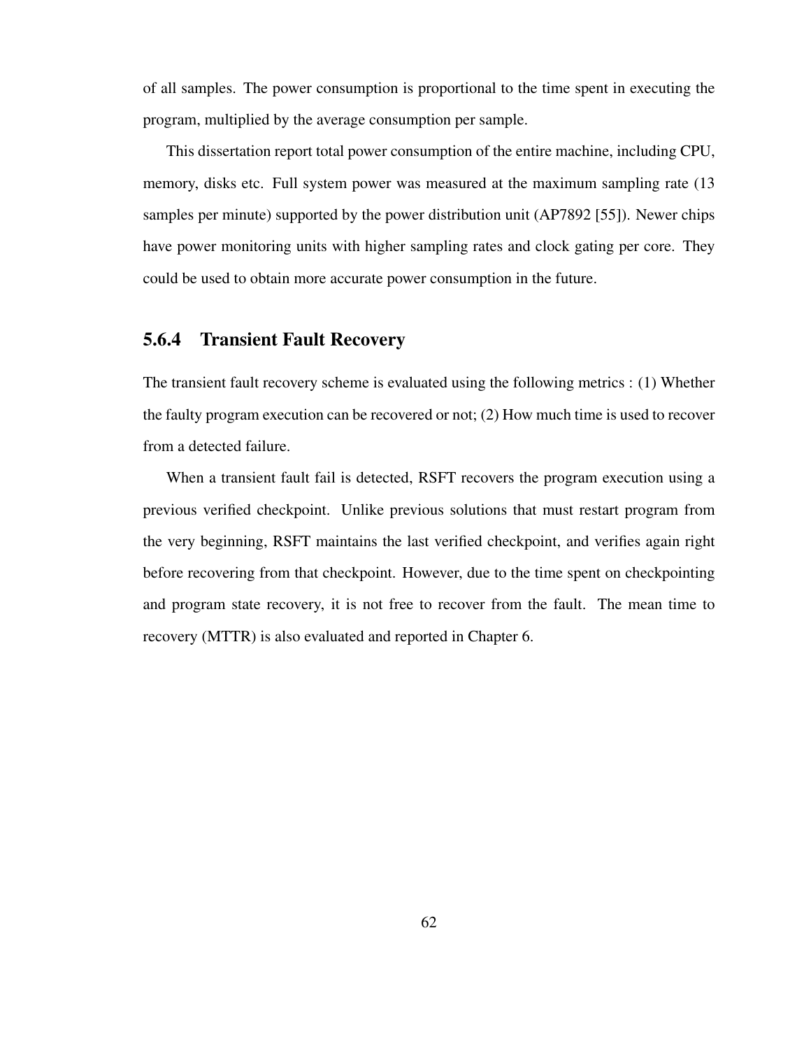of all samples. The power consumption is proportional to the time spent in executing the program, multiplied by the average consumption per sample.

This dissertation report total power consumption of the entire machine, including CPU, memory, disks etc. Full system power was measured at the maximum sampling rate (13 samples per minute) supported by the power distribution unit (AP7892 [55]). Newer chips have power monitoring units with higher sampling rates and clock gating per core. They could be used to obtain more accurate power consumption in the future.

### 5.6.4 Transient Fault Recovery

The transient fault recovery scheme is evaluated using the following metrics : (1) Whether the faulty program execution can be recovered or not; (2) How much time is used to recover from a detected failure.

When a transient fault fail is detected, RSFT recovers the program execution using a previous verified checkpoint. Unlike previous solutions that must restart program from the very beginning, RSFT maintains the last verified checkpoint, and verifies again right before recovering from that checkpoint. However, due to the time spent on checkpointing and program state recovery, it is not free to recover from the fault. The mean time to recovery (MTTR) is also evaluated and reported in Chapter 6.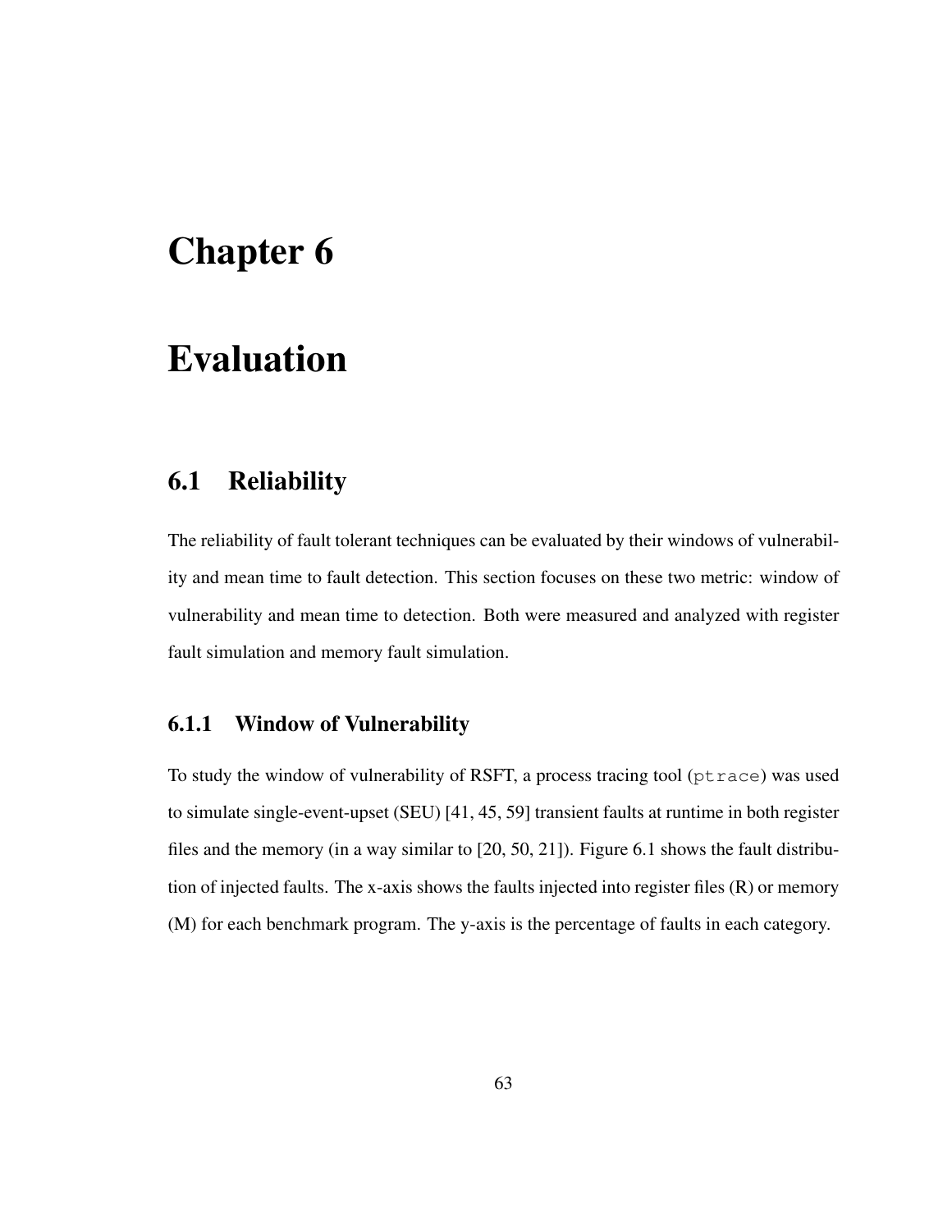# Chapter 6

# Evaluation

## 6.1 Reliability

The reliability of fault tolerant techniques can be evaluated by their windows of vulnerability and mean time to fault detection. This section focuses on these two metric: window of vulnerability and mean time to detection. Both were measured and analyzed with register fault simulation and memory fault simulation.

### 6.1.1 Window of Vulnerability

To study the window of vulnerability of RSFT, a process tracing tool (`ptrace`) was used to simulate single-event-upset (SEU) [41, 45, 59] transient faults at runtime in both register files and the memory (in a way similar to [20, 50, 21]). Figure 6.1 shows the fault distribution of injected faults. The x-axis shows the faults injected into register files (R) or memory (M) for each benchmark program. The y-axis is the percentage of faults in each category.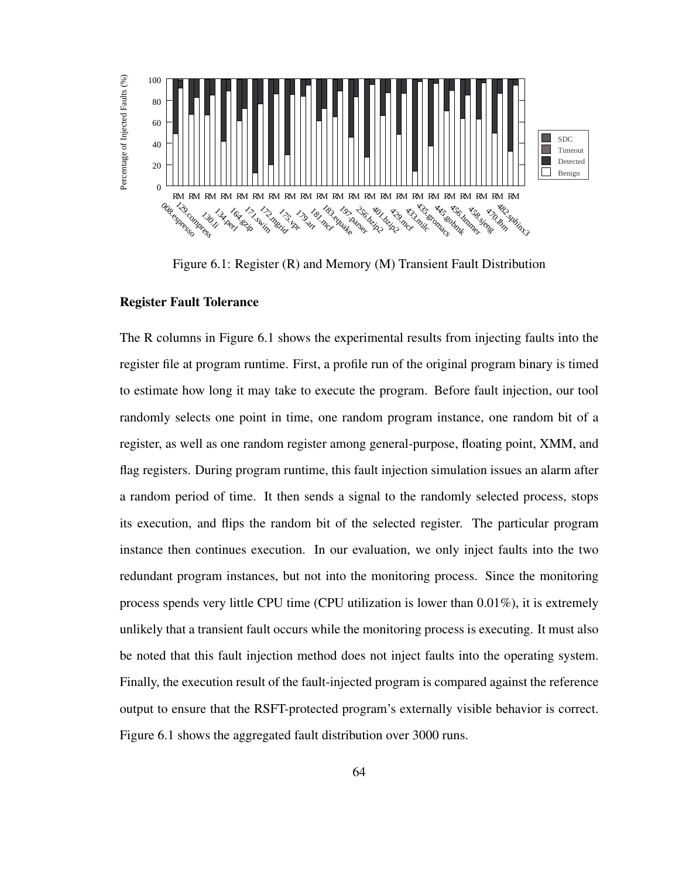Figure 6.1: Register (R) and Memory (M) Transient Fault Distribution

### Register Fault Tolerance

The R columns in Figure 6.1 shows the experimental results from injecting faults into the register file at program runtime. First, a profile run of the original program binary is timed to estimate how long it may take to execute the program. Before fault injection, our tool randomly selects one point in time, one random program instance, one random bit of a register, as well as one random register among general-purpose, floating point, XMM, and flag registers. During program runtime, this fault injection simulation issues an alarm after a random period of time. It then sends a signal to the randomly selected process, stops its execution, and flips the random bit of the selected register. The particular program instance then continues execution. In our evaluation, we only inject faults into the two redundant program instances, but not into the monitoring process. Since the monitoring process spends very little CPU time (CPU utilization is lower than 0.01%), it is extremely unlikely that a transient fault occurs while the monitoring process is executing. It must also be noted that this fault injection method does not inject faults into the operating system. Finally, the execution result of the fault-injected program is compared against the reference output to ensure that the RSFT-protected program's externally visible behavior is correct. Figure 6.1 shows the aggregated fault distribution over 3000 runs.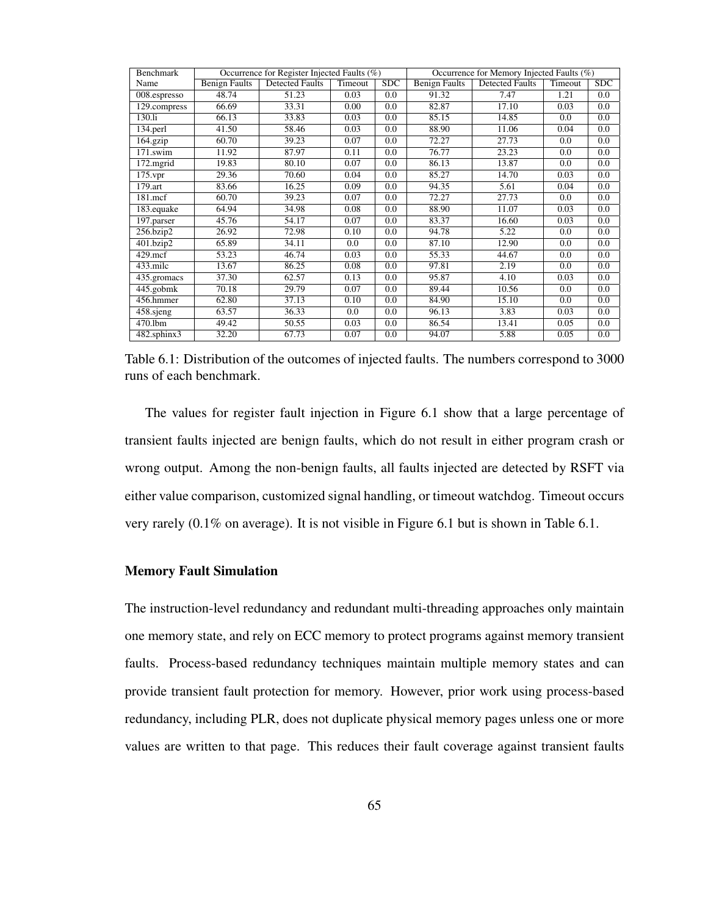| Benchmark | Occurrence for Register Injected Faults (%) | | | | Occurrence for Memory Injected Faults (%) | | | |
|---|---|---|---|---|---|---|---|---|
| Name | Benign Faults | Detected Faults | Timeout | SDC | Benign Faults | Detected Faults | Timeout | SDC |
| 008.espresso | 48.74 | 51.23 | 0.03 | 0.0 | 91.32 | 7.47 | 1.21 | 0.0 |
| 129.compress | 66.69 | 33.31 | 0.00 | 0.0 | 82.87 | 17.10 | 0.03 | 0.0 |
| 130.li | 66.13 | 33.83 | 0.03 | 0.0 | 85.15 | 14.85 | 0.0 | 0.0 |
| 134.perl | 41.50 | 58.46 | 0.03 | 0.0 | 88.90 | 11.06 | 0.04 | 0.0 |
| 164.gzip | 60.70 | 39.23 | 0.07 | 0.0 | 72.27 | 27.73 | 0.0 | 0.0 |
| 171.swim | 11.92 | 87.97 | 0.11 | 0.0 | 76.77 | 23.23 | 0.0 | 0.0 |
| 172.mgrid | 19.83 | 80.10 | 0.07 | 0.0 | 86.13 | 13.87 | 0.0 | 0.0 |
| 175.vpr | 29.36 | 70.60 | 0.04 | 0.0 | 85.27 | 14.70 | 0.03 | 0.0 |
| 179.art | 83.66 | 16.25 | 0.09 | 0.0 | 94.35 | 5.61 | 0.04 | 0.0 |
| 181.mcf | 60.70 | 39.23 | 0.07 | 0.0 | 72.27 | 27.73 | 0.0 | 0.0 |
| 183.equake | 64.94 | 34.98 | 0.08 | 0.0 | 88.90 | 11.07 | 0.03 | 0.0 |
| 197.parser | 45.76 | 54.17 | 0.07 | 0.0 | 83.37 | 16.60 | 0.03 | 0.0 |
| 256.bzip2 | 26.92 | 72.98 | 0.10 | 0.0 | 94.78 | 5.22 | 0.0 | 0.0 |
| 401.bzip2 | 65.89 | 34.11 | 0.0 | 0.0 | 87.10 | 12.90 | 0.0 | 0.0 |
| 429.mcf | 53.23 | 46.74 | 0.03 | 0.0 | 55.33 | 44.67 | 0.0 | 0.0 |
| 433.milc | 13.67 | 86.25 | 0.08 | 0.0 | 97.81 | 2.19 | 0.0 | 0.0 |
| 435.gromacs | 37.30 | 62.57 | 0.13 | 0.0 | 95.87 | 4.10 | 0.03 | 0.0 |
| 445.gobmk | 70.18 | 29.79 | 0.07 | 0.0 | 89.44 | 10.56 | 0.0 | 0.0 |
| 456.hmmer | 62.80 | 37.13 | 0.10 | 0.0 | 84.90 | 15.10 | 0.0 | 0.0 |
| 458.sjeng | 63.57 | 36.33 | 0.0 | 0.0 | 96.13 | 3.83 | 0.03 | 0.0 |
| 470.lbm | 49.42 | 50.55 | 0.03 | 0.0 | 86.54 | 13.41 | 0.05 | 0.0 |
| 482.sphinx3 | 32.20 | 67.73 | 0.07 | 0.0 | 94.07 | 5.88 | 0.05 | 0.0 |

Table 6.1: Distribution of the outcomes of injected faults. The numbers correspond to 3000 runs of each benchmark.

The values for register fault injection in Figure 6.1 show that a large percentage of transient faults injected are benign faults, which do not result in either program crash or wrong output. Among the non-benign faults, all faults injected are detected by RSFT via either value comparison, customized signal handling, or timeout watchdog. Timeout occurs very rarely (0.1% on average). It is not visible in Figure 6.1 but is shown in Table 6.1.

#### Memory Fault Simulation

The instruction-level redundancy and redundant multi-threading approaches only maintain one memory state, and rely on ECC memory to protect programs against memory transient faults. Process-based redundancy techniques maintain multiple memory states and can provide transient fault protection for memory. However, prior work using process-based redundancy, including PLR, does not duplicate physical memory pages unless one or more values are written to that page. This reduces their fault coverage against transient faults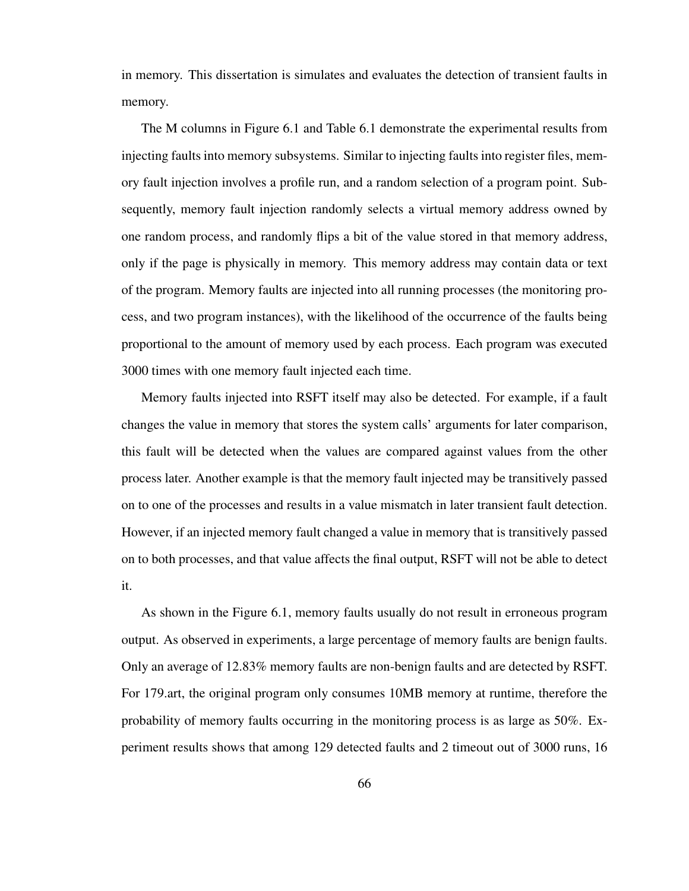in memory. This dissertation is simulates and evaluates the detection of transient faults in memory.

The M columns in Figure 6.1 and Table 6.1 demonstrate the experimental results from injecting faults into memory subsystems. Similar to injecting faults into register files, memory fault injection involves a profile run, and a random selection of a program point. Subsequently, memory fault injection randomly selects a virtual memory address owned by one random process, and randomly flips a bit of the value stored in that memory address, only if the page is physically in memory. This memory address may contain data or text of the program. Memory faults are injected into all running processes (the monitoring process, and two program instances), with the likelihood of the occurrence of the faults being proportional to the amount of memory used by each process. Each program was executed 3000 times with one memory fault injected each time.

Memory faults injected into RSFT itself may also be detected. For example, if a fault changes the value in memory that stores the system calls' arguments for later comparison, this fault will be detected when the values are compared against values from the other process later. Another example is that the memory fault injected may be transitively passed on to one of the processes and results in a value mismatch in later transient fault detection. However, if an injected memory fault changed a value in memory that is transitively passed on to both processes, and that value affects the final output, RSFT will not be able to detect it.

As shown in the Figure 6.1, memory faults usually do not result in erroneous program output. As observed in experiments, a large percentage of memory faults are benign faults. Only an average of 12.83% memory faults are non-benign faults and are detected by RSFT. For 179.art, the original program only consumes 10MB memory at runtime, therefore the probability of memory faults occurring in the monitoring process is as large as 50%. Experiment results shows that among 129 detected faults and 2 timeout out of 3000 runs, 16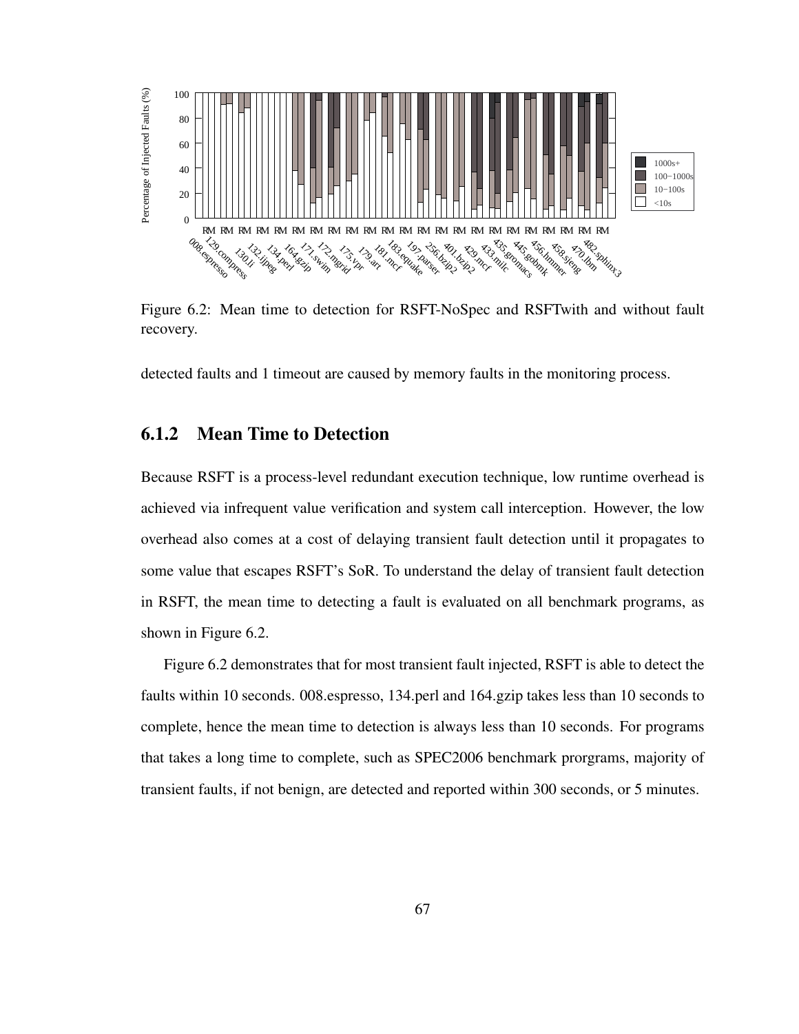Figure 6.2: Mean time to detection for RSFT-NoSpec and RSFTwith and without fault recovery.

detected faults and 1 timeout are caused by memory faults in the monitoring process.

### 6.1.2 Mean Time to Detection

Because RSFT is a process-level redundant execution technique, low runtime overhead is achieved via infrequent value verification and system call interception. However, the low overhead also comes at a cost of delaying transient fault detection until it propagates to some value that escapes RSFT's SoR. To understand the delay of transient fault detection in RSFT, the mean time to detecting a fault is evaluated on all benchmark programs, as shown in Figure 6.2.

Figure 6.2 demonstrates that for most transient fault injected, RSFT is able to detect the faults within 10 seconds. 008.espresso, 134.perl and 164.gzip takes less than 10 seconds to complete, hence the mean time to detection is always less than 10 seconds. For programs that takes a long time to complete, such as SPEC2006 benchmark prorgrams, majority of transient faults, if not benign, are detected and reported within 300 seconds, or 5 minutes.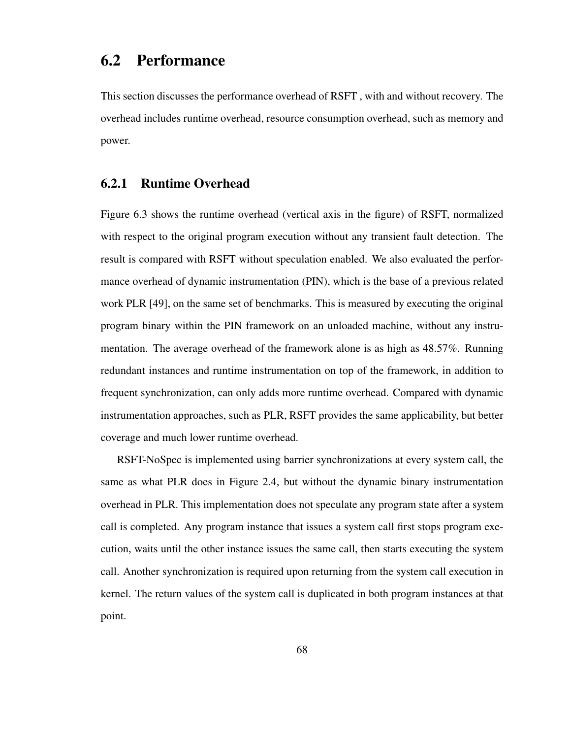## 6.2 Performance

This section discusses the performance overhead of RSFT , with and without recovery. The overhead includes runtime overhead, resource consumption overhead, such as memory and power.

### 6.2.1 Runtime Overhead

Figure 6.3 shows the runtime overhead (vertical axis in the figure) of RSFT, normalized with respect to the original program execution without any transient fault detection. The result is compared with RSFT without speculation enabled. We also evaluated the performance overhead of dynamic instrumentation (PIN), which is the base of a previous related work PLR [49], on the same set of benchmarks. This is measured by executing the original program binary within the PIN framework on an unloaded machine, without any instrumentation. The average overhead of the framework alone is as high as 48.57%. Running redundant instances and runtime instrumentation on top of the framework, in addition to frequent synchronization, can only adds more runtime overhead. Compared with dynamic instrumentation approaches, such as PLR, RSFT provides the same applicability, but better coverage and much lower runtime overhead.

RSFT-NoSpec is implemented using barrier synchronizations at every system call, the same as what PLR does in Figure 2.4, but without the dynamic binary instrumentation overhead in PLR. This implementation does not speculate any program state after a system call is completed. Any program instance that issues a system call first stops program execution, waits until the other instance issues the same call, then starts executing the system call. Another synchronization is required upon returning from the system call execution in kernel. The return values of the system call is duplicated in both program instances at that point.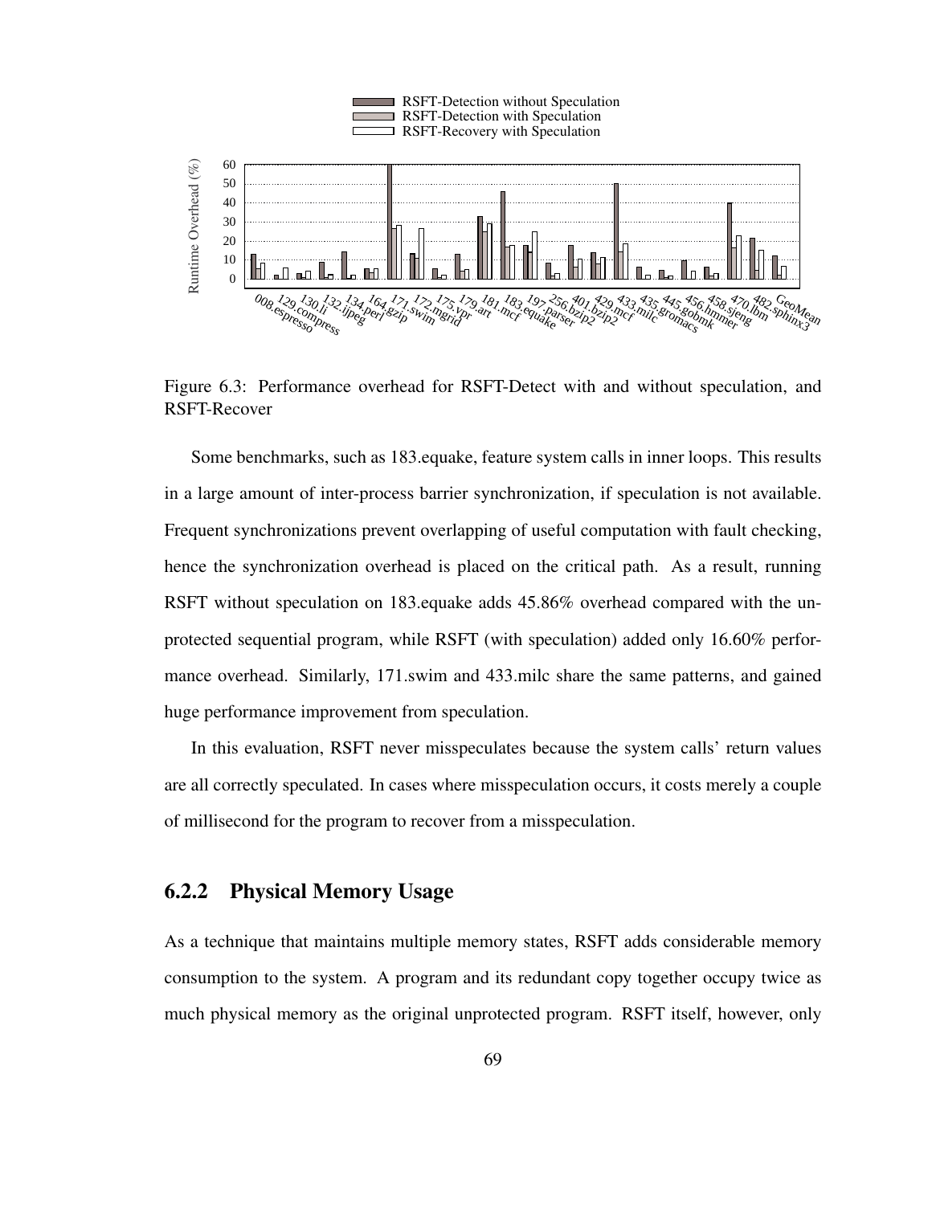Figure 6.3: Performance overhead for RSFT-Detect with and without speculation, and RSFT-Recover

Some benchmarks, such as 183.equake, feature system calls in inner loops. This results in a large amount of inter-process barrier synchronization, if speculation is not available. Frequent synchronizations prevent overlapping of useful computation with fault checking, hence the synchronization overhead is placed on the critical path. As a result, running RSFT without speculation on 183.equake adds 45.86% overhead compared with the unprotected sequential program, while RSFT (with speculation) added only 16.60% performance overhead. Similarly, 171.swim and 433.milc share the same patterns, and gained huge performance improvement from speculation.

In this evaluation, RSFT never misspeculates because the system calls' return values are all correctly speculated. In cases where misspeculation occurs, it costs merely a couple of millisecond for the program to recover from a misspeculation.

## 6.2.2 Physical Memory Usage

As a technique that maintains multiple memory states, RSFT adds considerable memory consumption to the system. A program and its redundant copy together occupy twice as much physical memory as the original unprotected program. RSFT itself, however, only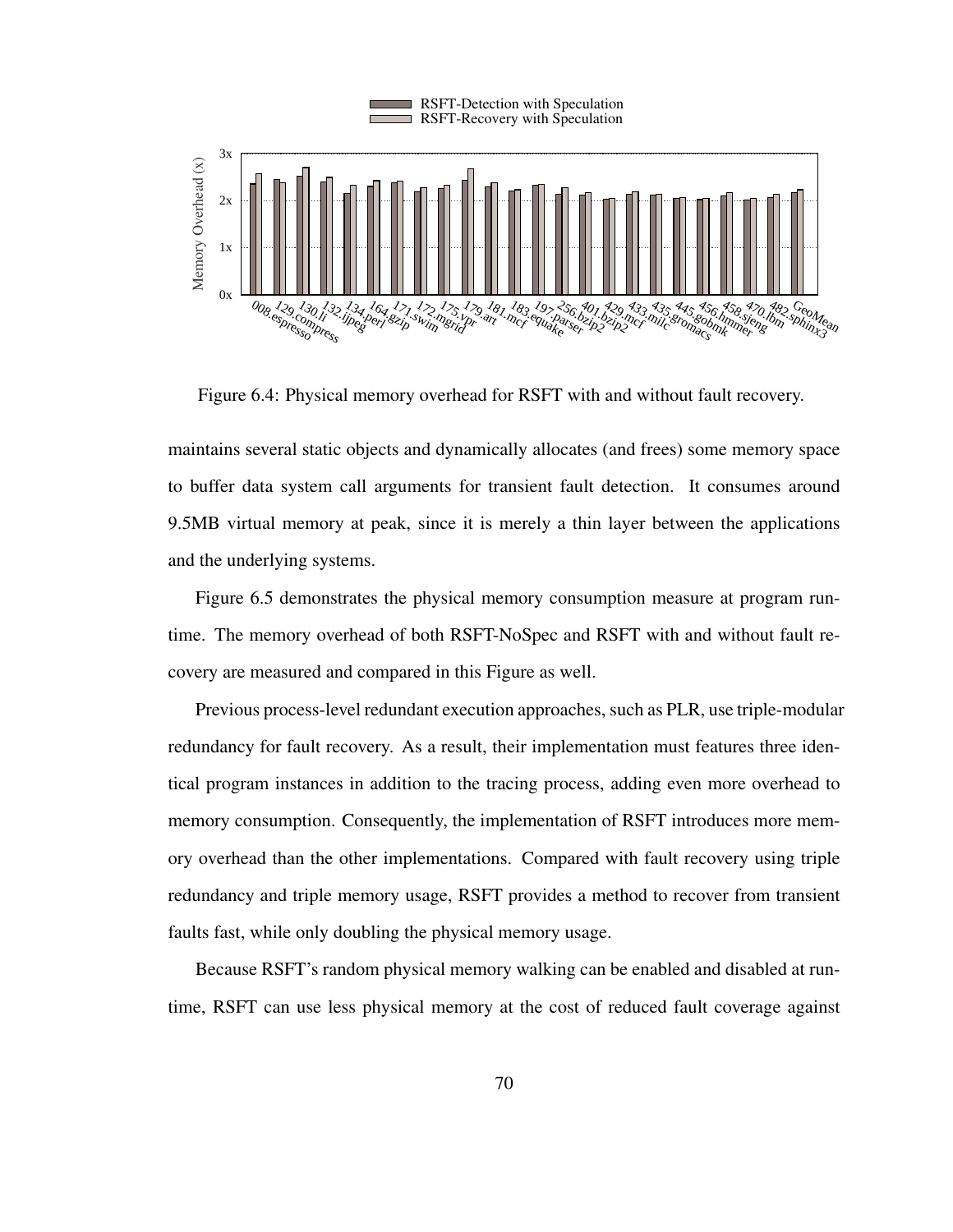Figure 6.4: Physical memory overhead for RSFT with and without fault recovery.

maintains several static objects and dynamically allocates (and frees) some memory space to buffer data system call arguments for transient fault detection. It consumes around 9.5MB virtual memory at peak, since it is merely a thin layer between the applications and the underlying systems.

Figure 6.5 demonstrates the physical memory consumption measure at program runtime. The memory overhead of both RSFT-NoSpec and RSFT with and without fault recovery are measured and compared in this Figure as well.

Previous process-level redundant execution approaches, such as PLR, use triple-modular redundancy for fault recovery. As a result, their implementation must features three identical program instances in addition to the tracing process, adding even more overhead to memory consumption. Consequently, the implementation of RSFT introduces more memory overhead than the other implementations. Compared with fault recovery using triple redundancy and triple memory usage, RSFT provides a method to recover from transient faults fast, while only doubling the physical memory usage.

Because RSFT's random physical memory walking can be enabled and disabled at runtime, RSFT can use less physical memory at the cost of reduced fault coverage against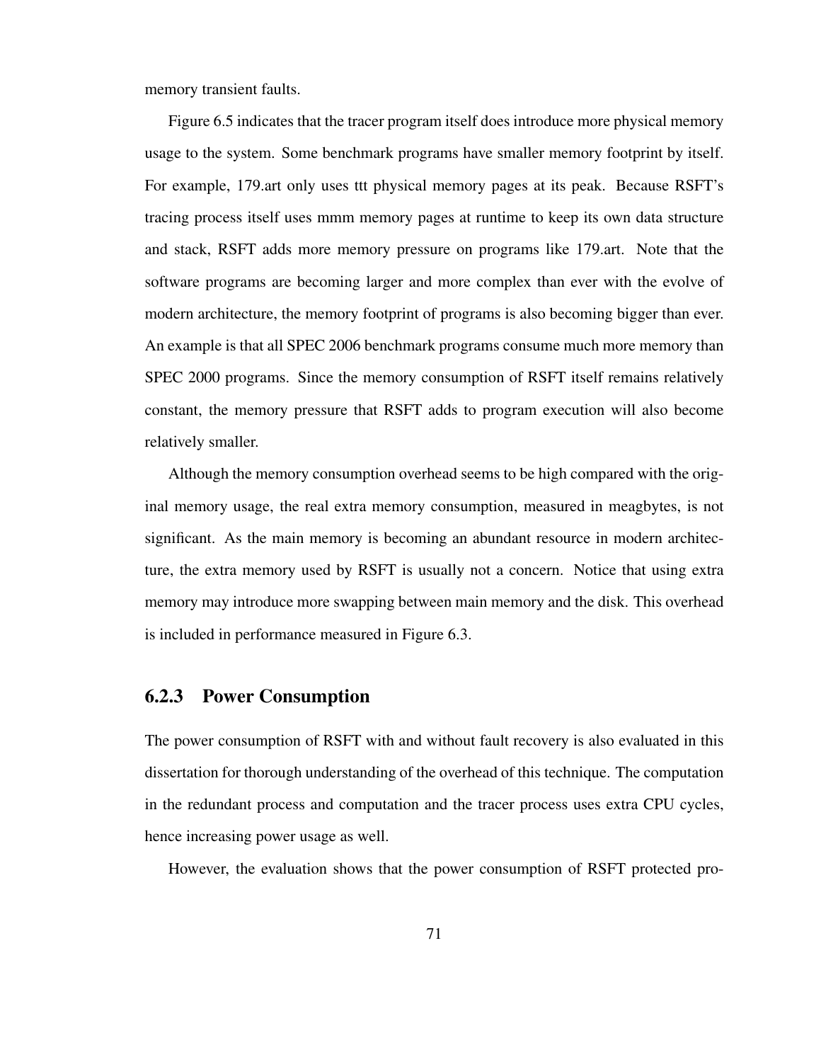memory transient faults.

Figure 6.5 indicates that the tracer program itself does introduce more physical memory usage to the system. Some benchmark programs have smaller memory footprint by itself. For example, 179.art only uses ttt physical memory pages at its peak. Because RSFT's tracing process itself uses mmm memory pages at runtime to keep its own data structure and stack, RSFT adds more memory pressure on programs like 179.art. Note that the software programs are becoming larger and more complex than ever with the evolve of modern architecture, the memory footprint of programs is also becoming bigger than ever. An example is that all SPEC 2006 benchmark programs consume much more memory than SPEC 2000 programs. Since the memory consumption of RSFT itself remains relatively constant, the memory pressure that RSFT adds to program execution will also become relatively smaller.

Although the memory consumption overhead seems to be high compared with the original memory usage, the real extra memory consumption, measured in meagbytes, is not significant. As the main memory is becoming an abundant resource in modern architecture, the extra memory used by RSFT is usually not a concern. Notice that using extra memory may introduce more swapping between main memory and the disk. This overhead is included in performance measured in Figure 6.3.

### 6.2.3 Power Consumption

The power consumption of RSFT with and without fault recovery is also evaluated in this dissertation for thorough understanding of the overhead of this technique. The computation in the redundant process and computation and the tracer process uses extra CPU cycles, hence increasing power usage as well.

However, the evaluation shows that the power consumption of RSFT protected pro-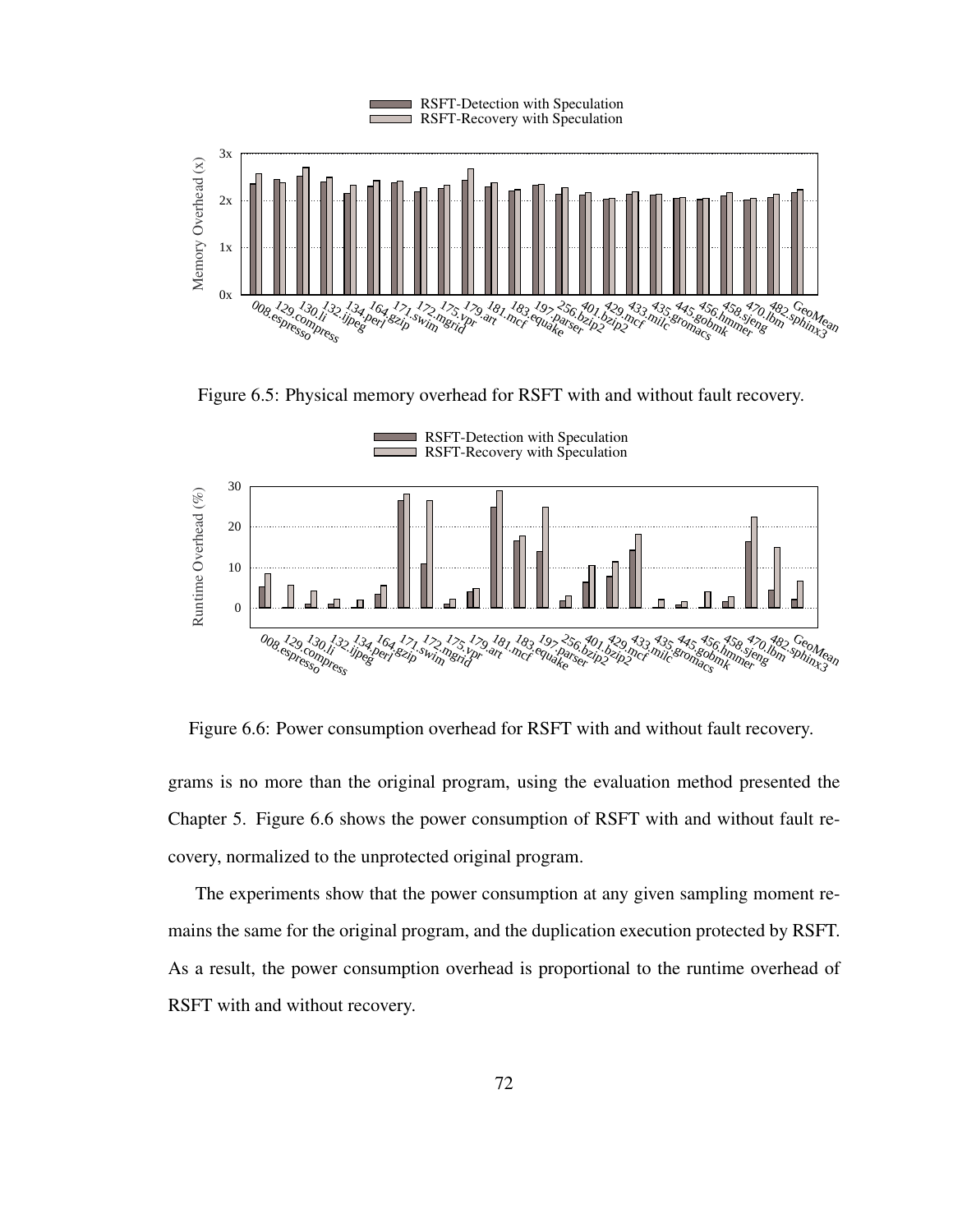Figure 6.5: Physical memory overhead for RSFT with and without fault recovery.

Figure 6.6: Power consumption overhead for RSFT with and without fault recovery.

grams is no more than the original program, using the evaluation method presented the Chapter 5. Figure 6.6 shows the power consumption of RSFT with and without fault recovery, normalized to the unprotected original program.

The experiments show that the power consumption at any given sampling moment remains the same for the original program, and the duplication execution protected by RSFT. As a result, the power consumption overhead is proportional to the runtime overhead of RSFT with and without recovery.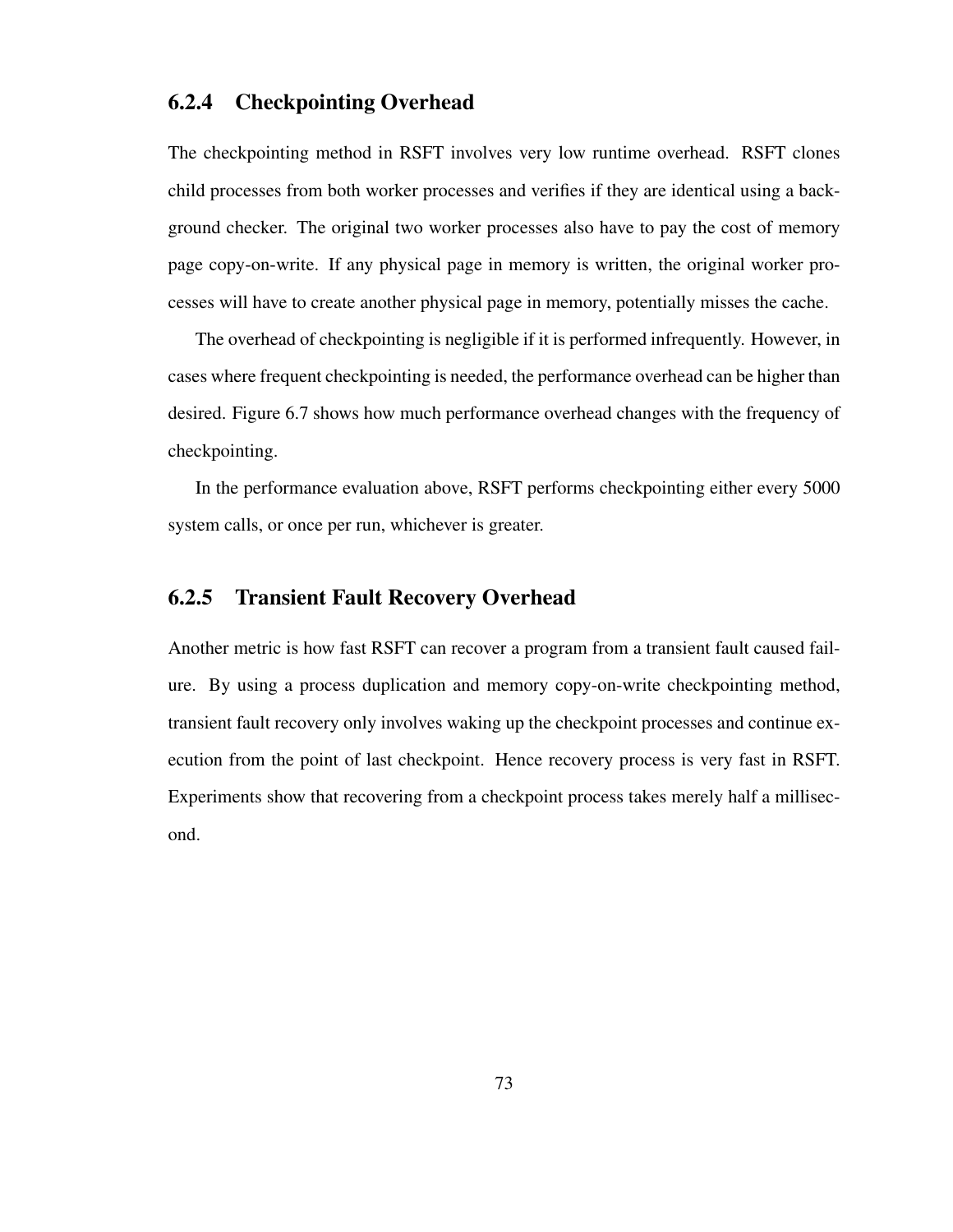### 6.2.4 Checkpointing Overhead

The checkpointing method in RSFT involves very low runtime overhead. RSFT clones child processes from both worker processes and verifies if they are identical using a background checker. The original two worker processes also have to pay the cost of memory page copy-on-write. If any physical page in memory is written, the original worker processes will have to create another physical page in memory, potentially misses the cache.

The overhead of checkpointing is negligible if it is performed infrequently. However, in cases where frequent checkpointing is needed, the performance overhead can be higher than desired. Figure 6.7 shows how much performance overhead changes with the frequency of checkpointing.

In the performance evaluation above, RSFT performs checkpointing either every 5000 system calls, or once per run, whichever is greater.

### 6.2.5 Transient Fault Recovery Overhead

Another metric is how fast RSFT can recover a program from a transient fault caused failure. By using a process duplication and memory copy-on-write checkpointing method, transient fault recovery only involves waking up the checkpoint processes and continue execution from the point of last checkpoint. Hence recovery process is very fast in RSFT. Experiments show that recovering from a checkpoint process takes merely half a millisecond.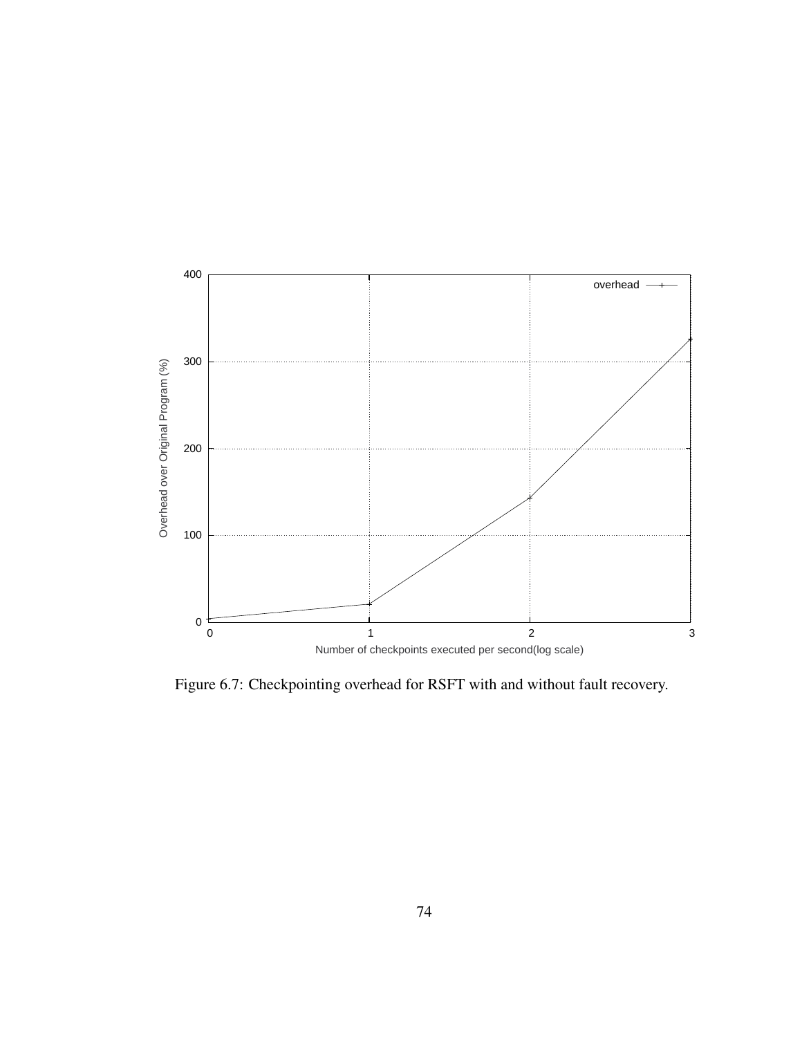Figure 6.7: Checkpointing overhead for RSFT with and without fault recovery.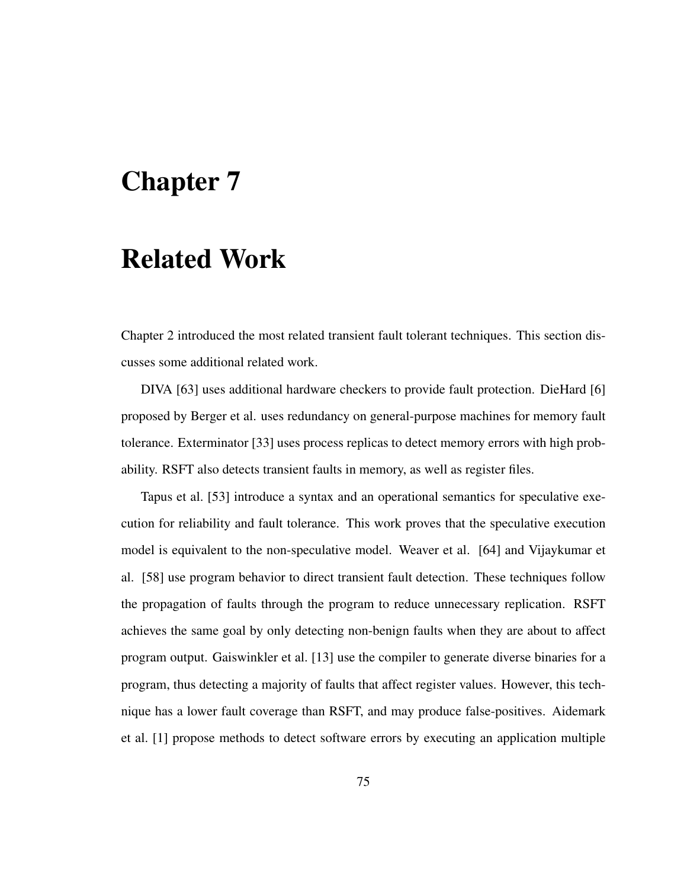// Chapter 7 — this page's content

# Chapter 7

# Related Work

Chapter 2 introduced the most related transient fault tolerant techniques. This section discusses some additional related work.

DIVA [63] uses additional hardware checkers to provide fault protection. DieHard [6] proposed by Berger et al. uses redundancy on general-purpose machines for memory fault tolerance. Exterminator [33] uses process replicas to detect memory errors with high probability. RSFT also detects transient faults in memory, as well as register files.

Tapus et al. [53] introduce a syntax and an operational semantics for speculative execution for reliability and fault tolerance. This work proves that the speculative execution model is equivalent to the non-speculative model. Weaver et al. [64] and Vijaykumar et al. [58] use program behavior to direct transient fault detection. These techniques follow the propagation of faults through the program to reduce unnecessary replication. RSFT achieves the same goal by only detecting non-benign faults when they are about to affect program output. Gaiswinkler et al. [13] use the compiler to generate diverse binaries for a program, thus detecting a majority of faults that affect register values. However, this technique has a lower fault coverage than RSFT, and may produce false-positives. Aidemark et al. [1] propose methods to detect software errors by executing an application multiple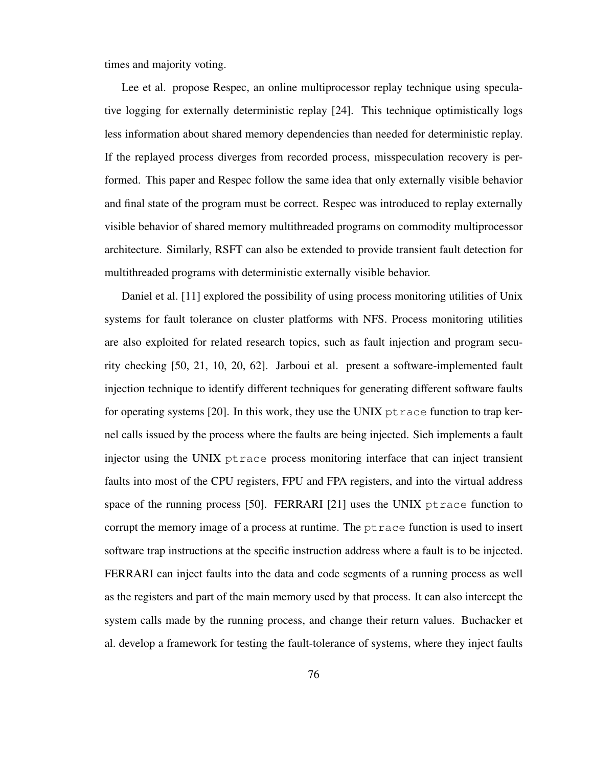times and majority voting.

Lee et al. propose Respec, an online multiprocessor replay technique using speculative logging for externally deterministic replay [24]. This technique optimistically logs less information about shared memory dependencies than needed for deterministic replay. If the replayed process diverges from recorded process, misspeculation recovery is performed. This paper and Respec follow the same idea that only externally visible behavior and final state of the program must be correct. Respec was introduced to replay externally visible behavior of shared memory multithreaded programs on commodity multiprocessor architecture. Similarly, RSFT can also be extended to provide transient fault detection for multithreaded programs with deterministic externally visible behavior.

Daniel et al. [11] explored the possibility of using process monitoring utilities of Unix systems for fault tolerance on cluster platforms with NFS. Process monitoring utilities are also exploited for related research topics, such as fault injection and program security checking [50, 21, 10, 20, 62]. Jarboui et al. present a software-implemented fault injection technique to identify different techniques for generating different software faults for operating systems [20]. In this work, they use the UNIX `ptrace` function to trap kernel calls issued by the process where the faults are being injected. Sieh implements a fault injector using the UNIX `ptrace` process monitoring interface that can inject transient faults into most of the CPU registers, FPU and FPA registers, and into the virtual address space of the running process [50]. FERRARI [21] uses the UNIX `ptrace` function to corrupt the memory image of a process at runtime. The `ptrace` function is used to insert software trap instructions at the specific instruction address where a fault is to be injected. FERRARI can inject faults into the data and code segments of a running process as well as the registers and part of the main memory used by that process. It can also intercept the system calls made by the running process, and change their return values. Buchacker et al. develop a framework for testing the fault-tolerance of systems, where they inject faults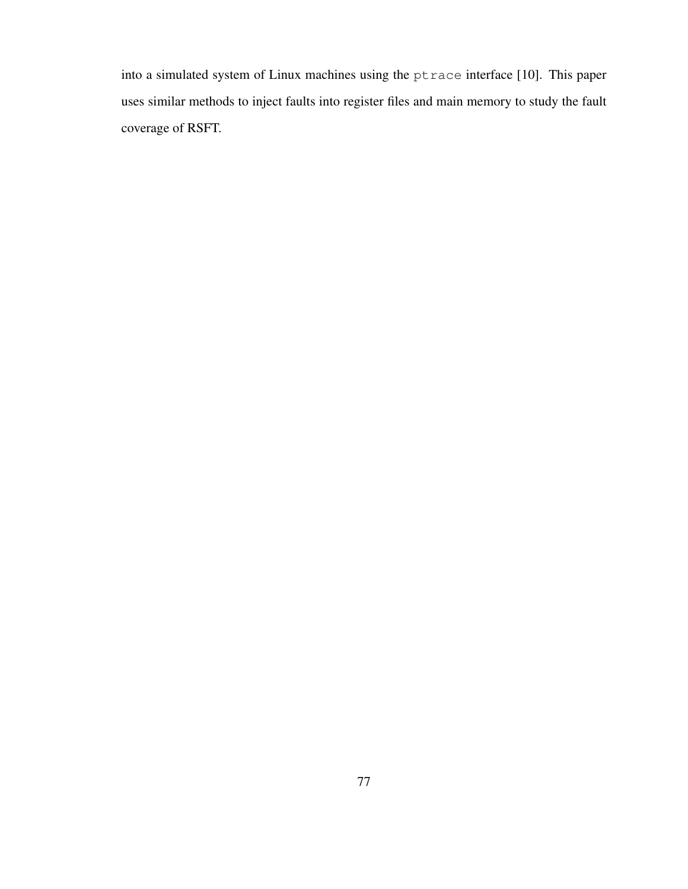into a simulated system of Linux machines using the `ptrace` interface [10]. This paper uses similar methods to inject faults into register files and main memory to study the fault coverage of RSFT.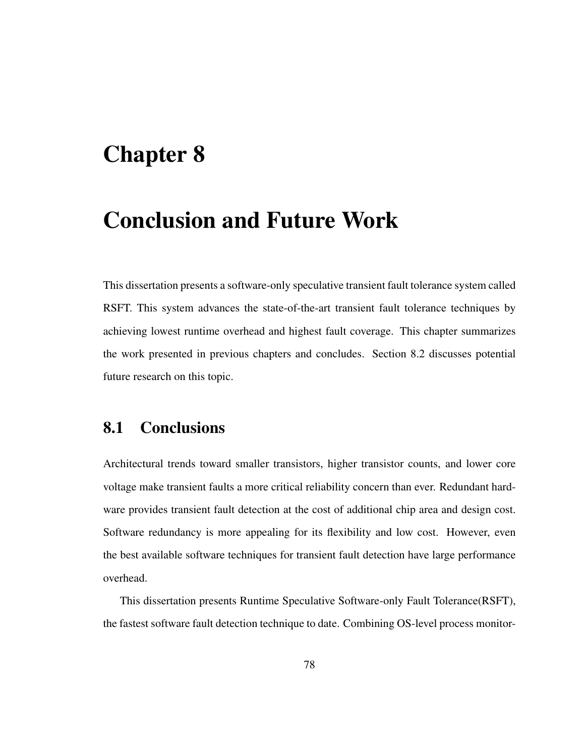# Chapter 8

# Conclusion and Future Work

This dissertation presents a software-only speculative transient fault tolerance system called RSFT. This system advances the state-of-the-art transient fault tolerance techniques by achieving lowest runtime overhead and highest fault coverage. This chapter summarizes the work presented in previous chapters and concludes. Section 8.2 discusses potential future research on this topic.

## 8.1 Conclusions

Architectural trends toward smaller transistors, higher transistor counts, and lower core voltage make transient faults a more critical reliability concern than ever. Redundant hardware provides transient fault detection at the cost of additional chip area and design cost. Software redundancy is more appealing for its flexibility and low cost. However, even the best available software techniques for transient fault detection have large performance overhead.

This dissertation presents Runtime Speculative Software-only Fault Tolerance(RSFT), the fastest software fault detection technique to date. Combining OS-level process monitor-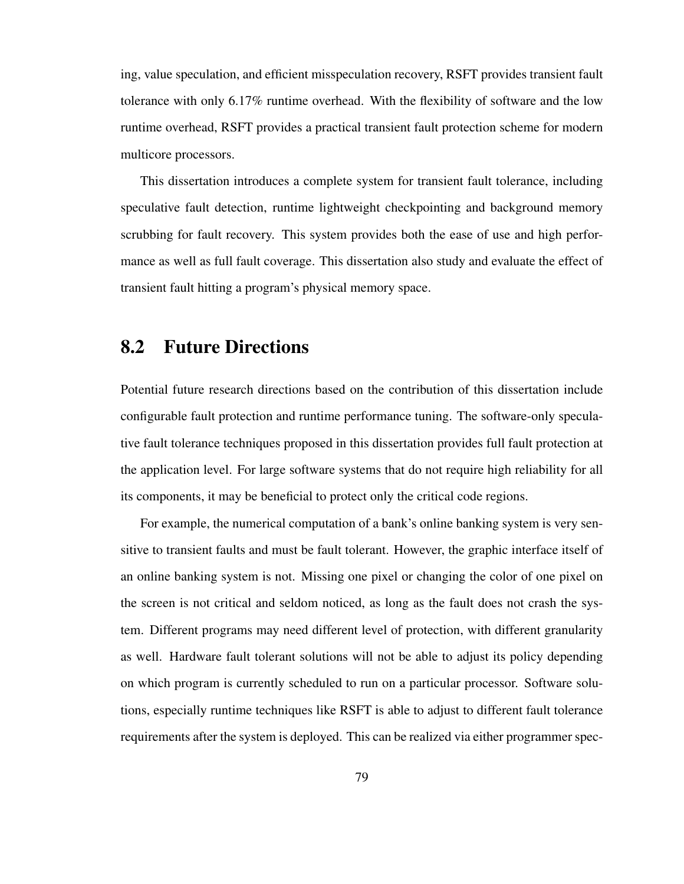ing, value speculation, and efficient misspeculation recovery, RSFT provides transient fault tolerance with only 6.17% runtime overhead. With the flexibility of software and the low runtime overhead, RSFT provides a practical transient fault protection scheme for modern multicore processors.

This dissertation introduces a complete system for transient fault tolerance, including speculative fault detection, runtime lightweight checkpointing and background memory scrubbing for fault recovery. This system provides both the ease of use and high performance as well as full fault coverage. This dissertation also study and evaluate the effect of transient fault hitting a program's physical memory space.

## 8.2 Future Directions

Potential future research directions based on the contribution of this dissertation include configurable fault protection and runtime performance tuning. The software-only speculative fault tolerance techniques proposed in this dissertation provides full fault protection at the application level. For large software systems that do not require high reliability for all its components, it may be beneficial to protect only the critical code regions.

For example, the numerical computation of a bank's online banking system is very sensitive to transient faults and must be fault tolerant. However, the graphic interface itself of an online banking system is not. Missing one pixel or changing the color of one pixel on the screen is not critical and seldom noticed, as long as the fault does not crash the system. Different programs may need different level of protection, with different granularity as well. Hardware fault tolerant solutions will not be able to adjust its policy depending on which program is currently scheduled to run on a particular processor. Software solutions, especially runtime techniques like RSFT is able to adjust to different fault tolerance requirements after the system is deployed. This can be realized via either programmer spec-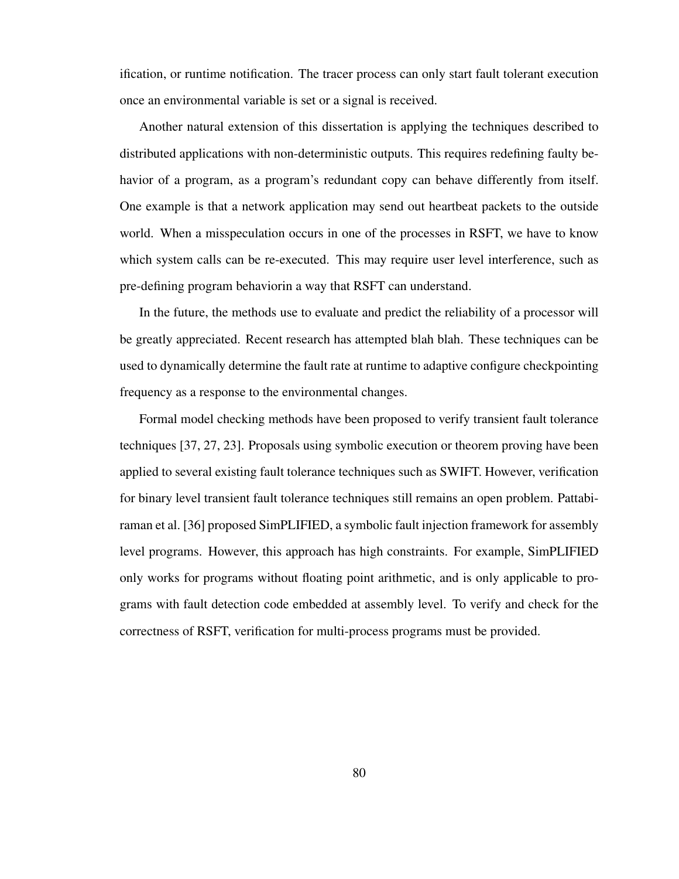ification, or runtime notification. The tracer process can only start fault tolerant execution once an environmental variable is set or a signal is received.

Another natural extension of this dissertation is applying the techniques described to distributed applications with non-deterministic outputs. This requires redefining faulty behavior of a program, as a program's redundant copy can behave differently from itself. One example is that a network application may send out heartbeat packets to the outside world. When a misspeculation occurs in one of the processes in RSFT, we have to know which system calls can be re-executed. This may require user level interference, such as pre-defining program behaviorin a way that RSFT can understand.

In the future, the methods use to evaluate and predict the reliability of a processor will be greatly appreciated. Recent research has attempted blah blah. These techniques can be used to dynamically determine the fault rate at runtime to adaptive configure checkpointing frequency as a response to the environmental changes.

Formal model checking methods have been proposed to verify transient fault tolerance techniques [37, 27, 23]. Proposals using symbolic execution or theorem proving have been applied to several existing fault tolerance techniques such as SWIFT. However, verification for binary level transient fault tolerance techniques still remains an open problem. Pattabiraman et al. [36] proposed SimPLIFIED, a symbolic fault injection framework for assembly level programs. However, this approach has high constraints. For example, SimPLIFIED only works for programs without floating point arithmetic, and is only applicable to programs with fault detection code embedded at assembly level. To verify and check for the correctness of RSFT, verification for multi-process programs must be provided.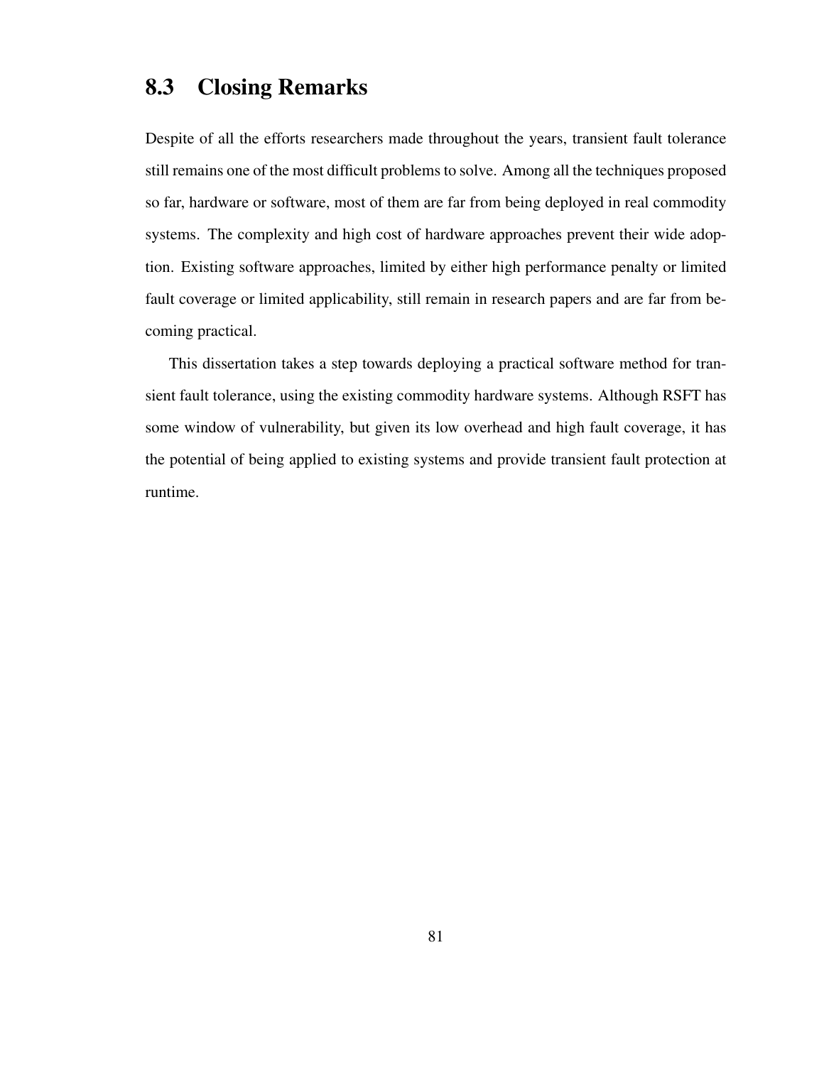## 8.3 Closing Remarks

Despite of all the efforts researchers made throughout the years, transient fault tolerance still remains one of the most difficult problems to solve. Among all the techniques proposed so far, hardware or software, most of them are far from being deployed in real commodity systems. The complexity and high cost of hardware approaches prevent their wide adoption. Existing software approaches, limited by either high performance penalty or limited fault coverage or limited applicability, still remain in research papers and are far from becoming practical.

This dissertation takes a step towards deploying a practical software method for transient fault tolerance, using the existing commodity hardware systems. Although RSFT has some window of vulnerability, but given its low overhead and high fault coverage, it has the potential of being applied to existing systems and provide transient fault protection at runtime.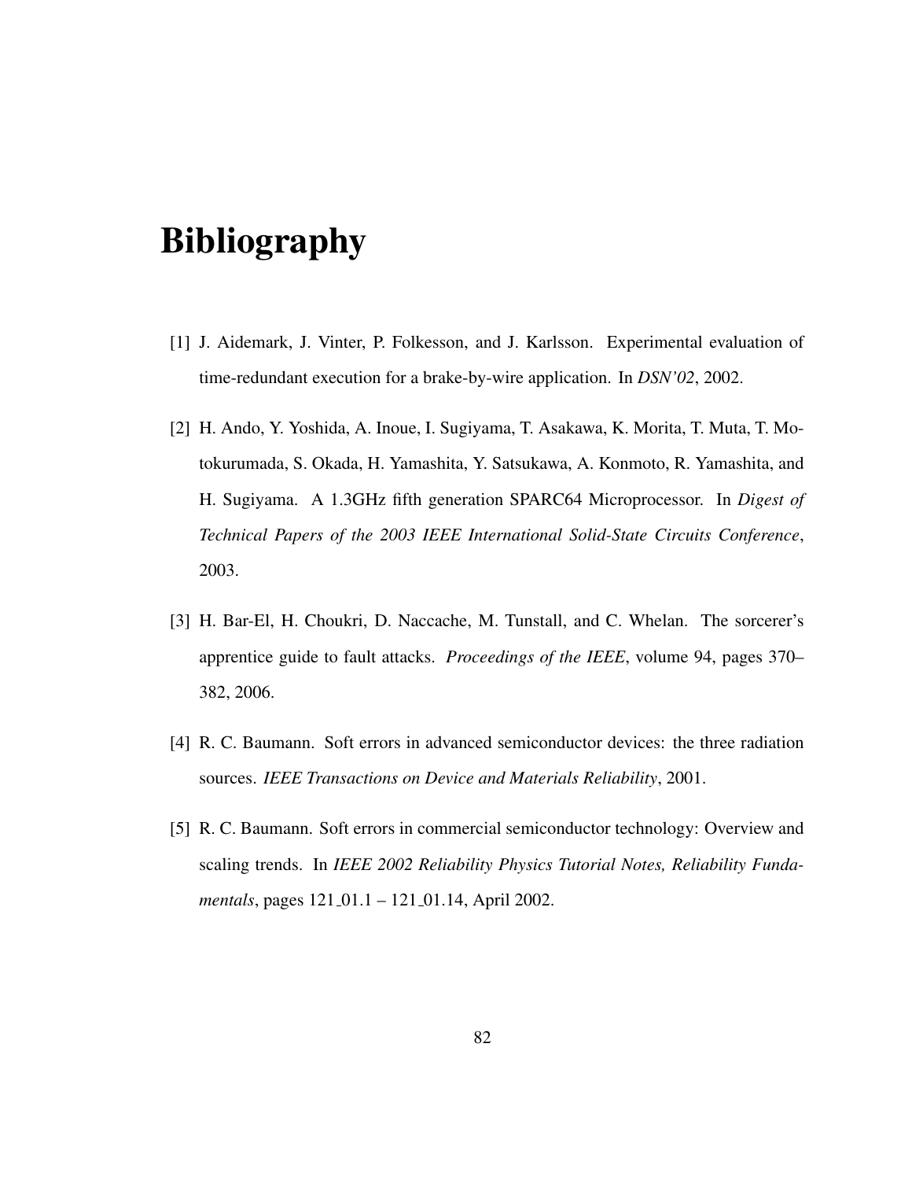# Bibliography

[1] J. Aidemark, J. Vinter, P. Folkesson, and J. Karlsson. Experimental evaluation of time-redundant execution for a brake-by-wire application. In *DSN'02*, 2002.

[2] H. Ando, Y. Yoshida, A. Inoue, I. Sugiyama, T. Asakawa, K. Morita, T. Muta, T. Motokurumada, S. Okada, H. Yamashita, Y. Satsukawa, A. Konmoto, R. Yamashita, and H. Sugiyama. A 1.3GHz fifth generation SPARC64 Microprocessor. In *Digest of Technical Papers of the 2003 IEEE International Solid-State Circuits Conference*, 2003.

[3] H. Bar-El, H. Choukri, D. Naccache, M. Tunstall, and C. Whelan. The sorcerer's apprentice guide to fault attacks. *Proceedings of the IEEE*, volume 94, pages 370–382, 2006.

[4] R. C. Baumann. Soft errors in advanced semiconductor devices: the three radiation sources. *IEEE Transactions on Device and Materials Reliability*, 2001.

[5] R. C. Baumann. Soft errors in commercial semiconductor technology: Overview and scaling trends. In *IEEE 2002 Reliability Physics Tutorial Notes, Reliability Fundamentals*, pages 121_01.1 – 121_01.14, April 2002.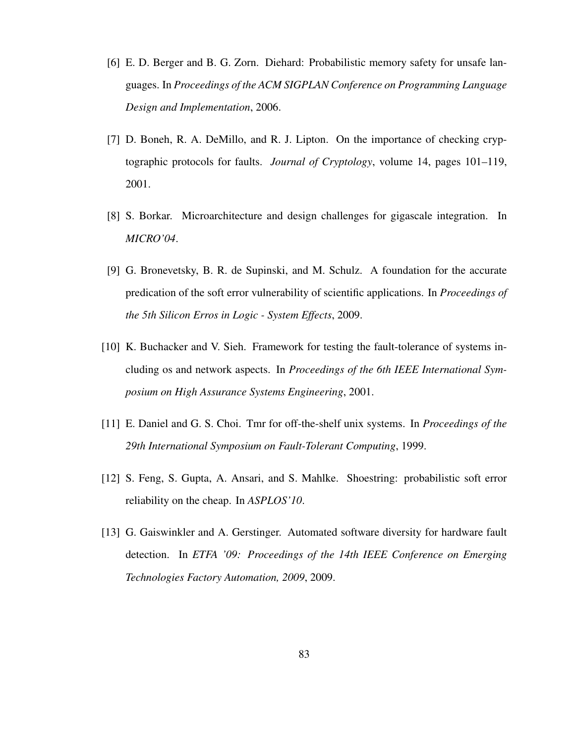[6] E. D. Berger and B. G. Zorn. Diehard: Probabilistic memory safety for unsafe languages. In *Proceedings of the ACM SIGPLAN Conference on Programming Language Design and Implementation*, 2006.

[7] D. Boneh, R. A. DeMillo, and R. J. Lipton. On the importance of checking cryptographic protocols for faults. *Journal of Cryptology*, volume 14, pages 101–119, 2001.

[8] S. Borkar. Microarchitecture and design challenges for gigascale integration. In *MICRO'04*.

[9] G. Bronevetsky, B. R. de Supinski, and M. Schulz. A foundation for the accurate predication of the soft error vulnerability of scientific applications. In *Proceedings of the 5th Silicon Erros in Logic - System Effects*, 2009.

[10] K. Buchacker and V. Sieh. Framework for testing the fault-tolerance of systems including os and network aspects. In *Proceedings of the 6th IEEE International Symposium on High Assurance Systems Engineering*, 2001.

[11] E. Daniel and G. S. Choi. Tmr for off-the-shelf unix systems. In *Proceedings of the 29th International Symposium on Fault-Tolerant Computing*, 1999.

[12] S. Feng, S. Gupta, A. Ansari, and S. Mahlke. Shoestring: probabilistic soft error reliability on the cheap. In *ASPLOS'10*.

[13] G. Gaiswinkler and A. Gerstinger. Automated software diversity for hardware fault detection. In *ETFA '09: Proceedings of the 14th IEEE Conference on Emerging Technologies Factory Automation, 2009*, 2009.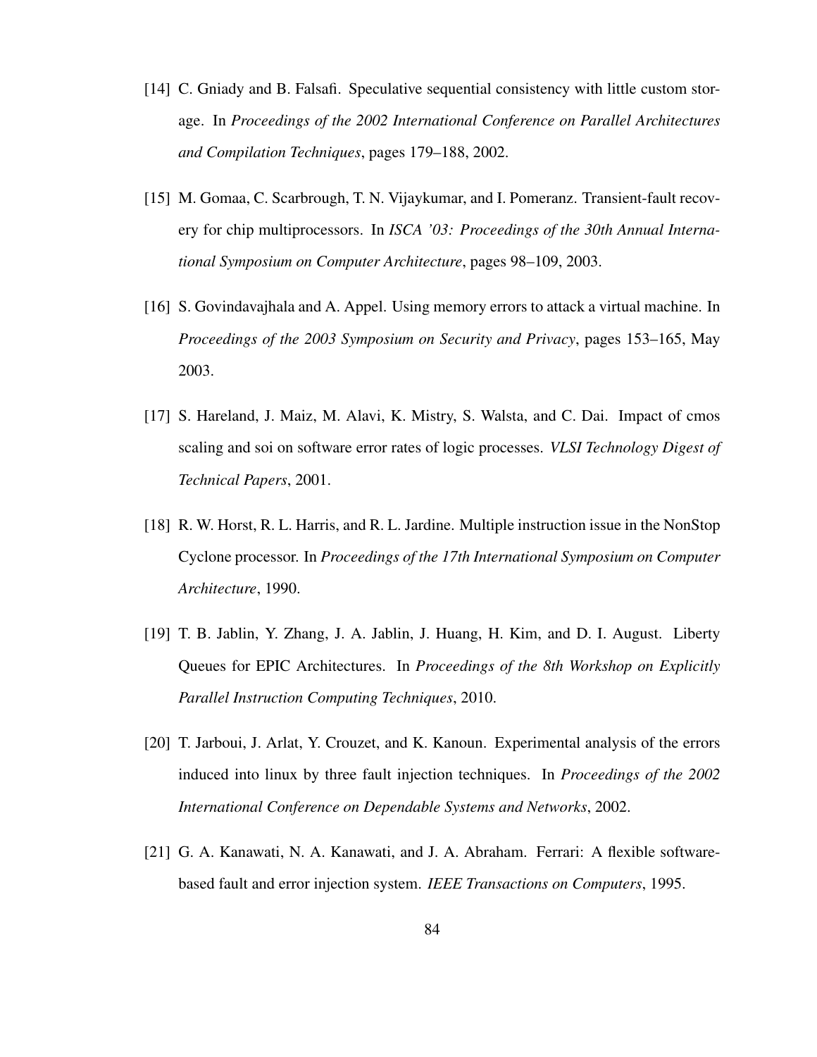[14] C. Gniady and B. Falsafi. Speculative sequential consistency with little custom storage. In *Proceedings of the 2002 International Conference on Parallel Architectures and Compilation Techniques*, pages 179–188, 2002.

[15] M. Gomaa, C. Scarbrough, T. N. Vijaykumar, and I. Pomeranz. Transient-fault recovery for chip multiprocessors. In *ISCA '03: Proceedings of the 30th Annual International Symposium on Computer Architecture*, pages 98–109, 2003.

[16] S. Govindavajhala and A. Appel. Using memory errors to attack a virtual machine. In *Proceedings of the 2003 Symposium on Security and Privacy*, pages 153–165, May 2003.

[17] S. Hareland, J. Maiz, M. Alavi, K. Mistry, S. Walsta, and C. Dai. Impact of cmos scaling and soi on software error rates of logic processes. *VLSI Technology Digest of Technical Papers*, 2001.

[18] R. W. Horst, R. L. Harris, and R. L. Jardine. Multiple instruction issue in the NonStop Cyclone processor. In *Proceedings of the 17th International Symposium on Computer Architecture*, 1990.

[19] T. B. Jablin, Y. Zhang, J. A. Jablin, J. Huang, H. Kim, and D. I. August. Liberty Queues for EPIC Architectures. In *Proceedings of the 8th Workshop on Explicitly Parallel Instruction Computing Techniques*, 2010.

[20] T. Jarboui, J. Arlat, Y. Crouzet, and K. Kanoun. Experimental analysis of the errors induced into linux by three fault injection techniques. In *Proceedings of the 2002 International Conference on Dependable Systems and Networks*, 2002.

[21] G. A. Kanawati, N. A. Kanawati, and J. A. Abraham. Ferrari: A flexible software-based fault and error injection system. *IEEE Transactions on Computers*, 1995.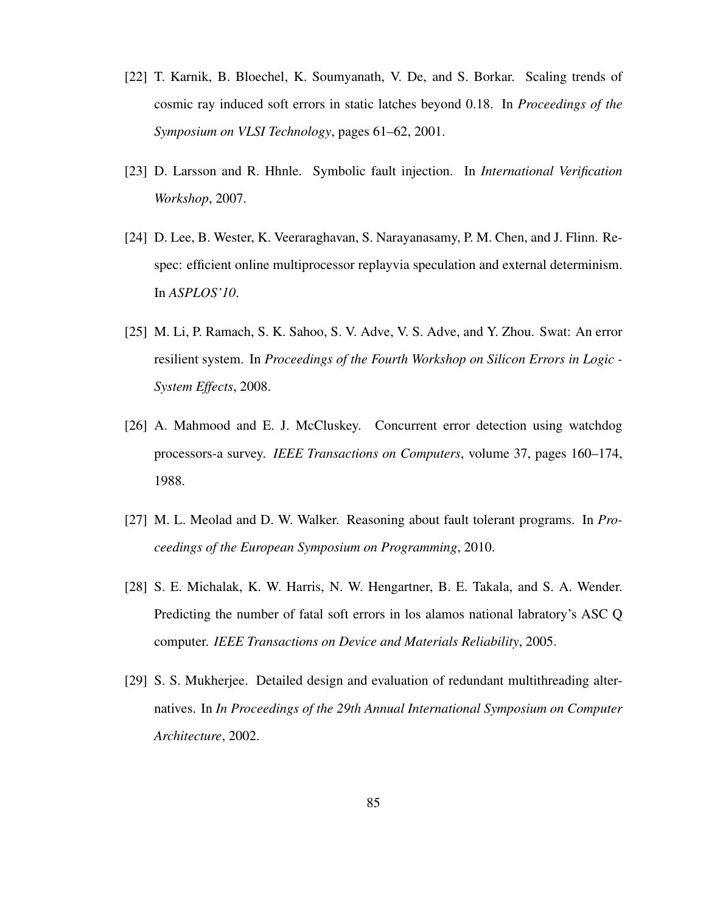[22] T. Karnik, B. Bloechel, K. Soumyanath, V. De, and S. Borkar. Scaling trends of cosmic ray induced soft errors in static latches beyond 0.18. In *Proceedings of the Symposium on VLSI Technology*, pages 61–62, 2001.

[23] D. Larsson and R. Hhnle. Symbolic fault injection. In *International Verification Workshop*, 2007.

[24] D. Lee, B. Wester, K. Veeraraghavan, S. Narayanasamy, P. M. Chen, and J. Flinn. Respec: efficient online multiprocessor replayvia speculation and external determinism. In *ASPLOS'10*.

[25] M. Li, P. Ramach, S. K. Sahoo, S. V. Adve, V. S. Adve, and Y. Zhou. Swat: An error resilient system. In *Proceedings of the Fourth Workshop on Silicon Errors in Logic - System Effects*, 2008.

[26] A. Mahmood and E. J. McCluskey. Concurrent error detection using watchdog processors-a survey. *IEEE Transactions on Computers*, volume 37, pages 160–174, 1988.

[27] M. L. Meolad and D. W. Walker. Reasoning about fault tolerant programs. In *Proceedings of the European Symposium on Programming*, 2010.

[28] S. E. Michalak, K. W. Harris, N. W. Hengartner, B. E. Takala, and S. A. Wender. Predicting the number of fatal soft errors in los alamos national labratory's ASC Q computer. *IEEE Transactions on Device and Materials Reliability*, 2005.

[29] S. S. Mukherjee. Detailed design and evaluation of redundant multithreading alternatives. In *In Proceedings of the 29th Annual International Symposium on Computer Architecture*, 2002.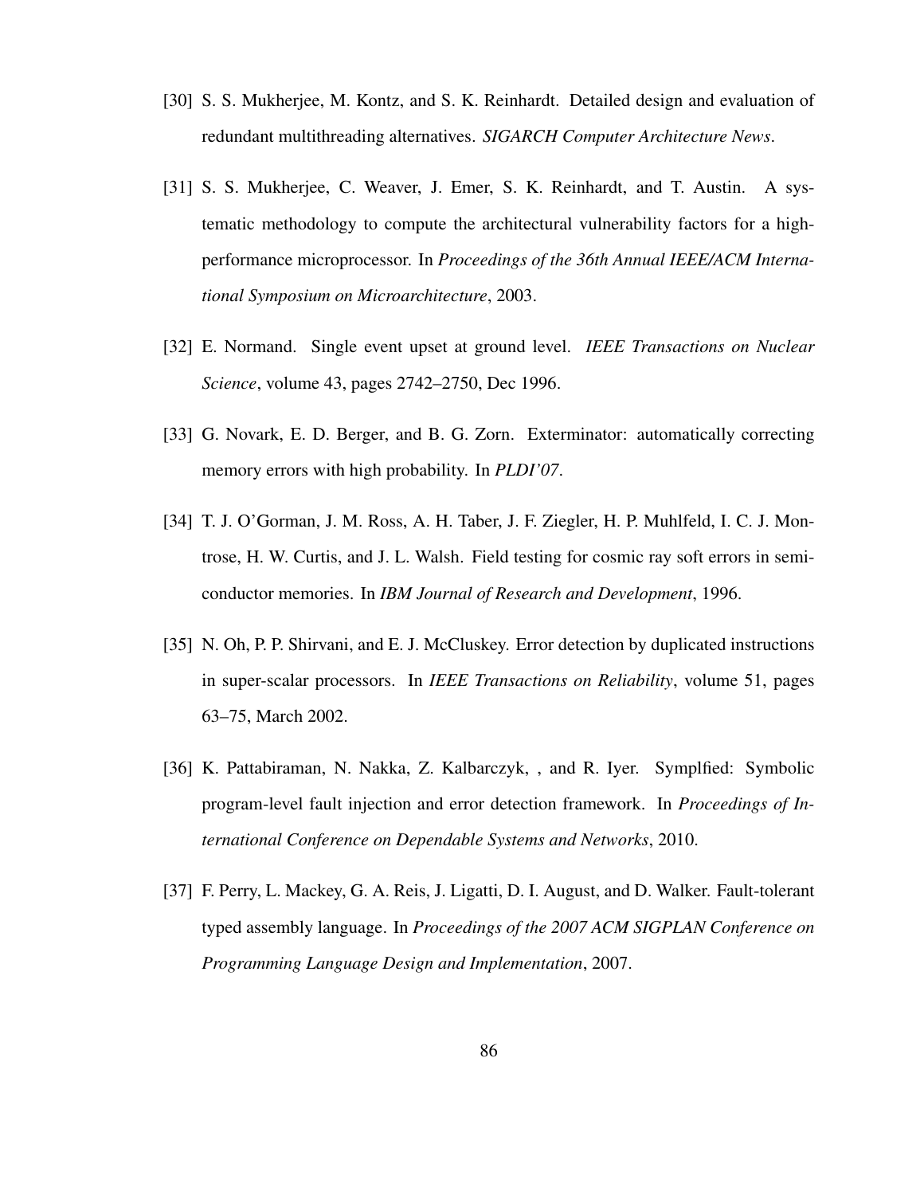[30] S. S. Mukherjee, M. Kontz, and S. K. Reinhardt. Detailed design and evaluation of redundant multithreading alternatives. *SIGARCH Computer Architecture News*.

[31] S. S. Mukherjee, C. Weaver, J. Emer, S. K. Reinhardt, and T. Austin. A systematic methodology to compute the architectural vulnerability factors for a high-performance microprocessor. In *Proceedings of the 36th Annual IEEE/ACM International Symposium on Microarchitecture*, 2003.

[32] E. Normand. Single event upset at ground level. *IEEE Transactions on Nuclear Science*, volume 43, pages 2742–2750, Dec 1996.

[33] G. Novark, E. D. Berger, and B. G. Zorn. Exterminator: automatically correcting memory errors with high probability. In *PLDI'07*.

[34] T. J. O'Gorman, J. M. Ross, A. H. Taber, J. F. Ziegler, H. P. Muhlfeld, I. C. J. Montrose, H. W. Curtis, and J. L. Walsh. Field testing for cosmic ray soft errors in semiconductor memories. In *IBM Journal of Research and Development*, 1996.

[35] N. Oh, P. P. Shirvani, and E. J. McCluskey. Error detection by duplicated instructions in super-scalar processors. In *IEEE Transactions on Reliability*, volume 51, pages 63–75, March 2002.

[36] K. Pattabiraman, N. Nakka, Z. Kalbarczyk, , and R. Iyer. Symplfied: Symbolic program-level fault injection and error detection framework. In *Proceedings of International Conference on Dependable Systems and Networks*, 2010.

[37] F. Perry, L. Mackey, G. A. Reis, J. Ligatti, D. I. August, and D. Walker. Fault-tolerant typed assembly language. In *Proceedings of the 2007 ACM SIGPLAN Conference on Programming Language Design and Implementation*, 2007.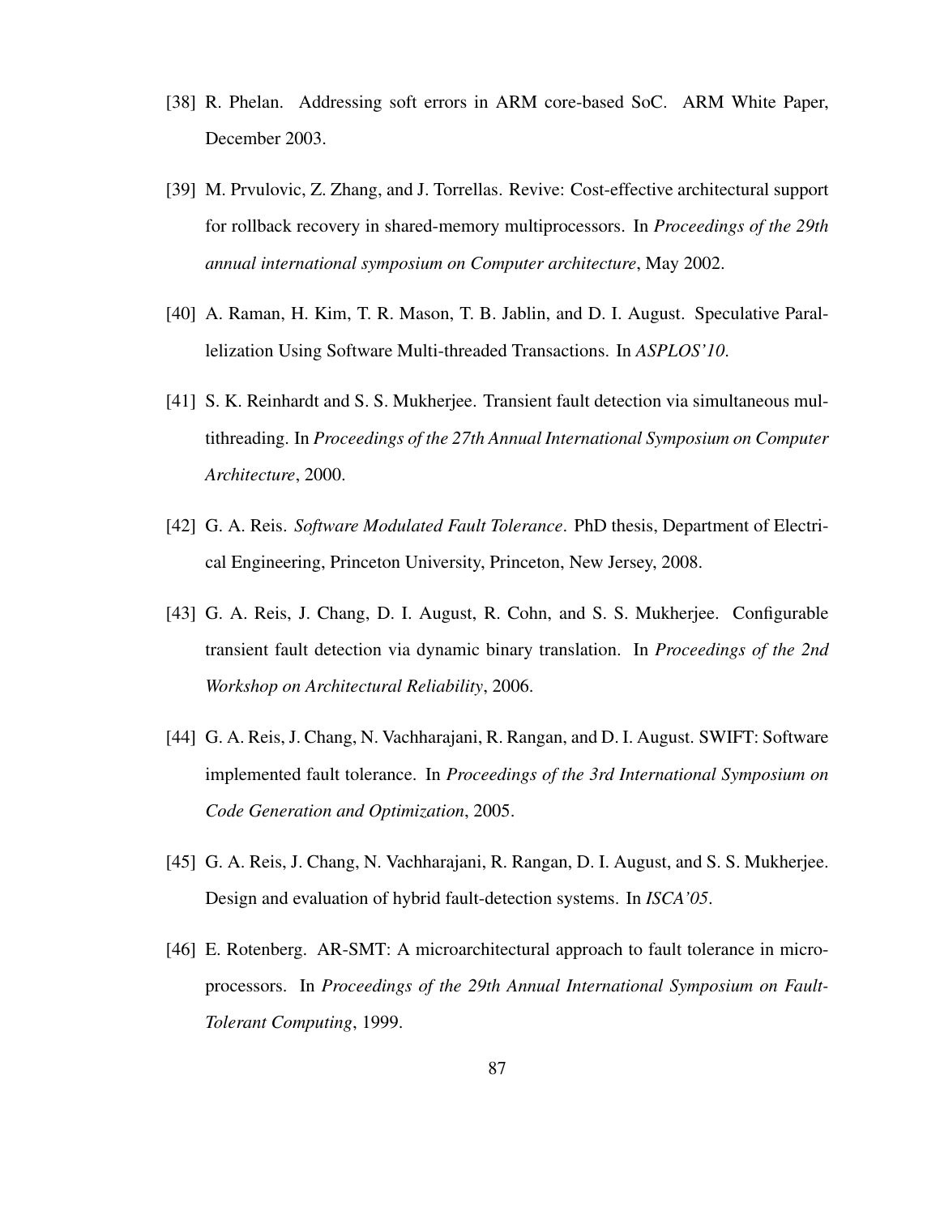[38] R. Phelan. Addressing soft errors in ARM core-based SoC. ARM White Paper, December 2003.

[39] M. Prvulovic, Z. Zhang, and J. Torrellas. Revive: Cost-effective architectural support for rollback recovery in shared-memory multiprocessors. In *Proceedings of the 29th annual international symposium on Computer architecture*, May 2002.

[40] A. Raman, H. Kim, T. R. Mason, T. B. Jablin, and D. I. August. Speculative Parallelization Using Software Multi-threaded Transactions. In *ASPLOS'10*.

[41] S. K. Reinhardt and S. S. Mukherjee. Transient fault detection via simultaneous multithreading. In *Proceedings of the 27th Annual International Symposium on Computer Architecture*, 2000.

[42] G. A. Reis. *Software Modulated Fault Tolerance*. PhD thesis, Department of Electrical Engineering, Princeton University, Princeton, New Jersey, 2008.

[43] G. A. Reis, J. Chang, D. I. August, R. Cohn, and S. S. Mukherjee. Configurable transient fault detection via dynamic binary translation. In *Proceedings of the 2nd Workshop on Architectural Reliability*, 2006.

[44] G. A. Reis, J. Chang, N. Vachharajani, R. Rangan, and D. I. August. SWIFT: Software implemented fault tolerance. In *Proceedings of the 3rd International Symposium on Code Generation and Optimization*, 2005.

[45] G. A. Reis, J. Chang, N. Vachharajani, R. Rangan, D. I. August, and S. S. Mukherjee. Design and evaluation of hybrid fault-detection systems. In *ISCA'05*.

[46] E. Rotenberg. AR-SMT: A microarchitectural approach to fault tolerance in microprocessors. In *Proceedings of the 29th Annual International Symposium on Fault-Tolerant Computing*, 1999.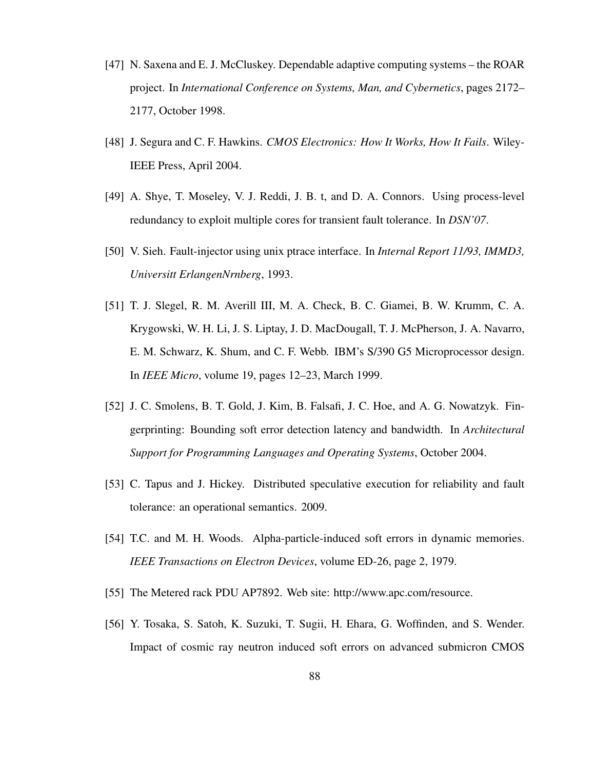[47] N. Saxena and E. J. McCluskey. Dependable adaptive computing systems – the ROAR project. In *International Conference on Systems, Man, and Cybernetics*, pages 2172–2177, October 1998.

[48] J. Segura and C. F. Hawkins. *CMOS Electronics: How It Works, How It Fails*. Wiley-IEEE Press, April 2004.

[49] A. Shye, T. Moseley, V. J. Reddi, J. B. t, and D. A. Connors. Using process-level redundancy to exploit multiple cores for transient fault tolerance. In *DSN'07*.

[50] V. Sieh. Fault-injector using unix ptrace interface. In *Internal Report 11/93, IMMD3, Universitt ErlangenNrnberg*, 1993.

[51] T. J. Slegel, R. M. Averill III, M. A. Check, B. C. Giamei, B. W. Krumm, C. A. Krygowski, W. H. Li, J. S. Liptay, J. D. MacDougall, T. J. McPherson, J. A. Navarro, E. M. Schwarz, K. Shum, and C. F. Webb. IBM's S/390 G5 Microprocessor design. In *IEEE Micro*, volume 19, pages 12–23, March 1999.

[52] J. C. Smolens, B. T. Gold, J. Kim, B. Falsafi, J. C. Hoe, and A. G. Nowatzyk. Fingerprinting: Bounding soft error detection latency and bandwidth. In *Architectural Support for Programming Languages and Operating Systems*, October 2004.

[53] C. Tapus and J. Hickey. Distributed speculative execution for reliability and fault tolerance: an operational semantics. 2009.

[54] T.C. and M. H. Woods. Alpha-particle-induced soft errors in dynamic memories. *IEEE Transactions on Electron Devices*, volume ED-26, page 2, 1979.

[55] The Metered rack PDU AP7892. Web site: http://www.apc.com/resource.

[56] Y. Tosaka, S. Satoh, K. Suzuki, T. Sugii, H. Ehara, G. Woffinden, and S. Wender. Impact of cosmic ray neutron induced soft errors on advanced submicron CMOS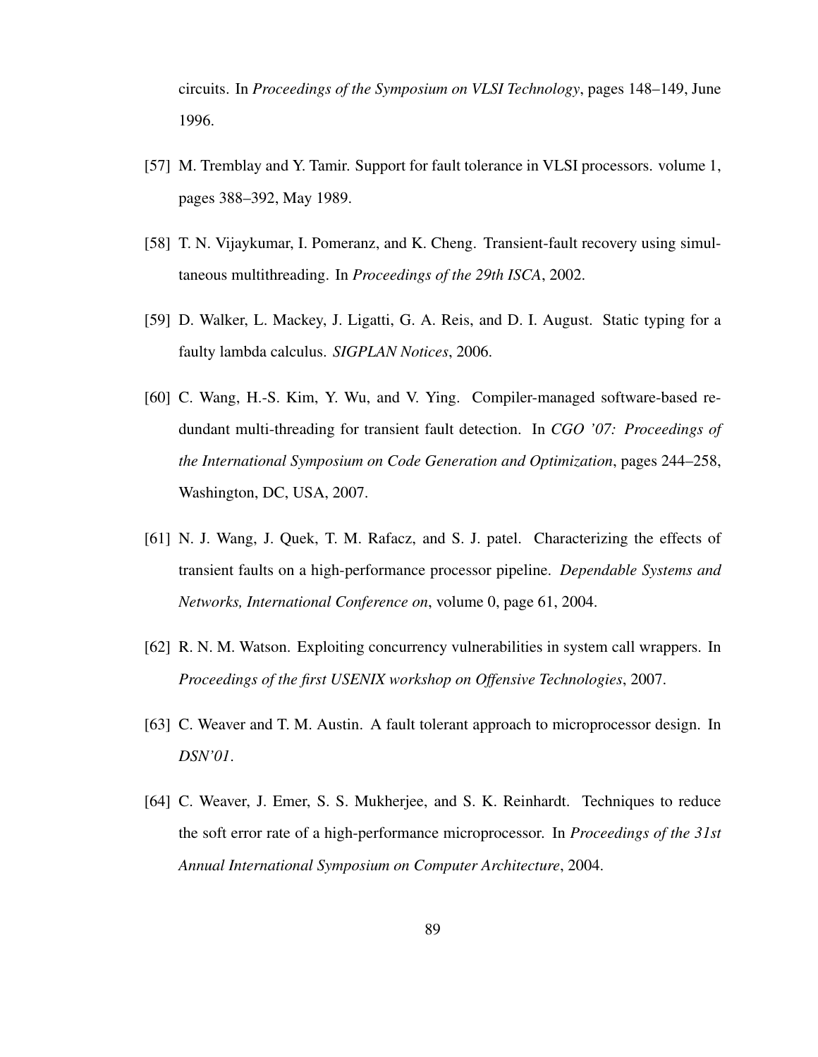circuits. In *Proceedings of the Symposium on VLSI Technology*, pages 148–149, June 1996.

[57] M. Tremblay and Y. Tamir. Support for fault tolerance in VLSI processors. volume 1, pages 388–392, May 1989.

[58] T. N. Vijaykumar, I. Pomeranz, and K. Cheng. Transient-fault recovery using simultaneous multithreading. In *Proceedings of the 29th ISCA*, 2002.

[59] D. Walker, L. Mackey, J. Ligatti, G. A. Reis, and D. I. August. Static typing for a faulty lambda calculus. *SIGPLAN Notices*, 2006.

[60] C. Wang, H.-S. Kim, Y. Wu, and V. Ying. Compiler-managed software-based redundant multi-threading for transient fault detection. In *CGO '07: Proceedings of the International Symposium on Code Generation and Optimization*, pages 244–258, Washington, DC, USA, 2007.

[61] N. J. Wang, J. Quek, T. M. Rafacz, and S. J. patel. Characterizing the effects of transient faults on a high-performance processor pipeline. *Dependable Systems and Networks, International Conference on*, volume 0, page 61, 2004.

[62] R. N. M. Watson. Exploiting concurrency vulnerabilities in system call wrappers. In *Proceedings of the first USENIX workshop on Offensive Technologies*, 2007.

[63] C. Weaver and T. M. Austin. A fault tolerant approach to microprocessor design. In *DSN'01*.

[64] C. Weaver, J. Emer, S. S. Mukherjee, and S. K. Reinhardt. Techniques to reduce the soft error rate of a high-performance microprocessor. In *Proceedings of the 31st Annual International Symposium on Computer Architecture*, 2004.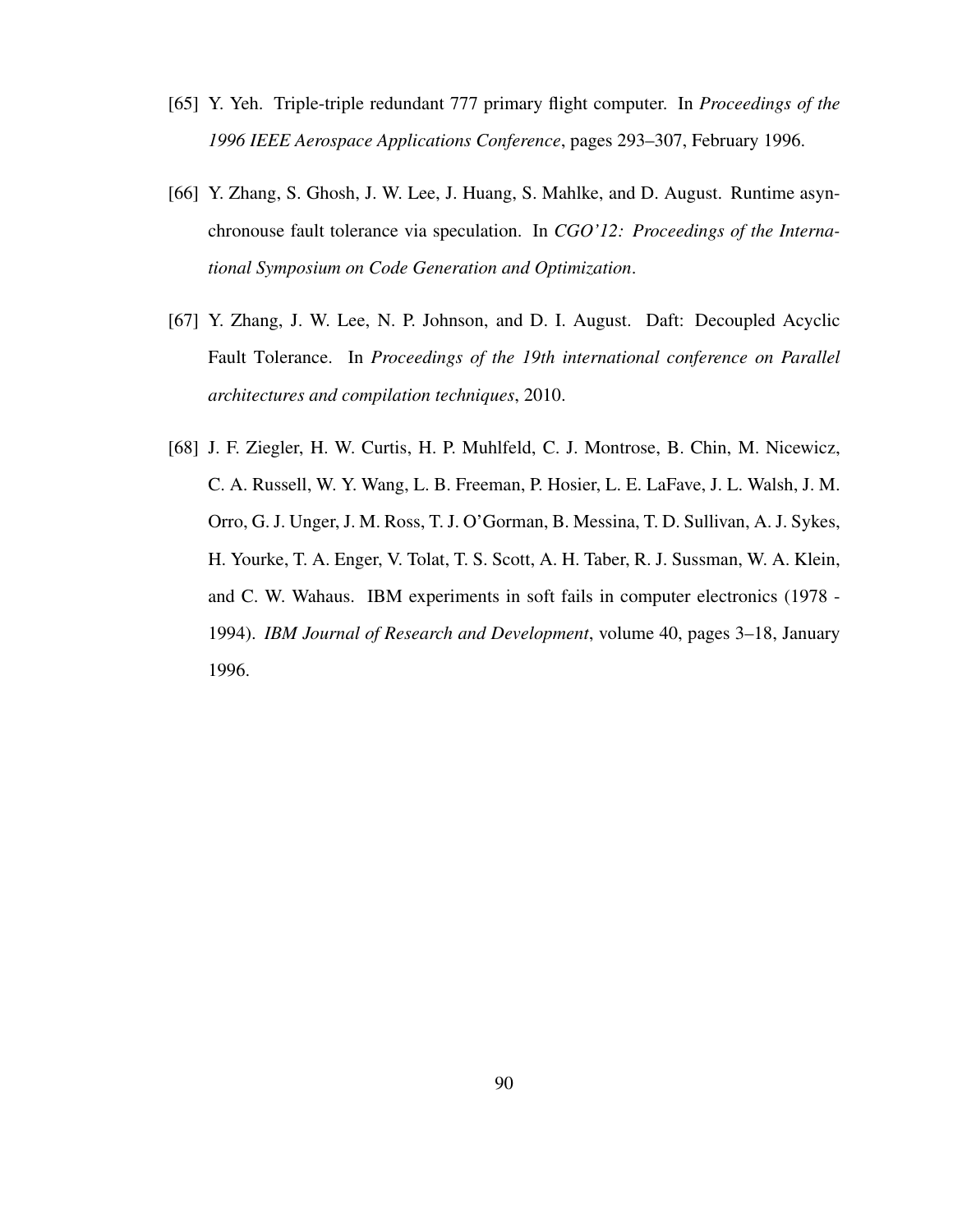[65] Y. Yeh. Triple-triple redundant 777 primary flight computer. In *Proceedings of the 1996 IEEE Aerospace Applications Conference*, pages 293–307, February 1996.

[66] Y. Zhang, S. Ghosh, J. W. Lee, J. Huang, S. Mahlke, and D. August. Runtime asynchronouse fault tolerance via speculation. In *CGO'12: Proceedings of the International Symposium on Code Generation and Optimization*.

[67] Y. Zhang, J. W. Lee, N. P. Johnson, and D. I. August. Daft: Decoupled Acyclic Fault Tolerance. In *Proceedings of the 19th international conference on Parallel architectures and compilation techniques*, 2010.

[68] J. F. Ziegler, H. W. Curtis, H. P. Muhlfeld, C. J. Montrose, B. Chin, M. Nicewicz, C. A. Russell, W. Y. Wang, L. B. Freeman, P. Hosier, L. E. LaFave, J. L. Walsh, J. M. Orro, G. J. Unger, J. M. Ross, T. J. O'Gorman, B. Messina, T. D. Sullivan, A. J. Sykes, H. Yourke, T. A. Enger, V. Tolat, T. S. Scott, A. H. Taber, R. J. Sussman, W. A. Klein, and C. W. Wahaus. IBM experiments in soft fails in computer electronics (1978 - 1994). *IBM Journal of Research and Development*, volume 40, pages 3–18, January 1996.